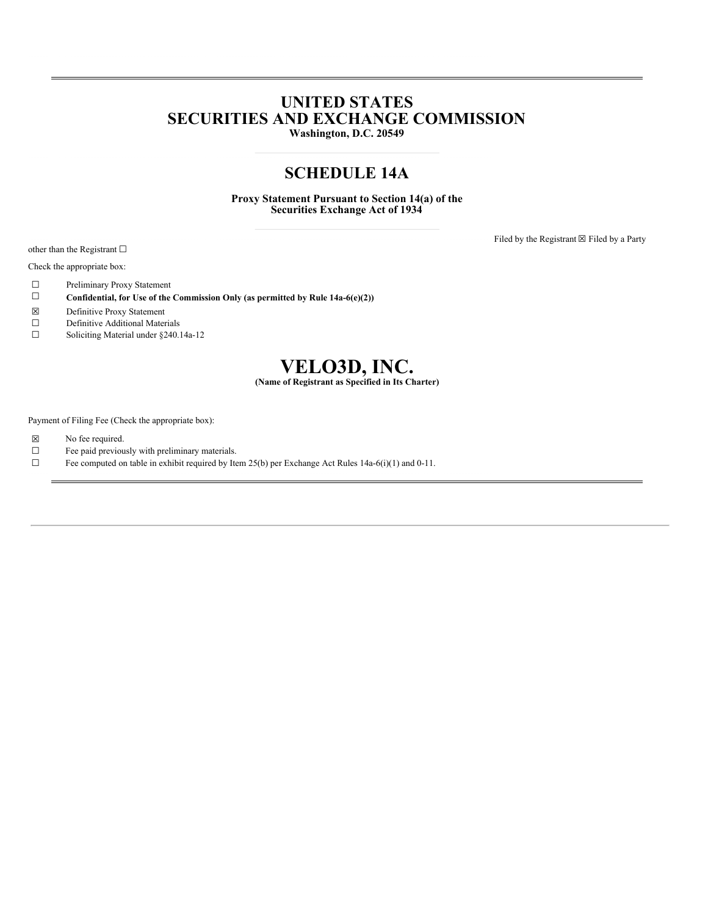# UNITED STATES
# SECURITIES AND EXCHANGE COMMISSION

**Washington, D.C. 20549**

## SCHEDULE 14A

**Proxy Statement Pursuant to Section 14(a) of the Securities Exchange Act of 1934**

Filed by the Registrant ☒ Filed by a Party other than the Registrant ☐

Check the appropriate box:

☐ Preliminary Proxy Statement

☐ **Confidential, for Use of the Commission Only (as permitted by Rule 14a-6(e)(2))**

☒ Definitive Proxy Statement

☐ Definitive Additional Materials

☐ Soliciting Material under §240.14a-12

# VELO3D, INC.

**(Name of Registrant as Specified in Its Charter)**

Payment of Filing Fee (Check the appropriate box):

☒ No fee required.

☐ Fee paid previously with preliminary materials.

☐ Fee computed on table in exhibit required by Item 25(b) per Exchange Act Rules 14a-6(i)(1) and 0-11.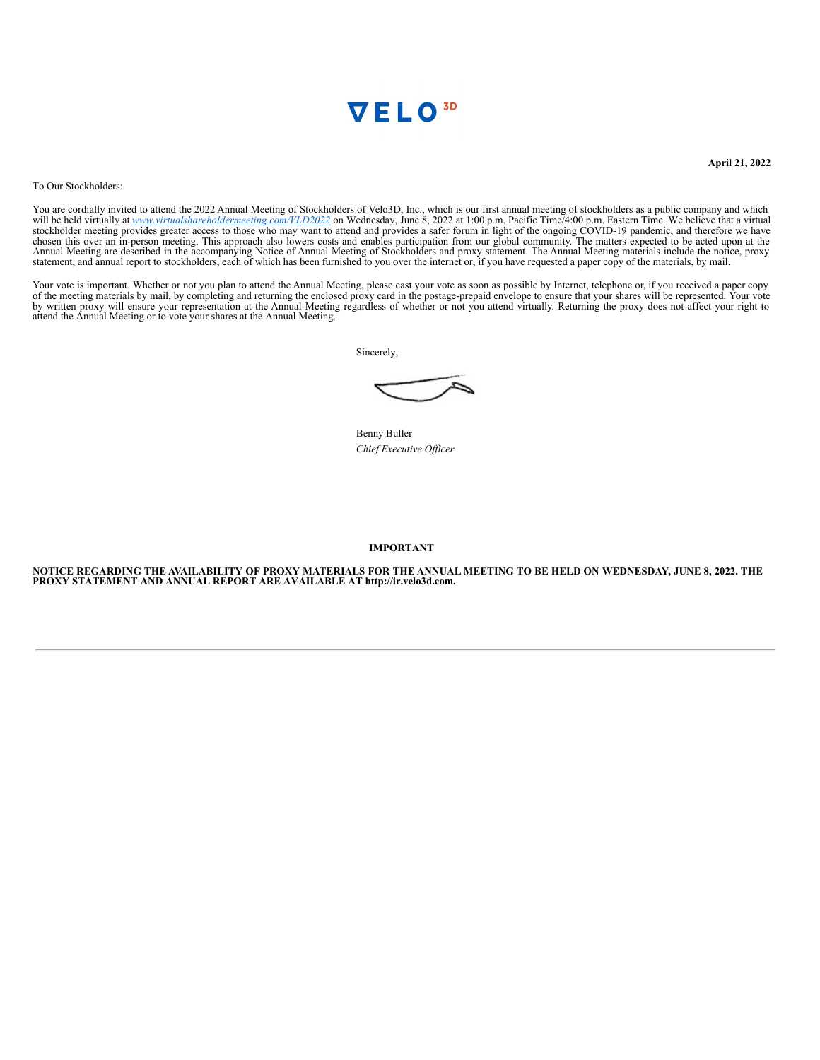VELO[3D]

**April 21, 2022**

To Our Stockholders:

You are cordially invited to attend the 2022 Annual Meeting of Stockholders of Velo3D, Inc., which is our first annual meeting of stockholders as a public company and which will be held virtually at *www.virtualshareholdermeeting.com/VLD2022* on Wednesday, June 8, 2022 at 1:00 p.m. Pacific Time/4:00 p.m. Eastern Time. We believe that a virtual stockholder meeting provides greater access to those who may want to attend and provides a safer forum in light of the ongoing COVID-19 pandemic, and therefore we have chosen this over an in-person meeting. This approach also lowers costs and enables participation from our global community. The matters expected to be acted upon at the Annual Meeting are described in the accompanying Notice of Annual Meeting of Stockholders and proxy statement. The Annual Meeting materials include the notice, proxy statement, and annual report to stockholders, each of which has been furnished to you over the internet or, if you have requested a paper copy of the materials, by mail.

Your vote is important. Whether or not you plan to attend the Annual Meeting, please cast your vote as soon as possible by Internet, telephone or, if you received a paper copy of the meeting materials by mail, by completing and returning the enclosed proxy card in the postage-prepaid envelope to ensure that your shares will be represented. Your vote by written proxy will ensure your representation at the Annual Meeting regardless of whether or not you attend virtually. Returning the proxy does not affect your right to attend the Annual Meeting or to vote your shares at the Annual Meeting.

Sincerely,

Benny Buller
*Chief Executive Officer*

**IMPORTANT**

**NOTICE REGARDING THE AVAILABILITY OF PROXY MATERIALS FOR THE ANNUAL MEETING TO BE HELD ON WEDNESDAY, JUNE 8, 2022. THE PROXY STATEMENT AND ANNUAL REPORT ARE AVAILABLE AT http://ir.velo3d.com.**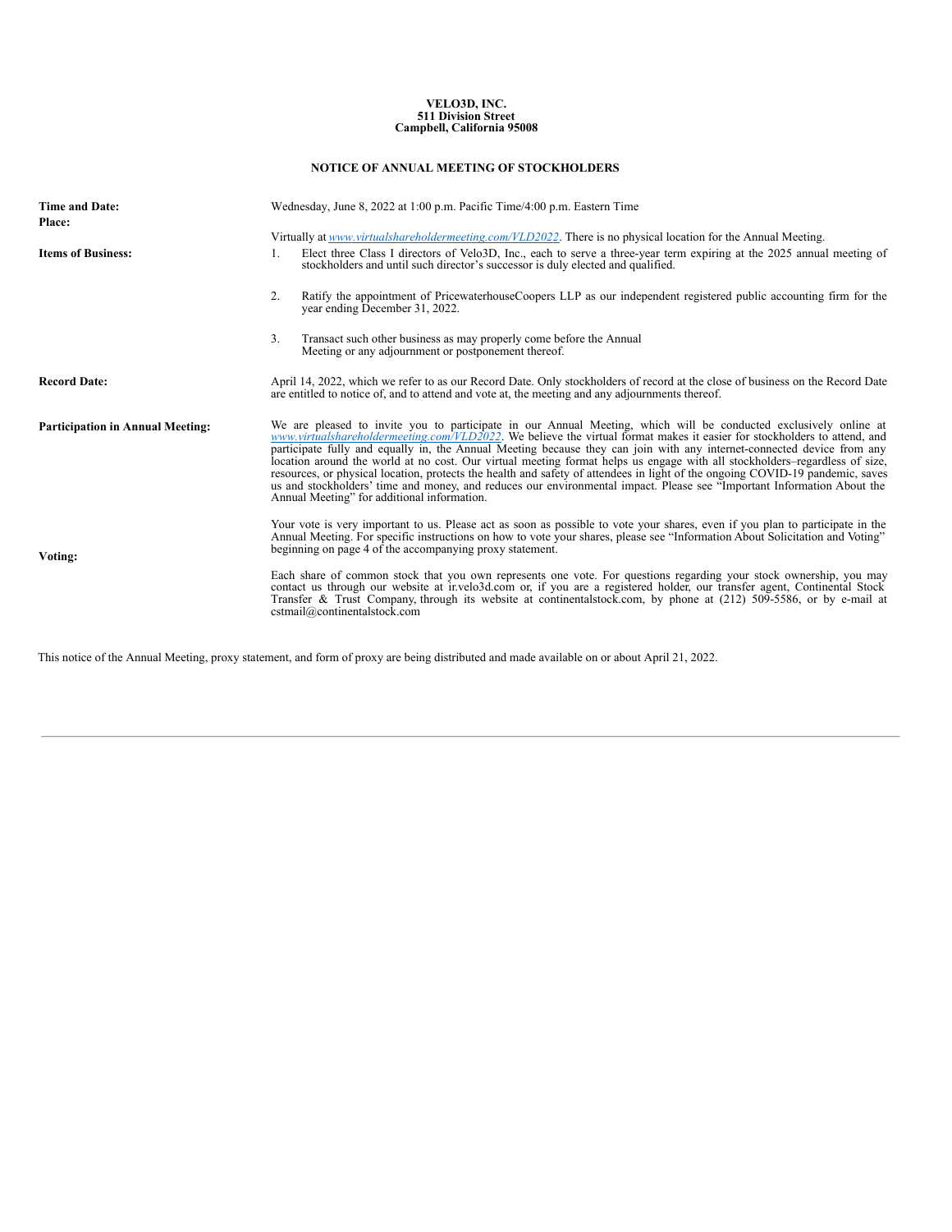**VELO3D, INC.**
**511 Division Street**
**Campbell, California 95008**

**NOTICE OF ANNUAL MEETING OF STOCKHOLDERS**

| | |
|---|---|
| **Time and Date:** | Wednesday, June 8, 2022 at 1:00 p.m. Pacific Time/4:00 p.m. Eastern Time |
| **Place:** | Virtually at *www.virtualshareholdermeeting.com/VLD2022*. There is no physical location for the Annual Meeting. |
| **Items of Business:** | 1. Elect three Class I directors of Velo3D, Inc., each to serve a three-year term expiring at the 2025 annual meeting of stockholders and until such director's successor is duly elected and qualified.<br><br>2. Ratify the appointment of PricewaterhouseCoopers LLP as our independent registered public accounting firm for the year ending December 31, 2022.<br><br>3. Transact such other business as may properly come before the Annual Meeting or any adjournment or postponement thereof. |
| **Record Date:** | April 14, 2022, which we refer to as our Record Date. Only stockholders of record at the close of business on the Record Date are entitled to notice of, and to attend and vote at, the meeting and any adjournments thereof. |
| **Participation in Annual Meeting:** | We are pleased to invite you to participate in our Annual Meeting, which will be conducted exclusively online at *www.virtualshareholdermeeting.com/VLD2022*. We believe the virtual format makes it easier for stockholders to attend, and participate fully and equally in, the Annual Meeting because they can join with any internet-connected device from any location around the world at no cost. Our virtual meeting format helps us engage with all stockholders–regardless of size, resources, or physical location, protects the health and safety of attendees in light of the ongoing COVID-19 pandemic, saves us and stockholders' time and money, and reduces our environmental impact. Please see "Important Information About the Annual Meeting" for additional information. |
| **Voting:** | Your vote is very important to us. Please act as soon as possible to vote your shares, even if you plan to participate in the Annual Meeting. For specific instructions on how to vote your shares, please see "Information About Solicitation and Voting" beginning on page 4 of the accompanying proxy statement.<br><br>Each share of common stock that you own represents one vote. For questions regarding your stock ownership, you may contact us through our website at ir.velo3d.com or, if you are a registered holder, our transfer agent, Continental Stock Transfer & Trust Company, through its website at continentalstock.com, by phone at (212) 509-5586, or by e-mail at cstmail@continentalstock.com |

This notice of the Annual Meeting, proxy statement, and form of proxy are being distributed and made available on or about April 21, 2022.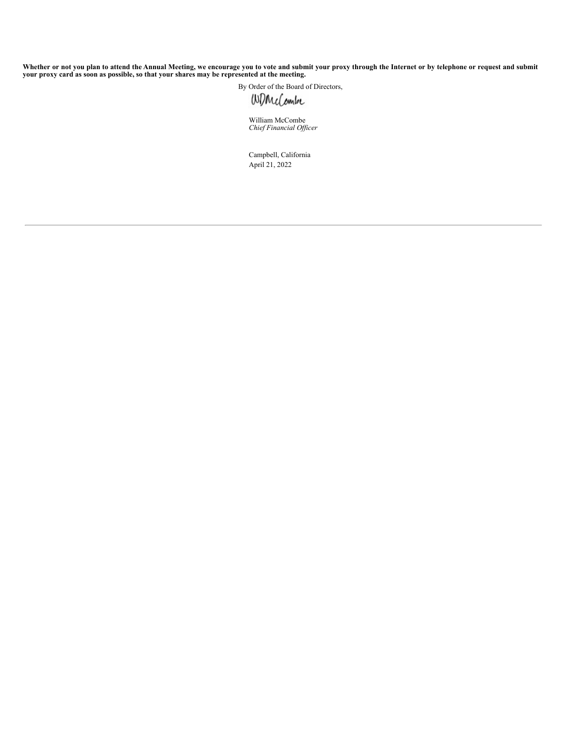**Whether or not you plan to attend the Annual Meeting, we encourage you to vote and submit your proxy through the Internet or by telephone or request and submit your proxy card as soon as possible, so that your shares may be represented at the meeting.**

By Order of the Board of Directors,

WDMcCombe

William McCombe
*Chief Financial Officer*

Campbell, California
April 21, 2022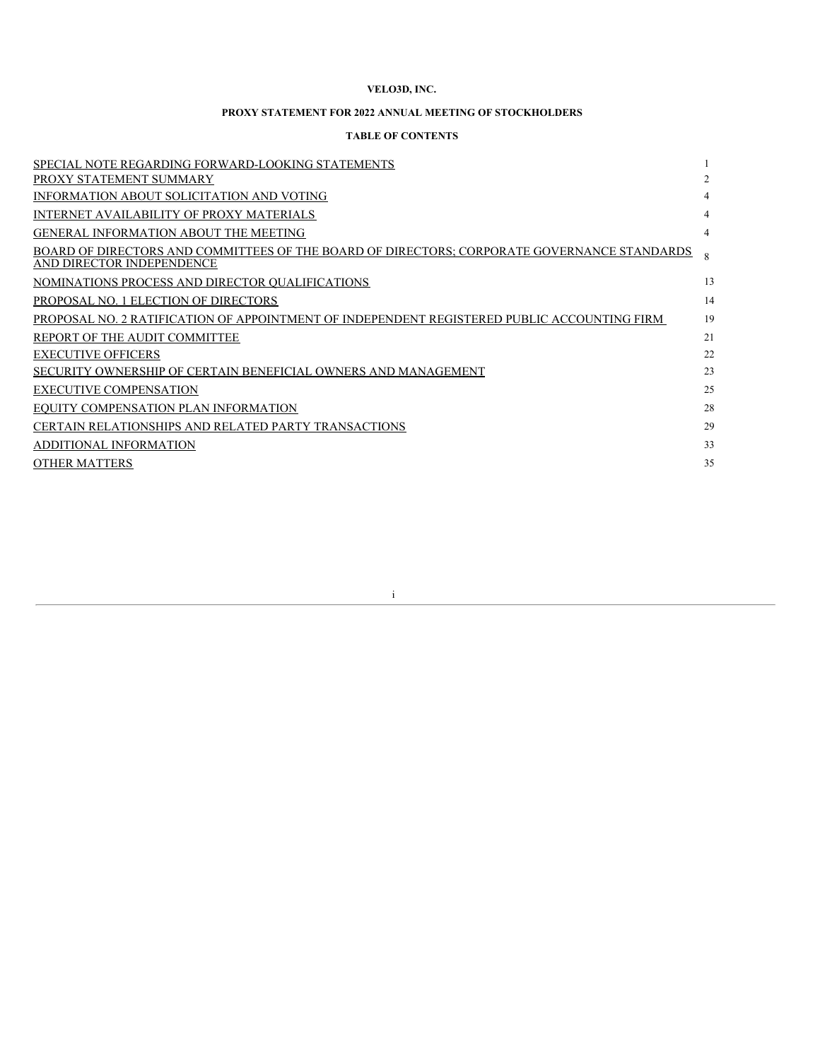**VELO3D, INC.**

**PROXY STATEMENT FOR 2022 ANNUAL MEETING OF STOCKHOLDERS**

**TABLE OF CONTENTS**

| | |
|---|---|
| SPECIAL NOTE REGARDING FORWARD-LOOKING STATEMENTS | 1 |
| PROXY STATEMENT SUMMARY | 2 |
| INFORMATION ABOUT SOLICITATION AND VOTING | 4 |
| INTERNET AVAILABILITY OF PROXY MATERIALS | 4 |
| GENERAL INFORMATION ABOUT THE MEETING | 4 |
| BOARD OF DIRECTORS AND COMMITTEES OF THE BOARD OF DIRECTORS; CORPORATE GOVERNANCE STANDARDS AND DIRECTOR INDEPENDENCE | 8 |
| NOMINATIONS PROCESS AND DIRECTOR QUALIFICATIONS | 13 |
| PROPOSAL NO. 1 ELECTION OF DIRECTORS | 14 |
| PROPOSAL NO. 2 RATIFICATION OF APPOINTMENT OF INDEPENDENT REGISTERED PUBLIC ACCOUNTING FIRM | 19 |
| REPORT OF THE AUDIT COMMITTEE | 21 |
| EXECUTIVE OFFICERS | 22 |
| SECURITY OWNERSHIP OF CERTAIN BENEFICIAL OWNERS AND MANAGEMENT | 23 |
| EXECUTIVE COMPENSATION | 25 |
| EQUITY COMPENSATION PLAN INFORMATION | 28 |
| CERTAIN RELATIONSHIPS AND RELATED PARTY TRANSACTIONS | 29 |
| ADDITIONAL INFORMATION | 33 |
| OTHER MATTERS | 35 |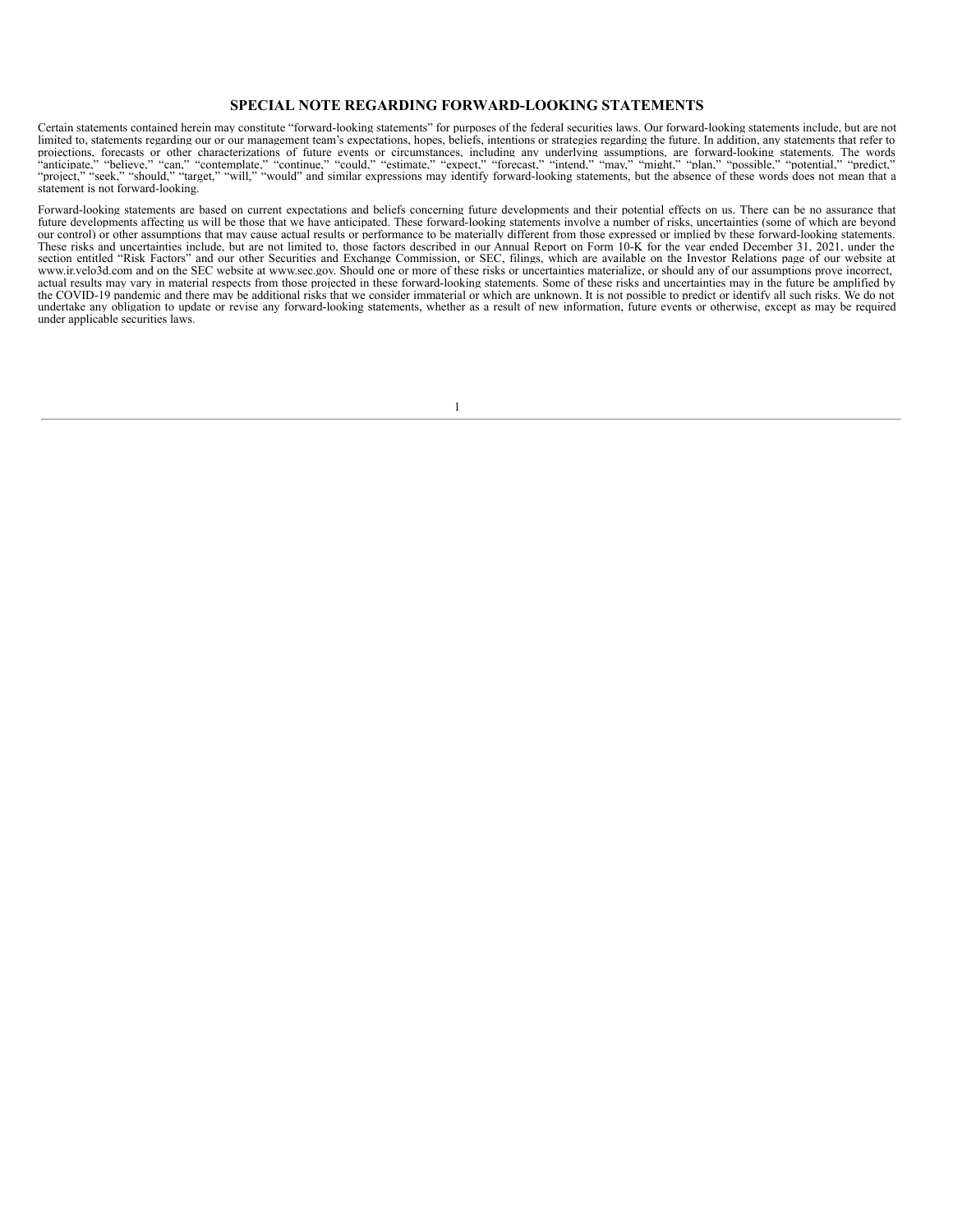## SPECIAL NOTE REGARDING FORWARD-LOOKING STATEMENTS

Certain statements contained herein may constitute "forward-looking statements" for purposes of the federal securities laws. Our forward-looking statements include, but are not limited to, statements regarding our or our management team's expectations, hopes, beliefs, intentions or strategies regarding the future. In addition, any statements that refer to projections, forecasts or other characterizations of future events or circumstances, including any underlying assumptions, are forward-looking statements. The words "anticipate," "believe," "can," "contemplate," "continue," "could," "estimate," "expect," "forecast," "intend," "may," "might," "plan," "possible," "potential," "predict," "project," "seek," "should," "target," "will," "would" and similar expressions may identify forward-looking statements, but the absence of these words does not mean that a statement is not forward-looking.

Forward-looking statements are based on current expectations and beliefs concerning future developments and their potential effects on us. There can be no assurance that future developments affecting us will be those that we have anticipated. These forward-looking statements involve a number of risks, uncertainties (some of which are beyond our control) or other assumptions that may cause actual results or performance to be materially different from those expressed or implied by these forward-looking statements. These risks and uncertainties include, but are not limited to, those factors described in our Annual Report on Form 10-K for the year ended December 31, 2021, under the section entitled "Risk Factors" and our other Securities and Exchange Commission, or SEC, filings, which are available on the Investor Relations page of our website at www.ir.velo3d.com and on the SEC website at www.sec.gov. Should one or more of these risks or uncertainties materialize, or should any of our assumptions prove incorrect, actual results may vary in material respects from those projected in these forward-looking statements. Some of these risks and uncertainties may in the future be amplified by the COVID-19 pandemic and there may be additional risks that we consider immaterial or which are unknown. It is not possible to predict or identify all such risks. We do not undertake any obligation to update or revise any forward-looking statements, whether as a result of new information, future events or otherwise, except as may be required under applicable securities laws.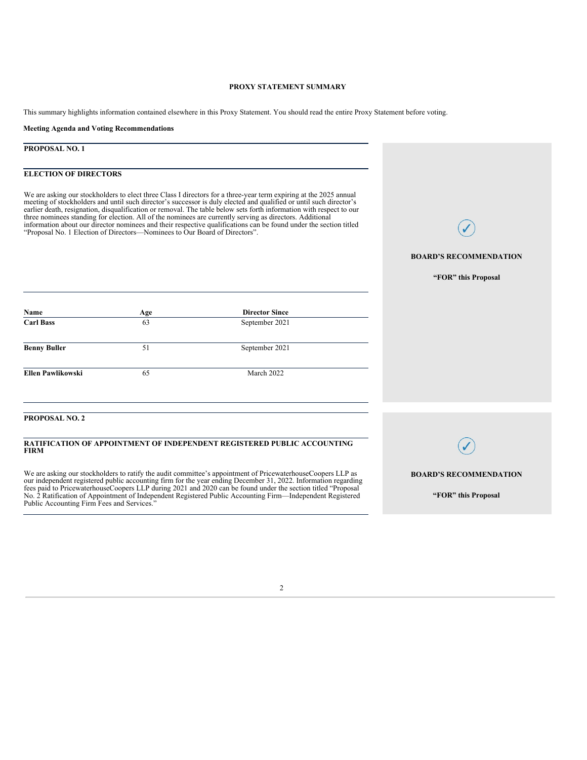# PROXY STATEMENT SUMMARY

This summary highlights information contained elsewhere in this Proxy Statement. You should read the entire Proxy Statement before voting.

**Meeting Agenda and Voting Recommendations**

## PROPOSAL NO. 1

### ELECTION OF DIRECTORS

We are asking our stockholders to elect three Class I directors for a three-year term expiring at the 2025 annual meeting of stockholders and until such director's successor is duly elected and qualified or until such director's earlier death, resignation, disqualification or removal. The table below sets forth information with respect to our three nominees standing for election. All of the nominees are currently serving as directors. Additional information about our director nominees and their respective qualifications can be found under the section titled "Proposal No. 1 Election of Directors—Nominees to Our Board of Directors".

✓

**BOARD'S RECOMMENDATION**

**"FOR" this Proposal**

| Name | Age | Director Since |
|---|---|---|
| **Carl Bass** | 63 | September 2021 |
| **Benny Buller** | 51 | September 2021 |
| **Ellen Pawlikowski** | 65 | March 2022 |

## PROPOSAL NO. 2

### RATIFICATION OF APPOINTMENT OF INDEPENDENT REGISTERED PUBLIC ACCOUNTING FIRM

We are asking our stockholders to ratify the audit committee's appointment of PricewaterhouseCoopers LLP as our independent registered public accounting firm for the year ending December 31, 2022. Information regarding fees paid to PricewaterhouseCoopers LLP during 2021 and 2020 can be found under the section titled "Proposal No. 2 Ratification of Appointment of Independent Registered Public Accounting Firm—Independent Registered Public Accounting Firm Fees and Services."

✓

**BOARD'S RECOMMENDATION**

**"FOR" this Proposal**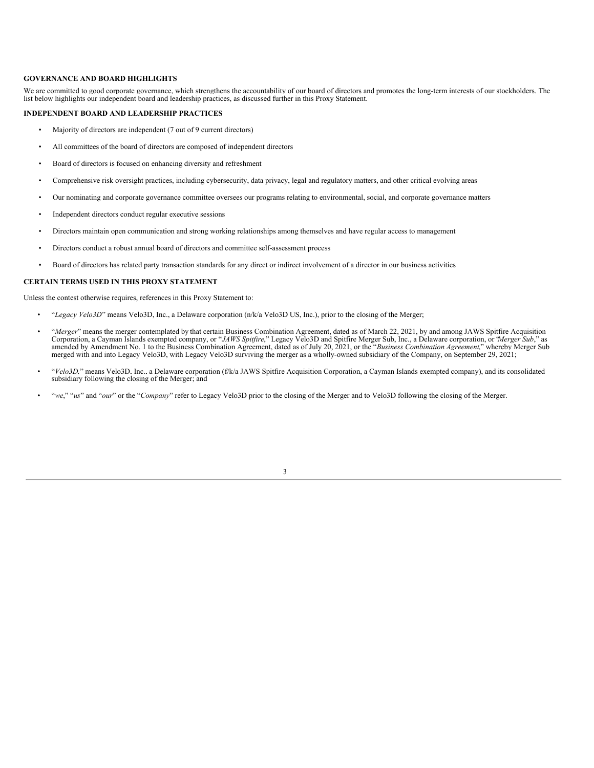## GOVERNANCE AND BOARD HIGHLIGHTS

We are committed to good corporate governance, which strengthens the accountability of our board of directors and promotes the long-term interests of our stockholders. The list below highlights our independent board and leadership practices, as discussed further in this Proxy Statement.

## INDEPENDENT BOARD AND LEADERSHIP PRACTICES

- Majority of directors are independent (7 out of 9 current directors)
- All committees of the board of directors are composed of independent directors
- Board of directors is focused on enhancing diversity and refreshment
- Comprehensive risk oversight practices, including cybersecurity, data privacy, legal and regulatory matters, and other critical evolving areas
- Our nominating and corporate governance committee oversees our programs relating to environmental, social, and corporate governance matters
- Independent directors conduct regular executive sessions
- Directors maintain open communication and strong working relationships among themselves and have regular access to management
- Directors conduct a robust annual board of directors and committee self-assessment process
- Board of directors has related party transaction standards for any direct or indirect involvement of a director in our business activities

## CERTAIN TERMS USED IN THIS PROXY STATEMENT

Unless the contest otherwise requires, references in this Proxy Statement to:

- "*Legacy Velo3D*" means Velo3D, Inc., a Delaware corporation (n/k/a Velo3D US, Inc.), prior to the closing of the Merger;
- "*Merger*" means the merger contemplated by that certain Business Combination Agreement, dated as of March 22, 2021, by and among JAWS Spitfire Acquisition Corporation, a Cayman Islands exempted company, or "*JAWS Spitfire*," Legacy Velo3D and Spitfire Merger Sub, Inc., a Delaware corporation, or "*Merger Sub*," as amended by Amendment No. 1 to the Business Combination Agreement, dated as of July 20, 2021, or the "*Business Combination Agreement*," whereby Merger Sub merged with and into Legacy Velo3D, with Legacy Velo3D surviving the merger as a wholly-owned subsidiary of the Company, on September 29, 2021;
- "*Velo3D*," means Velo3D, Inc., a Delaware corporation (f/k/a JAWS Spitfire Acquisition Corporation, a Cayman Islands exempted company), and its consolidated subsidiary following the closing of the Merger; and
- "*we*," "*us*" and "*our*" or the "*Company*" refer to Legacy Velo3D prior to the closing of the Merger and to Velo3D following the closing of the Merger.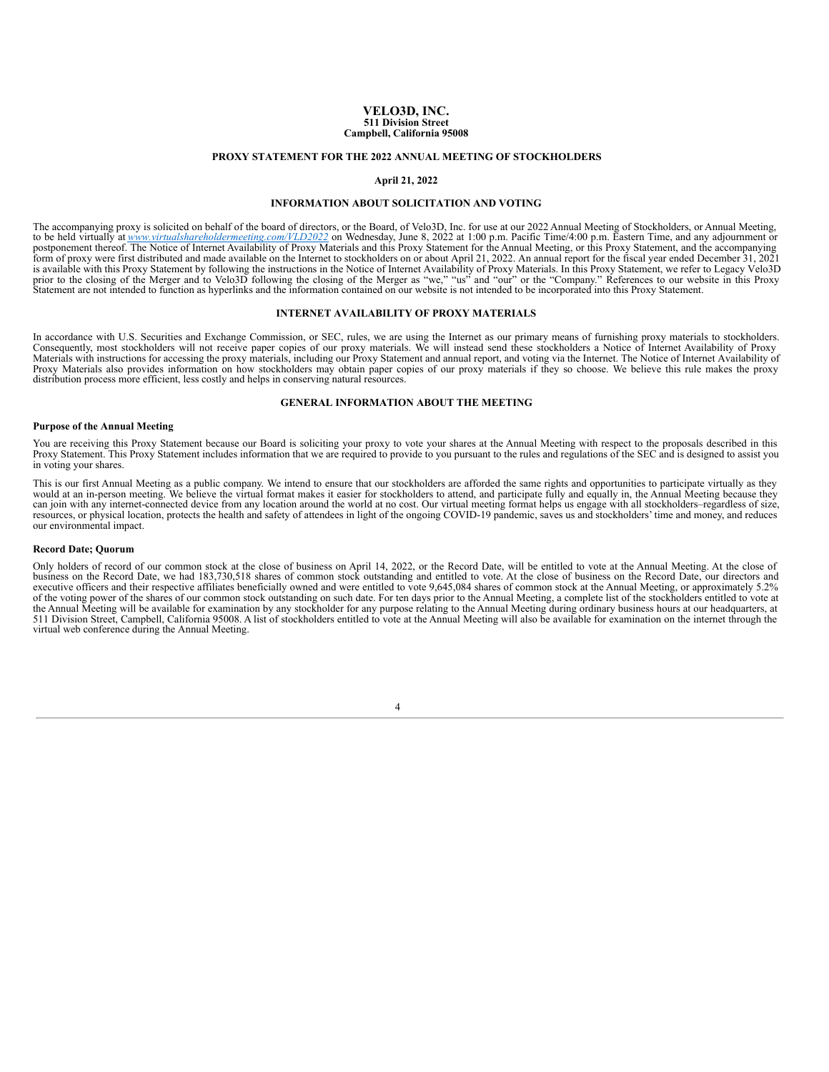# VELO3D, INC.

**511 Division Street**
**Campbell, California 95008**

**PROXY STATEMENT FOR THE 2022 ANNUAL MEETING OF STOCKHOLDERS**

**April 21, 2022**

## INFORMATION ABOUT SOLICITATION AND VOTING

The accompanying proxy is solicited on behalf of the board of directors, or the Board, of Velo3D, Inc. for use at our 2022 Annual Meeting of Stockholders, or Annual Meeting, to be held virtually at *www.virtualshareholdermeeting.com/VLD2022* on Wednesday, June 8, 2022 at 1:00 p.m. Pacific Time/4:00 p.m. Eastern Time, and any adjournment or postponement thereof. The Notice of Internet Availability of Proxy Materials and this Proxy Statement for the Annual Meeting, or this Proxy Statement, and the accompanying form of proxy were first distributed and made available on the Internet to stockholders on or about April 21, 2022. An annual report for the fiscal year ended December 31, 2021 is available with this Proxy Statement by following the instructions in the Notice of Internet Availability of Proxy Materials. In this Proxy Statement, we refer to Legacy Velo3D prior to the closing of the Merger and to Velo3D following the closing of the Merger as "we," "us" and "our" or the "Company." References to our website in this Proxy Statement are not intended to function as hyperlinks and the information contained on our website is not intended to be incorporated into this Proxy Statement.

## INTERNET AVAILABILITY OF PROXY MATERIALS

In accordance with U.S. Securities and Exchange Commission, or SEC, rules, we are using the Internet as our primary means of furnishing proxy materials to stockholders. Consequently, most stockholders will not receive paper copies of our proxy materials. We will instead send these stockholders a Notice of Internet Availability of Proxy Materials with instructions for accessing the proxy materials, including our Proxy Statement and annual report, and voting via the Internet. The Notice of Internet Availability of Proxy Materials also provides information on how stockholders may obtain paper copies of our proxy materials if they so choose. We believe this rule makes the proxy distribution process more efficient, less costly and helps in conserving natural resources.

## GENERAL INFORMATION ABOUT THE MEETING

### Purpose of the Annual Meeting

You are receiving this Proxy Statement because our Board is soliciting your proxy to vote your shares at the Annual Meeting with respect to the proposals described in this Proxy Statement. This Proxy Statement includes information that we are required to provide to you pursuant to the rules and regulations of the SEC and is designed to assist you in voting your shares.

This is our first Annual Meeting as a public company. We intend to ensure that our stockholders are afforded the same rights and opportunities to participate virtually as they would at an in-person meeting. We believe the virtual format makes it easier for stockholders to attend, and participate fully and equally in, the Annual Meeting because they can join with any internet-connected device from any location around the world at no cost. Our virtual meeting format helps us engage with all stockholders–regardless of size, resources, or physical location, protects the health and safety of attendees in light of the ongoing COVID-19 pandemic, saves us and stockholders' time and money, and reduces our environmental impact.

### Record Date; Quorum

Only holders of record of our common stock at the close of business on April 14, 2022, or the Record Date, will be entitled to vote at the Annual Meeting. At the close of business on the Record Date, we had 183,730,518 shares of common stock outstanding and entitled to vote. At the close of business on the Record Date, our directors and executive officers and their respective affiliates beneficially owned and were entitled to vote 9,645,084 shares of common stock at the Annual Meeting, or approximately 5.2% of the voting power of the shares of our common stock outstanding on such date. For ten days prior to the Annual Meeting, a complete list of the stockholders entitled to vote at the Annual Meeting will be available for examination by any stockholder for any purpose relating to the Annual Meeting during ordinary business hours at our headquarters, at 511 Division Street, Campbell, California 95008. A list of stockholders entitled to vote at the Annual Meeting will also be available for examination on the internet through the virtual web conference during the Annual Meeting.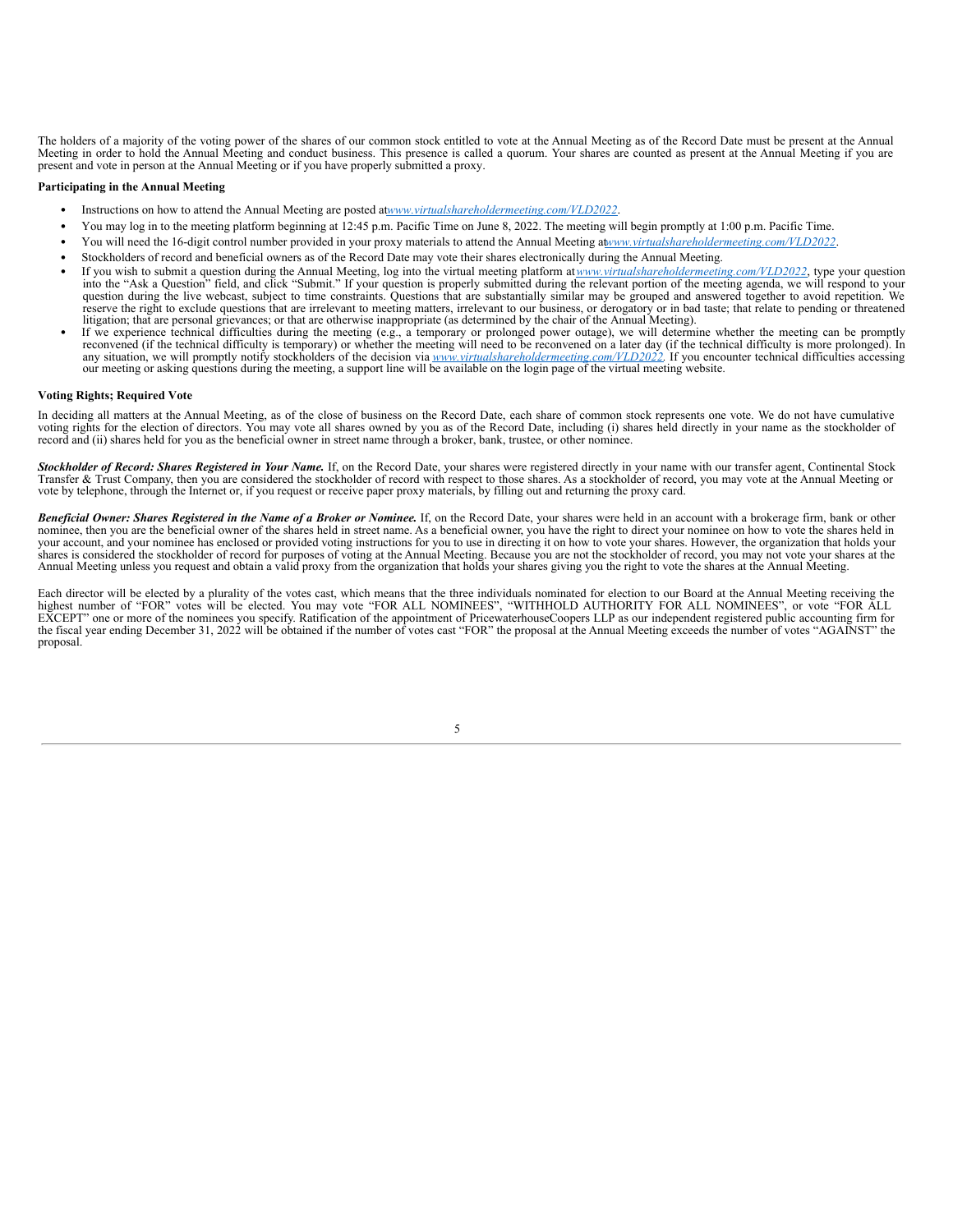The holders of a majority of the voting power of the shares of our common stock entitled to vote at the Annual Meeting as of the Record Date must be present at the Annual Meeting in order to hold the Annual Meeting and conduct business. This presence is called a quorum. Your shares are counted as present at the Annual Meeting if you are present and vote in person at the Annual Meeting or if you have properly submitted a proxy.

**Participating in the Annual Meeting**

- Instructions on how to attend the Annual Meeting are posted at *www.virtualshareholdermeeting.com/VLD2022*.
- You may log in to the meeting platform beginning at 12:45 p.m. Pacific Time on June 8, 2022. The meeting will begin promptly at 1:00 p.m. Pacific Time.
- You will need the 16-digit control number provided in your proxy materials to attend the Annual Meeting at *www.virtualshareholdermeeting.com/VLD2022*.
- Stockholders of record and beneficial owners as of the Record Date may vote their shares electronically during the Annual Meeting.
- If you wish to submit a question during the Annual Meeting, log into the virtual meeting platform at *www.virtualshareholdermeeting.com/VLD2022*, type your question into the "Ask a Question" field, and click "Submit." If your question is properly submitted during the relevant portion of the meeting agenda, we will respond to your question during the live webcast, subject to time constraints. Questions that are substantially similar may be grouped and answered together to avoid repetition. We reserve the right to exclude questions that are irrelevant to meeting matters, irrelevant to our business, or derogatory or in bad taste; that relate to pending or threatened litigation; that are personal grievances; or that are otherwise inappropriate (as determined by the chair of the Annual Meeting).
- If we experience technical difficulties during the meeting (e.g., a temporary or prolonged power outage), we will determine whether the meeting can be promptly reconvened (if the technical difficulty is temporary) or whether the meeting will need to be reconvened on a later day (if the technical difficulty is more prolonged). In any situation, we will promptly notify stockholders of the decision via *www.virtualshareholdermeeting.com/VLD2022*. If you encounter technical difficulties accessing our meeting or asking questions during the meeting, a support line will be available on the login page of the virtual meeting website.

**Voting Rights; Required Vote**

In deciding all matters at the Annual Meeting, as of the close of business on the Record Date, each share of common stock represents one vote. We do not have cumulative voting rights for the election of directors. You may vote all shares owned by you as of the Record Date, including (i) shares held directly in your name as the stockholder of record and (ii) shares held for you as the beneficial owner in street name through a broker, bank, trustee, or other nominee.

***Stockholder of Record: Shares Registered in Your Name.*** If, on the Record Date, your shares were registered directly in your name with our transfer agent, Continental Stock Transfer & Trust Company, then you are considered the stockholder of record with respect to those shares. As a stockholder of record, you may vote at the Annual Meeting or vote by telephone, through the Internet or, if you request or receive paper proxy materials, by filling out and returning the proxy card.

***Beneficial Owner: Shares Registered in the Name of a Broker or Nominee.*** If, on the Record Date, your shares were held in an account with a brokerage firm, bank or other nominee, then you are the beneficial owner of the shares held in street name. As a beneficial owner, you have the right to direct your nominee on how to vote the shares held in your account, and your nominee has enclosed or provided voting instructions for you to use in directing it on how to vote your shares. However, the organization that holds your shares is considered the stockholder of record for purposes of voting at the Annual Meeting. Because you are not the stockholder of record, you may not vote your shares at the Annual Meeting unless you request and obtain a valid proxy from the organization that holds your shares giving you the right to vote the shares at the Annual Meeting.

Each director will be elected by a plurality of the votes cast, which means that the three individuals nominated for election to our Board at the Annual Meeting receiving the highest number of "FOR" votes will be elected. You may vote "FOR ALL NOMINEES", "WITHHOLD AUTHORITY FOR ALL NOMINEES", or vote "FOR ALL EXCEPT" one or more of the nominees you specify. Ratification of the appointment of PricewaterhouseCoopers LLP as our independent registered public accounting firm for the fiscal year ending December 31, 2022 will be obtained if the number of votes cast "FOR" the proposal at the Annual Meeting exceeds the number of votes "AGAINST" the proposal.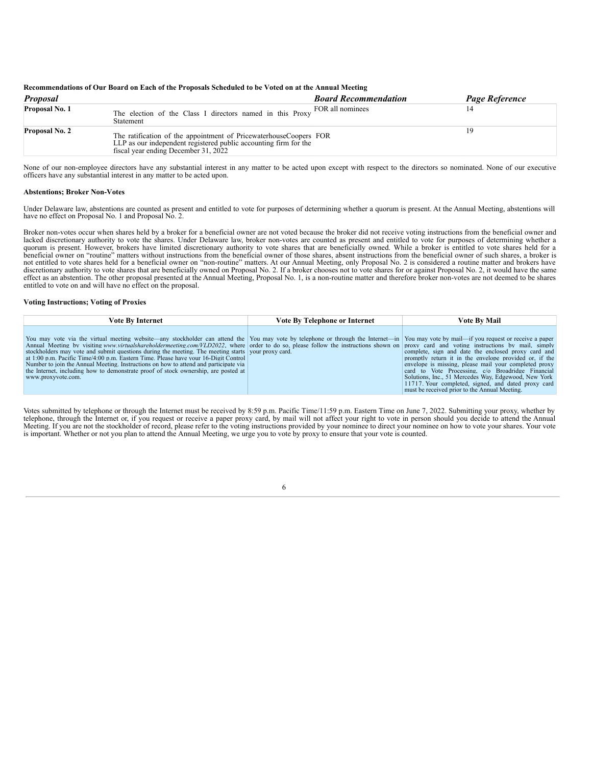**Recommendations of Our Board on Each of the Proposals Scheduled to be Voted on at the Annual Meeting**

| *Proposal* | | *Board Recommendation* | *Page Reference* |
|---|---|---|---|
| **Proposal No. 1** | The election of the Class I directors named in this Proxy Statement | FOR all nominees | 14 |
| **Proposal No. 2** | The ratification of the appointment of PricewaterhouseCoopers LLP as our independent registered public accounting firm for the fiscal year ending December 31, 2022 | FOR | 19 |

None of our non-employee directors have any substantial interest in any matter to be acted upon except with respect to the directors so nominated. None of our executive officers have any substantial interest in any matter to be acted upon.

**Abstentions; Broker Non-Votes**

Under Delaware law, abstentions are counted as present and entitled to vote for purposes of determining whether a quorum is present. At the Annual Meeting, abstentions will have no effect on Proposal No. 1 and Proposal No. 2.

Broker non-votes occur when shares held by a broker for a beneficial owner are not voted because the broker did not receive voting instructions from the beneficial owner and lacked discretionary authority to vote the shares. Under Delaware law, broker non-votes are counted as present and entitled to vote for purposes of determining whether a quorum is present. However, brokers have limited discretionary authority to vote shares that are beneficially owned. While a broker is entitled to vote shares held for a beneficial owner on "routine" matters without instructions from the beneficial owner of those shares, absent instructions from the beneficial owner of such shares, a broker is not entitled to vote shares held for a beneficial owner on "non-routine" matters. At our Annual Meeting, only Proposal No. 2 is considered a routine matter and brokers have discretionary authority to vote shares that are beneficially owned on Proposal No. 2. If a broker chooses not to vote shares for or against Proposal No. 2, it would have the same effect as an abstention. The other proposal presented at the Annual Meeting, Proposal No. 1, is a non-routine matter and therefore broker non-votes are not deemed to be shares entitled to vote on and will have no effect on the proposal.

**Voting Instructions; Voting of Proxies**

| Vote By Internet | Vote By Telephone or Internet | Vote By Mail |
|---|---|---|
| You may vote via the virtual meeting website—any stockholder can attend the Annual Meeting by visiting *www.virtualshareholdermeeting.com/VLD2022*, where stockholders may vote and submit questions during the meeting. The meeting starts at 1:00 p.m. Pacific Time/4:00 p.m. Eastern Time. Please have your 16-Digit Control Number to join the Annual Meeting. Instructions on how to attend and participate via the Internet, including how to demonstrate proof of stock ownership, are posted at www.proxyvote.com. | You may vote by telephone or through the Internet—in order to do so, please follow the instructions shown on your proxy card. | You may vote by mail—if you request or receive a paper proxy card and voting instructions by mail, simply complete, sign and date the enclosed proxy card and promptly return it in the envelope provided or, if the envelope is missing, please mail your completed proxy card to Vote Processing, c/o Broadridge Financial Solutions, Inc., 51 Mercedes Way, Edgewood, New York 11717. Your completed, signed, and dated proxy card must be received prior to the Annual Meeting. |

Votes submitted by telephone or through the Internet must be received by 8:59 p.m. Pacific Time/11:59 p.m. Eastern Time on June 7, 2022. Submitting your proxy, whether by telephone, through the Internet or, if you request or receive a paper proxy card, by mail will not affect your right to vote in person should you decide to attend the Annual Meeting. If you are not the stockholder of record, please refer to the voting instructions provided by your nominee to direct your nominee on how to vote your shares. Your vote is important. Whether or not you plan to attend the Annual Meeting, we urge you to vote by proxy to ensure that your vote is counted.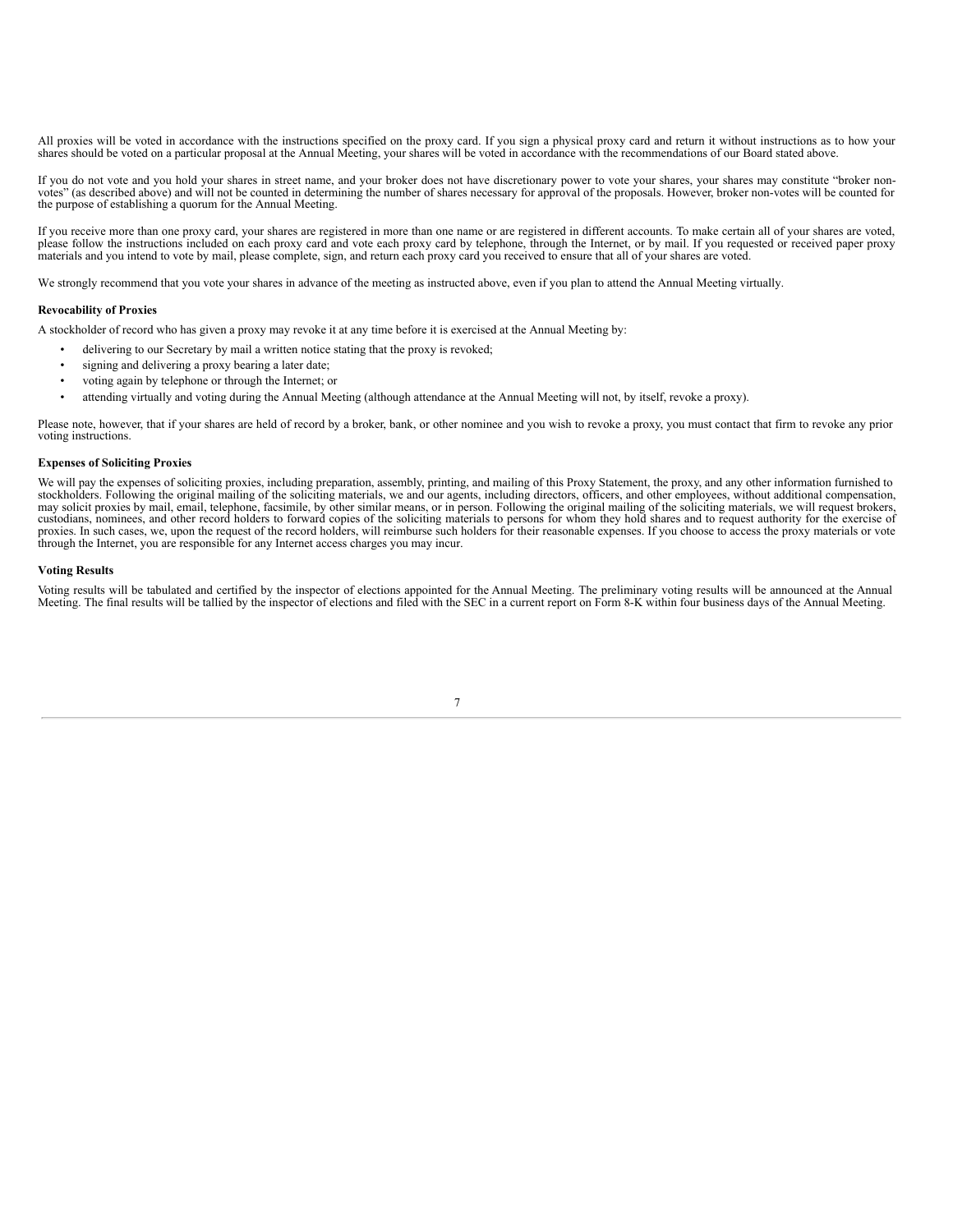All proxies will be voted in accordance with the instructions specified on the proxy card. If you sign a physical proxy card and return it without instructions as to how your shares should be voted on a particular proposal at the Annual Meeting, your shares will be voted in accordance with the recommendations of our Board stated above.

If you do not vote and you hold your shares in street name, and your broker does not have discretionary power to vote your shares, your shares may constitute "broker non-votes" (as described above) and will not be counted in determining the number of shares necessary for approval of the proposals. However, broker non-votes will be counted for the purpose of establishing a quorum for the Annual Meeting.

If you receive more than one proxy card, your shares are registered in more than one name or are registered in different accounts. To make certain all of your shares are voted, please follow the instructions included on each proxy card and vote each proxy card by telephone, through the Internet, or by mail. If you requested or received paper proxy materials and you intend to vote by mail, please complete, sign, and return each proxy card you received to ensure that all of your shares are voted.

We strongly recommend that you vote your shares in advance of the meeting as instructed above, even if you plan to attend the Annual Meeting virtually.

**Revocability of Proxies**

A stockholder of record who has given a proxy may revoke it at any time before it is exercised at the Annual Meeting by:

- delivering to our Secretary by mail a written notice stating that the proxy is revoked;
- signing and delivering a proxy bearing a later date;
- voting again by telephone or through the Internet; or
- attending virtually and voting during the Annual Meeting (although attendance at the Annual Meeting will not, by itself, revoke a proxy).

Please note, however, that if your shares are held of record by a broker, bank, or other nominee and you wish to revoke a proxy, you must contact that firm to revoke any prior voting instructions.

**Expenses of Soliciting Proxies**

We will pay the expenses of soliciting proxies, including preparation, assembly, printing, and mailing of this Proxy Statement, the proxy, and any other information furnished to stockholders. Following the original mailing of the soliciting materials, we and our agents, including directors, officers, and other employees, without additional compensation, may solicit proxies by mail, email, telephone, facsimile, by other similar means, or in person. Following the original mailing of the soliciting materials, we will request brokers, custodians, nominees, and other record holders to forward copies of the soliciting materials to persons for whom they hold shares and to request authority for the exercise of proxies. In such cases, we, upon the request of the record holders, will reimburse such holders for their reasonable expenses. If you choose to access the proxy materials or vote through the Internet, you are responsible for any Internet access charges you may incur.

**Voting Results**

Voting results will be tabulated and certified by the inspector of elections appointed for the Annual Meeting. The preliminary voting results will be announced at the Annual Meeting. The final results will be tallied by the inspector of elections and filed with the SEC in a current report on Form 8-K within four business days of the Annual Meeting.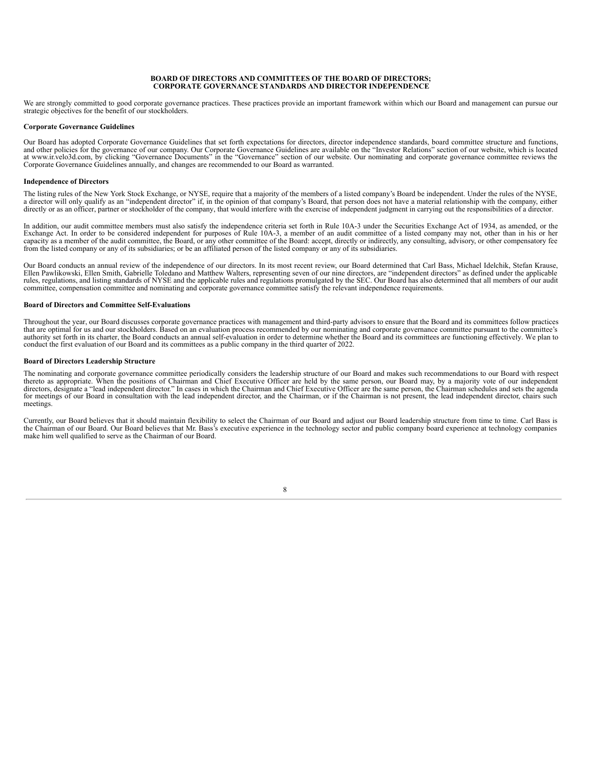## BOARD OF DIRECTORS AND COMMITTEES OF THE BOARD OF DIRECTORS; CORPORATE GOVERNANCE STANDARDS AND DIRECTOR INDEPENDENCE

We are strongly committed to good corporate governance practices. These practices provide an important framework within which our Board and management can pursue our strategic objectives for the benefit of our stockholders.

**Corporate Governance Guidelines**

Our Board has adopted Corporate Governance Guidelines that set forth expectations for directors, director independence standards, board committee structure and functions, and other policies for the governance of our company. Our Corporate Governance Guidelines are available on the "Investor Relations" section of our website, which is located at www.ir.velo3d.com, by clicking "Governance Documents" in the "Governance" section of our website. Our nominating and corporate governance committee reviews the Corporate Governance Guidelines annually, and changes are recommended to our Board as warranted.

**Independence of Directors**

The listing rules of the New York Stock Exchange, or NYSE, require that a majority of the members of a listed company's Board be independent. Under the rules of the NYSE, a director will only qualify as an "independent director" if, in the opinion of that company's Board, that person does not have a material relationship with the company, either directly or as an officer, partner or stockholder of the company, that would interfere with the exercise of independent judgment in carrying out the responsibilities of a director.

In addition, our audit committee members must also satisfy the independence criteria set forth in Rule 10A-3 under the Securities Exchange Act of 1934, as amended, or the Exchange Act. In order to be considered independent for purposes of Rule 10A-3, a member of an audit committee of a listed company may not, other than in his or her capacity as a member of the audit committee, the Board, or any other committee of the Board: accept, directly or indirectly, any consulting, advisory, or other compensatory fee from the listed company or any of its subsidiaries; or be an affiliated person of the listed company or any of its subsidiaries.

Our Board conducts an annual review of the independence of our directors. In its most recent review, our Board determined that Carl Bass, Michael Idelchik, Stefan Krause, Ellen Pawlikowski, Ellen Smith, Gabrielle Toledano and Matthew Walters, representing seven of our nine directors, are "independent directors" as defined under the applicable rules, regulations, and listing standards of NYSE and the applicable rules and regulations promulgated by the SEC. Our Board has also determined that all members of our audit committee, compensation committee and nominating and corporate governance committee satisfy the relevant independence requirements.

**Board of Directors and Committee Self-Evaluations**

Throughout the year, our Board discusses corporate governance practices with management and third-party advisors to ensure that the Board and its committees follow practices that are optimal for us and our stockholders. Based on an evaluation process recommended by our nominating and corporate governance committee pursuant to the committee's authority set forth in its charter, the Board conducts an annual self-evaluation in order to determine whether the Board and its committees are functioning effectively. We plan to conduct the first evaluation of our Board and its committees as a public company in the third quarter of 2022.

**Board of Directors Leadership Structure**

The nominating and corporate governance committee periodically considers the leadership structure of our Board and makes such recommendations to our Board with respect thereto as appropriate. When the positions of Chairman and Chief Executive Officer are held by the same person, our Board may, by a majority vote of our independent directors, designate a "lead independent director." In cases in which the Chairman and Chief Executive Officer are the same person, the Chairman schedules and sets the agenda for meetings of our Board in consultation with the lead independent director, and the Chairman, or if the Chairman is not present, the lead independent director, chairs such meetings.

Currently, our Board believes that it should maintain flexibility to select the Chairman of our Board and adjust our Board leadership structure from time to time. Carl Bass is the Chairman of our Board. Our Board believes that Mr. Bass's executive experience in the technology sector and public company board experience at technology companies make him well qualified to serve as the Chairman of our Board.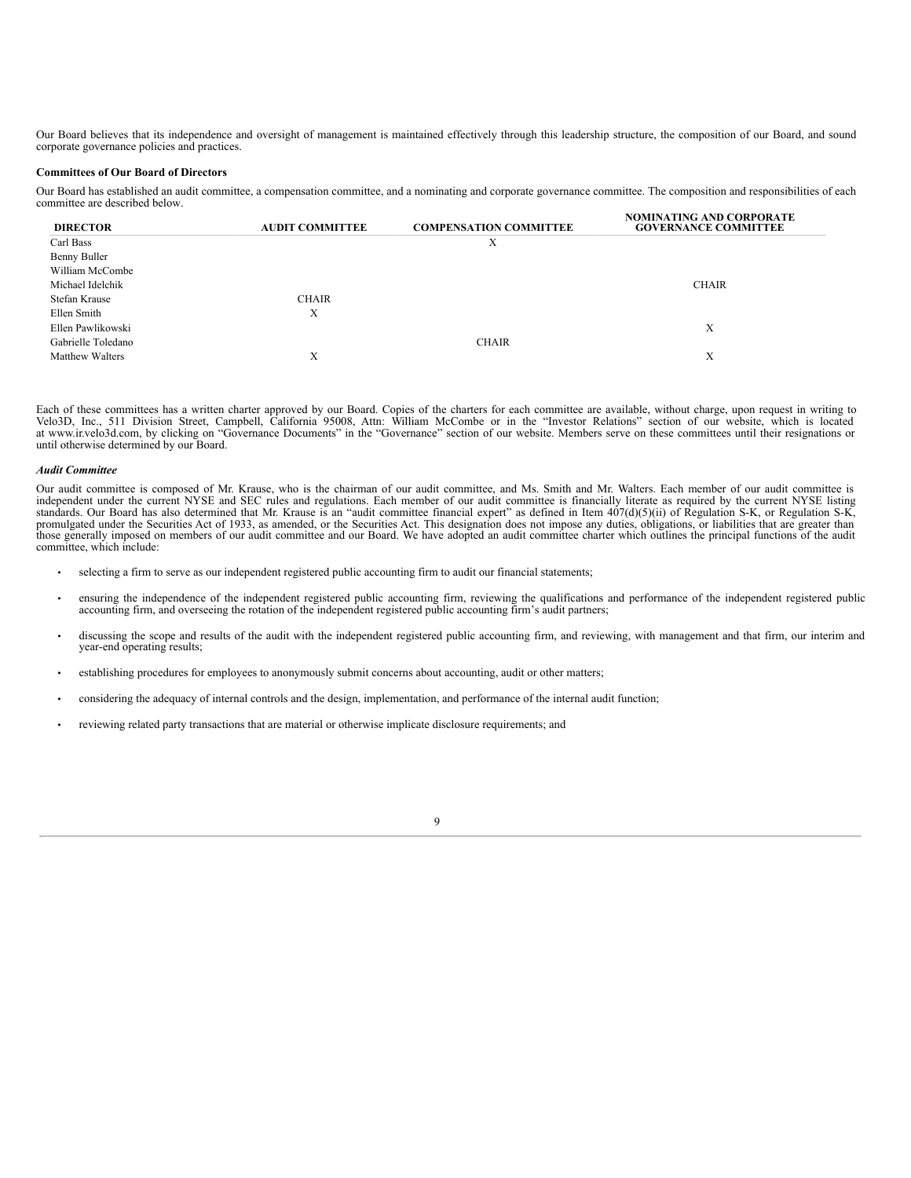Our Board believes that its independence and oversight of management is maintained effectively through this leadership structure, the composition of our Board, and sound corporate governance policies and practices.

**Committees of Our Board of Directors**

Our Board has established an audit committee, a compensation committee, and a nominating and corporate governance committee. The composition and responsibilities of each committee are described below.

| DIRECTOR | AUDIT COMMITTEE | COMPENSATION COMMITTEE | NOMINATING AND CORPORATE GOVERNANCE COMMITTEE |
|---|---|---|---|
| Carl Bass | | X | |
| Benny Buller | | | |
| William McCombe | | | |
| Michael Idelchik | | | CHAIR |
| Stefan Krause | CHAIR | | |
| Ellen Smith | X | | |
| Ellen Pawlikowski | | | X |
| Gabrielle Toledano | | CHAIR | |
| Matthew Walters | X | | X |

Each of these committees has a written charter approved by our Board. Copies of the charters for each committee are available, without charge, upon request in writing to Velo3D, Inc., 511 Division Street, Campbell, California 95008, Attn: William McCombe or in the "Investor Relations" section of our website, which is located at www.ir.velo3d.com, by clicking on "Governance Documents" in the "Governance" section of our website. Members serve on these committees until their resignations or until otherwise determined by our Board.

***Audit Committee***

Our audit committee is composed of Mr. Krause, who is the chairman of our audit committee, and Ms. Smith and Mr. Walters. Each member of our audit committee is independent under the current NYSE and SEC rules and regulations. Each member of our audit committee is financially literate as required by the current NYSE listing standards. Our Board has also determined that Mr. Krause is an "audit committee financial expert" as defined in Item 407(d)(5)(ii) of Regulation S-K, or Regulation S-K, promulgated under the Securities Act of 1933, as amended, or the Securities Act. This designation does not impose any duties, obligations, or liabilities that are greater than those generally imposed on members of our audit committee and our Board. We have adopted an audit committee charter which outlines the principal functions of the audit committee, which include:

- selecting a firm to serve as our independent registered public accounting firm to audit our financial statements;
- ensuring the independence of the independent registered public accounting firm, reviewing the qualifications and performance of the independent registered public accounting firm, and overseeing the rotation of the independent registered public accounting firm's audit partners;
- discussing the scope and results of the audit with the independent registered public accounting firm, and reviewing, with management and that firm, our interim and year-end operating results;
- establishing procedures for employees to anonymously submit concerns about accounting, audit or other matters;
- considering the adequacy of internal controls and the design, implementation, and performance of the internal audit function;
- reviewing related party transactions that are material or otherwise implicate disclosure requirements; and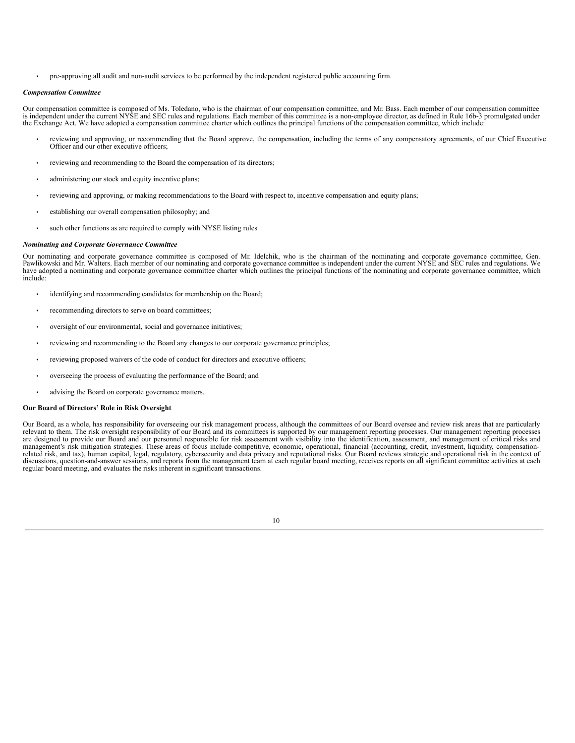- pre-approving all audit and non-audit services to be performed by the independent registered public accounting firm.

***Compensation Committee***

Our compensation committee is composed of Ms. Toledano, who is the chairman of our compensation committee, and Mr. Bass. Each member of our compensation committee is independent under the current NYSE and SEC rules and regulations. Each member of this committee is a non-employee director, as defined in Rule 16b-3 promulgated under the Exchange Act. We have adopted a compensation committee charter which outlines the principal functions of the compensation committee, which include:

- reviewing and approving, or recommending that the Board approve, the compensation, including the terms of any compensatory agreements, of our Chief Executive Officer and our other executive officers;
- reviewing and recommending to the Board the compensation of its directors;
- administering our stock and equity incentive plans;
- reviewing and approving, or making recommendations to the Board with respect to, incentive compensation and equity plans;
- establishing our overall compensation philosophy; and
- such other functions as are required to comply with NYSE listing rules

***Nominating and Corporate Governance Committee***

Our nominating and corporate governance committee is composed of Mr. Idelchik, who is the chairman of the nominating and corporate governance committee, Gen. Pawlikowski and Mr. Walters. Each member of our nominating and corporate governance committee is independent under the current NYSE and SEC rules and regulations. We have adopted a nominating and corporate governance committee charter which outlines the principal functions of the nominating and corporate governance committee, which include:

- identifying and recommending candidates for membership on the Board;
- recommending directors to serve on board committees;
- oversight of our environmental, social and governance initiatives;
- reviewing and recommending to the Board any changes to our corporate governance principles;
- reviewing proposed waivers of the code of conduct for directors and executive officers;
- overseeing the process of evaluating the performance of the Board; and
- advising the Board on corporate governance matters.

**Our Board of Directors' Role in Risk Oversight**

Our Board, as a whole, has responsibility for overseeing our risk management process, although the committees of our Board oversee and review risk areas that are particularly relevant to them. The risk oversight responsibility of our Board and its committees is supported by our management reporting processes. Our management reporting processes are designed to provide our Board and our personnel responsible for risk assessment with visibility into the identification, assessment, and management of critical risks and management's risk mitigation strategies. These areas of focus include competitive, economic, operational, financial (accounting, credit, investment, liquidity, compensation-related risk, and tax), human capital, legal, regulatory, cybersecurity and data privacy and reputational risks. Our Board reviews strategic and operational risk in the context of discussions, question-and-answer sessions, and reports from the management team at each regular board meeting, receives reports on all significant committee activities at each regular board meeting, and evaluates the risks inherent in significant transactions.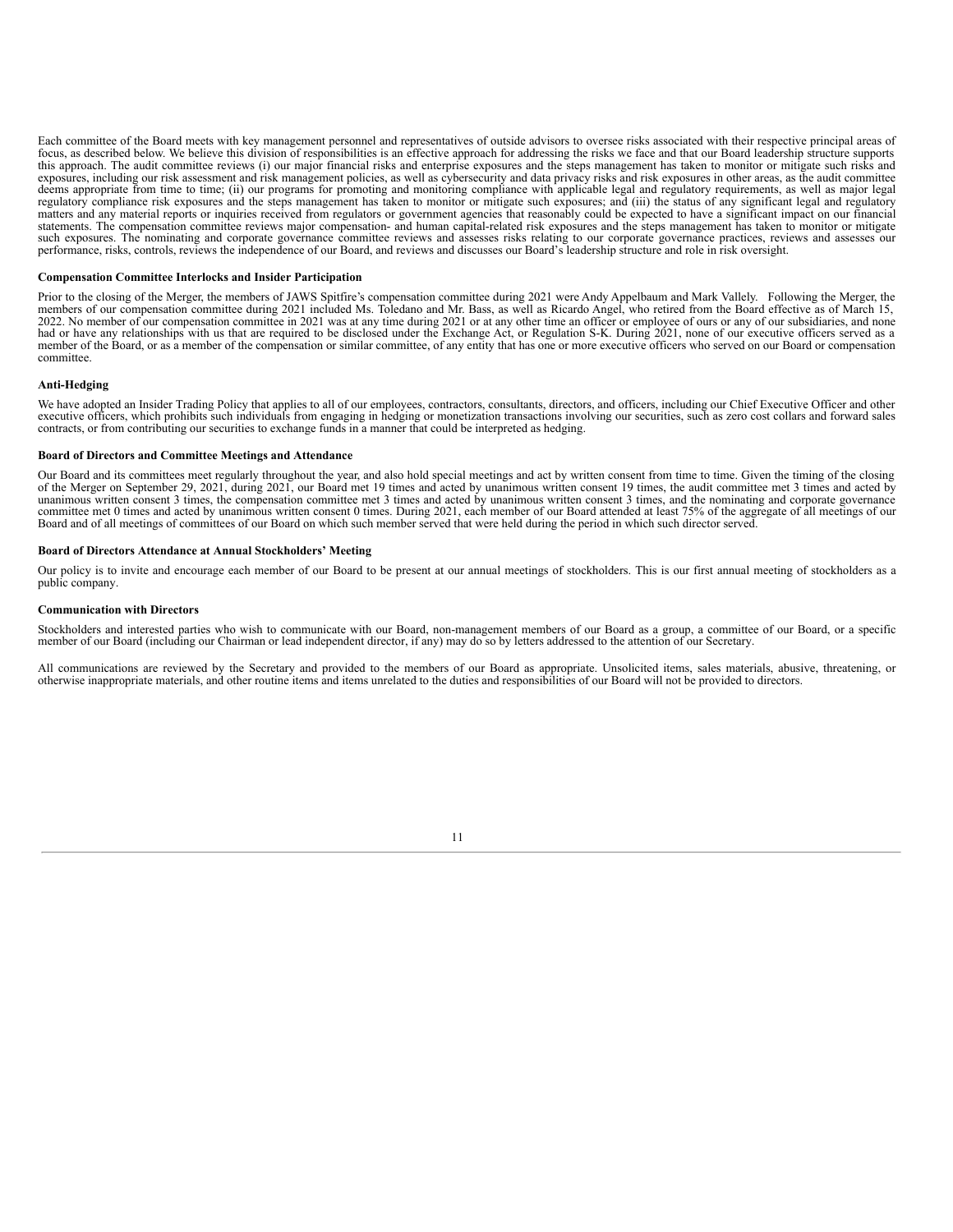Each committee of the Board meets with key management personnel and representatives of outside advisors to oversee risks associated with their respective principal areas of focus, as described below. We believe this division of responsibilities is an effective approach for addressing the risks we face and that our Board leadership structure supports this approach. The audit committee reviews (i) our major financial risks and enterprise exposures and the steps management has taken to monitor or mitigate such risks and exposures, including our risk assessment and risk management policies, as well as cybersecurity and data privacy risks and risk exposures in other areas, as the audit committee deems appropriate from time to time; (ii) our programs for promoting and monitoring compliance with applicable legal and regulatory requirements, as well as major legal regulatory compliance risk exposures and the steps management has taken to monitor or mitigate such exposures; and (iii) the status of any significant legal and regulatory matters and any material reports or inquiries received from regulators or government agencies that reasonably could be expected to have a significant impact on our financial statements. The compensation committee reviews major compensation- and human capital-related risk exposures and the steps management has taken to monitor or mitigate such exposures. The nominating and corporate governance committee reviews and assesses risks relating to our corporate governance practices, reviews and assesses our performance, risks, controls, reviews the independence of our Board, and reviews and discusses our Board's leadership structure and role in risk oversight.

**Compensation Committee Interlocks and Insider Participation**

Prior to the closing of the Merger, the members of JAWS Spitfire's compensation committee during 2021 were Andy Appelbaum and Mark Vallely. Following the Merger, the members of our compensation committee during 2021 included Ms. Toledano and Mr. Bass, as well as Ricardo Angel, who retired from the Board effective as of March 15, 2022. No member of our compensation committee in 2021 was at any time during 2021 or at any other time an officer or employee of ours or any of our subsidiaries, and none had or have any relationships with us that are required to be disclosed under the Exchange Act, or Regulation S-K. During 2021, none of our executive officers served as a member of the Board, or as a member of the compensation or similar committee, of any entity that has one or more executive officers who served on our Board or compensation committee.

**Anti-Hedging**

We have adopted an Insider Trading Policy that applies to all of our employees, contractors, consultants, directors, and officers, including our Chief Executive Officer and other executive officers, which prohibits such individuals from engaging in hedging or monetization transactions involving our securities, such as zero cost collars and forward sales contracts, or from contributing our securities to exchange funds in a manner that could be interpreted as hedging.

**Board of Directors and Committee Meetings and Attendance**

Our Board and its committees meet regularly throughout the year, and also hold special meetings and act by written consent from time to time. Given the timing of the closing of the Merger on September 29, 2021, during 2021, our Board met 19 times and acted by unanimous written consent 19 times, the audit committee met 3 times and acted by unanimous written consent 3 times, the compensation committee met 3 times and acted by unanimous written consent 3 times, and the nominating and corporate governance committee met 0 times and acted by unanimous written consent 0 times. During 2021, each member of our Board attended at least 75% of the aggregate of all meetings of our Board and of all meetings of committees of our Board on which such member served that were held during the period in which such director served.

**Board of Directors Attendance at Annual Stockholders' Meeting**

Our policy is to invite and encourage each member of our Board to be present at our annual meetings of stockholders. This is our first annual meeting of stockholders as a public company.

**Communication with Directors**

Stockholders and interested parties who wish to communicate with our Board, non-management members of our Board as a group, a committee of our Board, or a specific member of our Board (including our Chairman or lead independent director, if any) may do so by letters addressed to the attention of our Secretary.

All communications are reviewed by the Secretary and provided to the members of our Board as appropriate. Unsolicited items, sales materials, abusive, threatening, or otherwise inappropriate materials, and other routine items and items unrelated to the duties and responsibilities of our Board will not be provided to directors.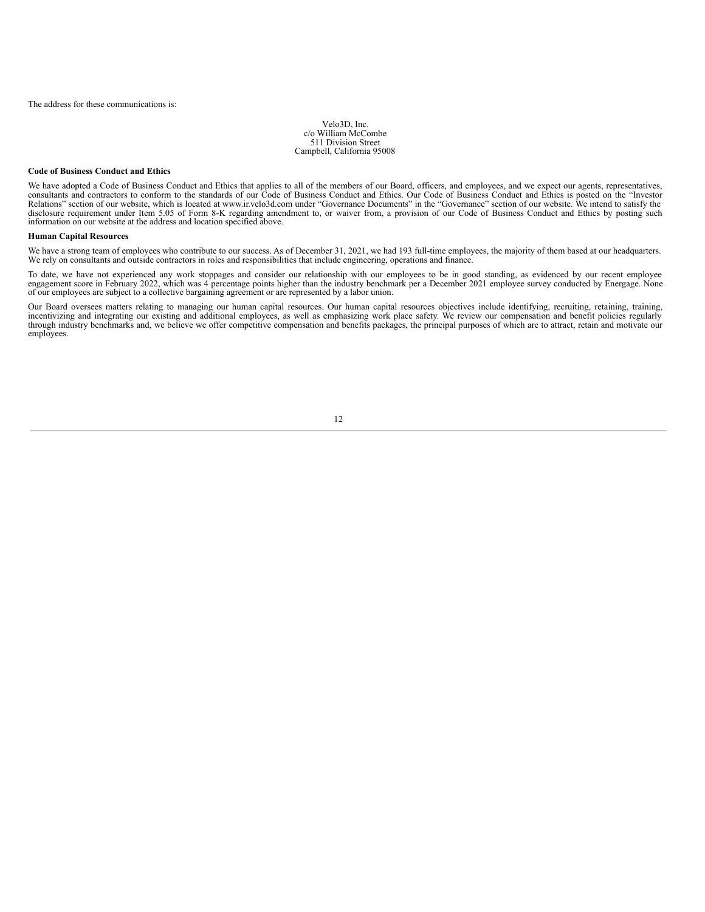The address for these communications is:

Velo3D, Inc.
c/o William McCombe
511 Division Street
Campbell, California 95008

**Code of Business Conduct and Ethics**

We have adopted a Code of Business Conduct and Ethics that applies to all of the members of our Board, officers, and employees, and we expect our agents, representatives, consultants and contractors to conform to the standards of our Code of Business Conduct and Ethics. Our Code of Business Conduct and Ethics is posted on the "Investor Relations" section of our website, which is located at www.ir.velo3d.com under "Governance Documents" in the "Governance" section of our website. We intend to satisfy the disclosure requirement under Item 5.05 of Form 8-K regarding amendment to, or waiver from, a provision of our Code of Business Conduct and Ethics by posting such information on our website at the address and location specified above.

**Human Capital Resources**

We have a strong team of employees who contribute to our success. As of December 31, 2021, we had 193 full-time employees, the majority of them based at our headquarters. We rely on consultants and outside contractors in roles and responsibilities that include engineering, operations and finance.

To date, we have not experienced any work stoppages and consider our relationship with our employees to be in good standing, as evidenced by our recent employee engagement score in February 2022, which was 4 percentage points higher than the industry benchmark per a December 2021 employee survey conducted by Energage. None of our employees are subject to a collective bargaining agreement or are represented by a labor union.

Our Board oversees matters relating to managing our human capital resources. Our human capital resources objectives include identifying, recruiting, retaining, training, incentivizing and integrating our existing and additional employees, as well as emphasizing work place safety. We review our compensation and benefit policies regularly through industry benchmarks and, we believe we offer competitive compensation and benefits packages, the principal purposes of which are to attract, retain and motivate our employees.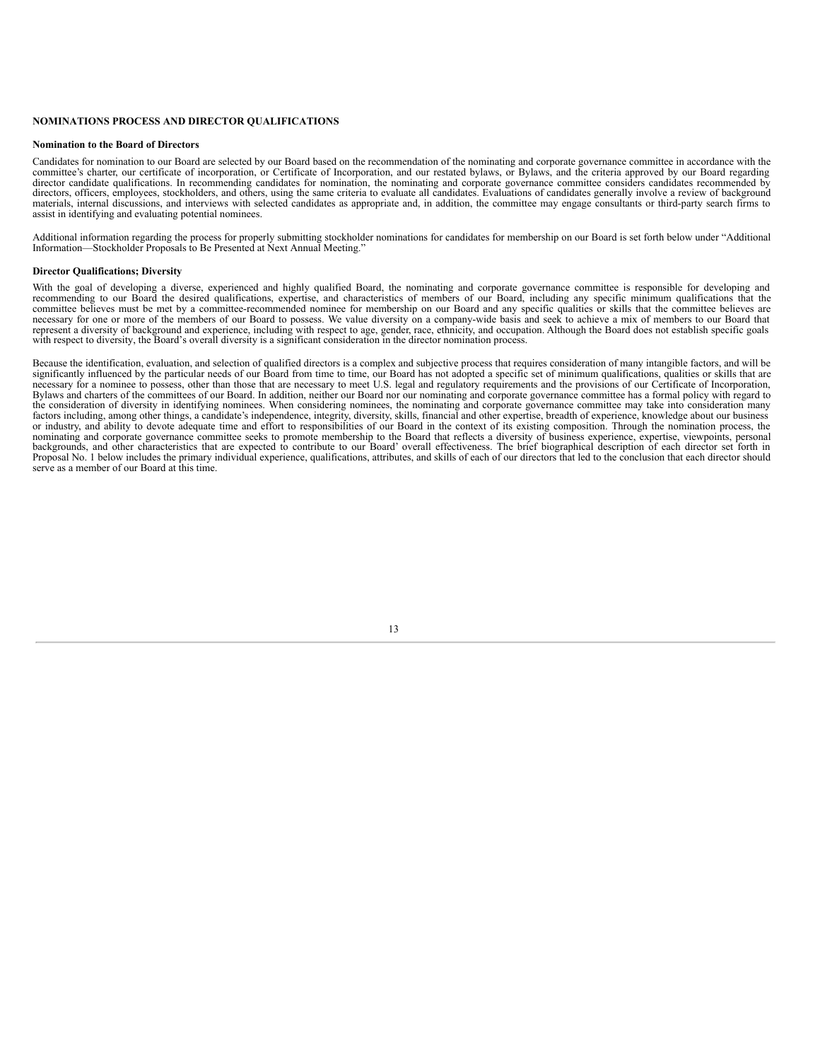## NOMINATIONS PROCESS AND DIRECTOR QUALIFICATIONS

### Nomination to the Board of Directors

Candidates for nomination to our Board are selected by our Board based on the recommendation of the nominating and corporate governance committee in accordance with the committee's charter, our certificate of incorporation, or Certificate of Incorporation, and our restated bylaws, or Bylaws, and the criteria approved by our Board regarding director candidate qualifications. In recommending candidates for nomination, the nominating and corporate governance committee considers candidates recommended by directors, officers, employees, stockholders, and others, using the same criteria to evaluate all candidates. Evaluations of candidates generally involve a review of background materials, internal discussions, and interviews with selected candidates as appropriate and, in addition, the committee may engage consultants or third-party search firms to assist in identifying and evaluating potential nominees.

Additional information regarding the process for properly submitting stockholder nominations for candidates for membership on our Board is set forth below under "Additional Information—Stockholder Proposals to Be Presented at Next Annual Meeting."

### Director Qualifications; Diversity

With the goal of developing a diverse, experienced and highly qualified Board, the nominating and corporate governance committee is responsible for developing and recommending to our Board the desired qualifications, expertise, and characteristics of members of our Board, including any specific minimum qualifications that the committee believes must be met by a committee-recommended nominee for membership on our Board and any specific qualities or skills that the committee believes are necessary for one or more of the members of our Board to possess. We value diversity on a company-wide basis and seek to achieve a mix of members to our Board that represent a diversity of background and experience, including with respect to age, gender, race, ethnicity, and occupation. Although the Board does not establish specific goals with respect to diversity, the Board's overall diversity is a significant consideration in the director nomination process.

Because the identification, evaluation, and selection of qualified directors is a complex and subjective process that requires consideration of many intangible factors, and will be significantly influenced by the particular needs of our Board from time to time, our Board has not adopted a specific set of minimum qualifications, qualities or skills that are necessary for a nominee to possess, other than those that are necessary to meet U.S. legal and regulatory requirements and the provisions of our Certificate of Incorporation, Bylaws and charters of the committees of our Board. In addition, neither our Board nor our nominating and corporate governance committee has a formal policy with regard to the consideration of diversity in identifying nominees. When considering nominees, the nominating and corporate governance committee may take into consideration many factors including, among other things, a candidate's independence, integrity, diversity, skills, financial and other expertise, breadth of experience, knowledge about our business or industry, and ability to devote adequate time and effort to responsibilities of our Board in the context of its existing composition. Through the nomination process, the nominating and corporate governance committee seeks to promote membership to the Board that reflects a diversity of business experience, expertise, viewpoints, personal backgrounds, and other characteristics that are expected to contribute to our Board' overall effectiveness. The brief biographical description of each director set forth in Proposal No. 1 below includes the primary individual experience, qualifications, attributes, and skills of each of our directors that led to the conclusion that each director should serve as a member of our Board at this time.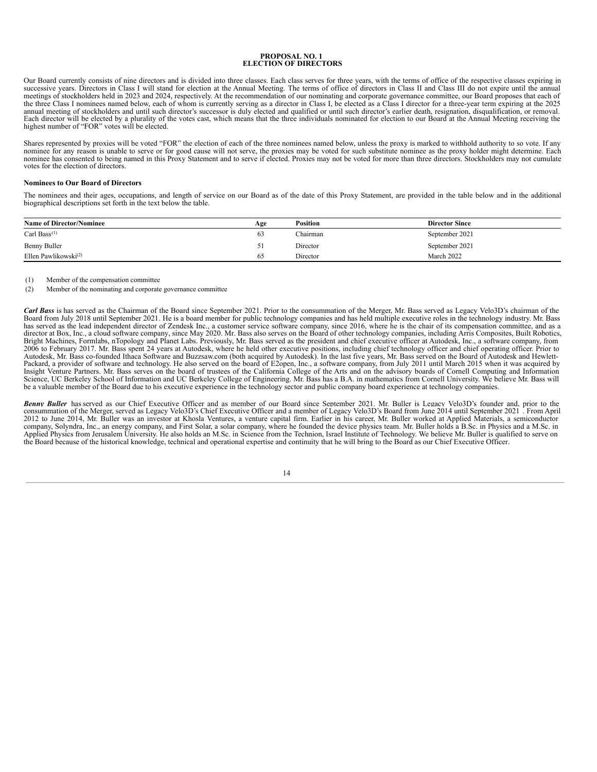# PROPOSAL NO. 1
# ELECTION OF DIRECTORS

Our Board currently consists of nine directors and is divided into three classes. Each class serves for three years, with the terms of office of the respective classes expiring in successive years. Directors in Class I will stand for election at the Annual Meeting. The terms of office of directors in Class II and Class III do not expire until the annual meetings of stockholders held in 2023 and 2024, respectively. At the recommendation of our nominating and corporate governance committee, our Board proposes that each of the three Class I nominees named below, each of whom is currently serving as a director in Class I, be elected as a Class I director for a three-year term expiring at the 2025 annual meeting of stockholders and until such director's successor is duly elected and qualified or until such director's earlier death, resignation, disqualification, or removal. Each director will be elected by a plurality of the votes cast, which means that the three individuals nominated for election to our Board at the Annual Meeting receiving the highest number of "FOR" votes will be elected.

Shares represented by proxies will be voted "FOR" the election of each of the three nominees named below, unless the proxy is marked to withhold authority to so vote. If any nominee for any reason is unable to serve or for good cause will not serve, the proxies may be voted for such substitute nominee as the proxy holder might determine. Each nominee has consented to being named in this Proxy Statement and to serve if elected. Proxies may not be voted for more than three directors. Stockholders may not cumulate votes for the election of directors.

**Nominees to Our Board of Directors**

The nominees and their ages, occupations, and length of service on our Board as of the date of this Proxy Statement, are provided in the table below and in the additional biographical descriptions set forth in the text below the table.

| Name of Director/Nominee | Age | Position | Director Since |
|---|---|---|---|
| Carl Bass(1) | 63 | Chairman | September 2021 |
| Benny Buller | 51 | Director | September 2021 |
| Ellen Pawlikowski(2) | 65 | Director | March 2022 |

(1) Member of the compensation committee

(2) Member of the nominating and corporate governance committee

***Carl Bass*** is has served as the Chairman of the Board since September 2021. Prior to the consummation of the Merger, Mr. Bass served as Legacy Velo3D's chairman of the Board from July 2018 until September 2021. He is a board member for public technology companies and has held multiple executive roles in the technology industry. Mr. Bass has served as the lead independent director of Zendesk Inc., a customer service software company, since 2016, where he is the chair of its compensation committee, and as a director at Box, Inc., a cloud software company, since May 2020. Mr. Bass also serves on the Board of other technology companies, including Arris Composites, Built Robotics, Bright Machines, Formlabs, nTopology and Planet Labs. Previously, Mr. Bass served as the president and chief executive officer at Autodesk, Inc., a software company, from 2006 to February 2017. Mr. Bass spent 24 years at Autodesk, where he held other executive positions, including chief technology officer and chief operating officer. Prior to Autodesk, Mr. Bass co-founded Ithaca Software and Buzzsaw.com (both acquired by Autodesk). In the last five years, Mr. Bass served on the Board of Autodesk and Hewlett-Packard, a provider of software and technology. He also served on the board of E2open, Inc., a software company, from July 2011 until March 2015 when it was acquired by Insight Venture Partners. Mr. Bass serves on the board of trustees of the California College of the Arts and on the advisory boards of Cornell Computing and Information Science, UC Berkeley School of Information and UC Berkeley College of Engineering. Mr. Bass has a B.A. in mathematics from Cornell University. We believe Mr. Bass will be a valuable member of the Board due to his executive experience in the technology sector and public company board experience at technology companies.

***Benny Buller*** has served as our Chief Executive Officer and as member of our Board since September 2021. Mr. Buller is Legacy Velo3D's founder and, prior to the consummation of the Merger, served as Legacy Velo3D's Chief Executive Officer and a member of Legacy Velo3D's Board from June 2014 until September 2021 . From April 2012 to June 2014, Mr. Buller was an investor at Khosla Ventures, a venture capital firm. Earlier in his career, Mr. Buller worked at Applied Materials, a semiconductor company, Solyndra, Inc., an energy company, and First Solar, a solar company, where he founded the device physics team. Mr. Buller holds a B.Sc. in Physics and a M.Sc. in Applied Physics from Jerusalem University. He also holds an M.Sc. in Science from the Technion, Israel Institute of Technology. We believe Mr. Buller is qualified to serve on the Board because of the historical knowledge, technical and operational expertise and continuity that he will bring to the Board as our Chief Executive Officer.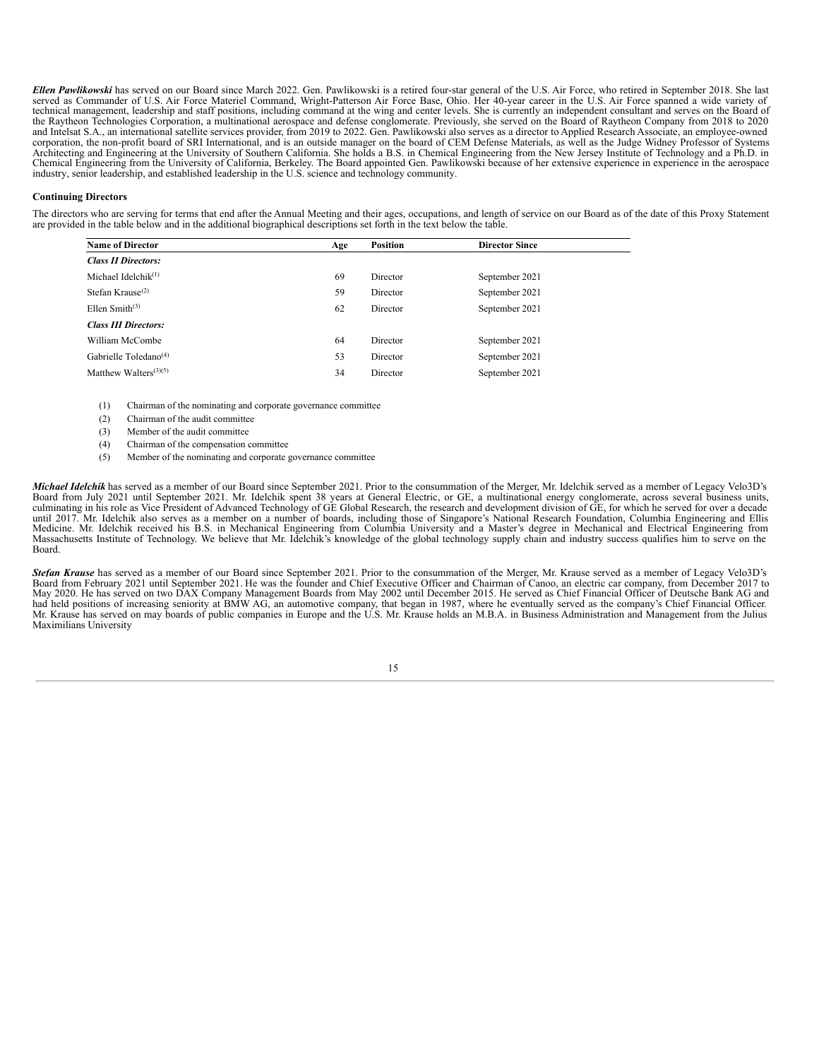***Ellen Pawlikowski*** has served on our Board since March 2022. Gen. Pawlikowski is a retired four-star general of the U.S. Air Force, who retired in September 2018. She last served as Commander of U.S. Air Force Materiel Command, Wright-Patterson Air Force Base, Ohio. Her 40-year career in the U.S. Air Force spanned a wide variety of technical management, leadership and staff positions, including command at the wing and center levels. She is currently an independent consultant and serves on the Board of the Raytheon Technologies Corporation, a multinational aerospace and defense conglomerate. Previously, she served on the Board of Raytheon Company from 2018 to 2020 and Intelsat S.A., an international satellite services provider, from 2019 to 2022. Gen. Pawlikowski also serves as a director to Applied Research Associate, an employee-owned corporation, the non-profit board of SRI International, and is an outside manager on the board of CEM Defense Materials, as well as the Judge Widney Professor of Systems Architecting and Engineering at the University of Southern California. She holds a B.S. in Chemical Engineering from the New Jersey Institute of Technology and a Ph.D. in Chemical Engineering from the University of California, Berkeley. The Board appointed Gen. Pawlikowski because of her extensive experience in experience in the aerospace industry, senior leadership, and established leadership in the U.S. science and technology community.

**Continuing Directors**

The directors who are serving for terms that end after the Annual Meeting and their ages, occupations, and length of service on our Board as of the date of this Proxy Statement are provided in the table below and in the additional biographical descriptions set forth in the text below the table.

| Name of Director | Age | Position | Director Since |
|---|---|---|---|
| ***Class II Directors:*** | | | |
| Michael Idelchik[(1)] | 69 | Director | September 2021 |
| Stefan Krause[(2)] | 59 | Director | September 2021 |
| Ellen Smith[(3)] | 62 | Director | September 2021 |
| ***Class III Directors:*** | | | |
| William McCombe | 64 | Director | September 2021 |
| Gabrielle Toledano[(4)] | 53 | Director | September 2021 |
| Matthew Walters[(3)(5)] | 34 | Director | September 2021 |

(1) Chairman of the nominating and corporate governance committee

(2) Chairman of the audit committee

(3) Member of the audit committee

(4) Chairman of the compensation committee

(5) Member of the nominating and corporate governance committee

***Michael Idelchik*** has served as a member of our Board since September 2021. Prior to the consummation of the Merger, Mr. Idelchik served as a member of Legacy Velo3D's Board from July 2021 until September 2021. Mr. Idelchik spent 38 years at General Electric, or GE, a multinational energy conglomerate, across several business units, culminating in his role as Vice President of Advanced Technology of GE Global Research, the research and development division of GE, for which he served for over a decade until 2017. Mr. Idelchik also serves as a member on a number of boards, including those of Singapore's National Research Foundation, Columbia Engineering and Ellis Medicine. Mr. Idelchik received his B.S. in Mechanical Engineering from Columbia University and a Master's degree in Mechanical and Electrical Engineering from Massachusetts Institute of Technology. We believe that Mr. Idelchik's knowledge of the global technology supply chain and industry success qualifies him to serve on the Board.

***Stefan Krause*** has served as a member of our Board since September 2021. Prior to the consummation of the Merger, Mr. Krause served as a member of Legacy Velo3D's Board from February 2021 until September 2021. He was the founder and Chief Executive Officer and Chairman of Canoo, an electric car company, from December 2017 to May 2020. He has served on two DAX Company Management Boards from May 2002 until December 2015. He served as Chief Financial Officer of Deutsche Bank AG and had held positions of increasing seniority at BMW AG, an automotive company, that began in 1987, where he eventually served as the company's Chief Financial Officer. Mr. Krause has served on may boards of public companies in Europe and the U.S. Mr. Krause holds an M.B.A. in Business Administration and Management from the Julius Maximilians University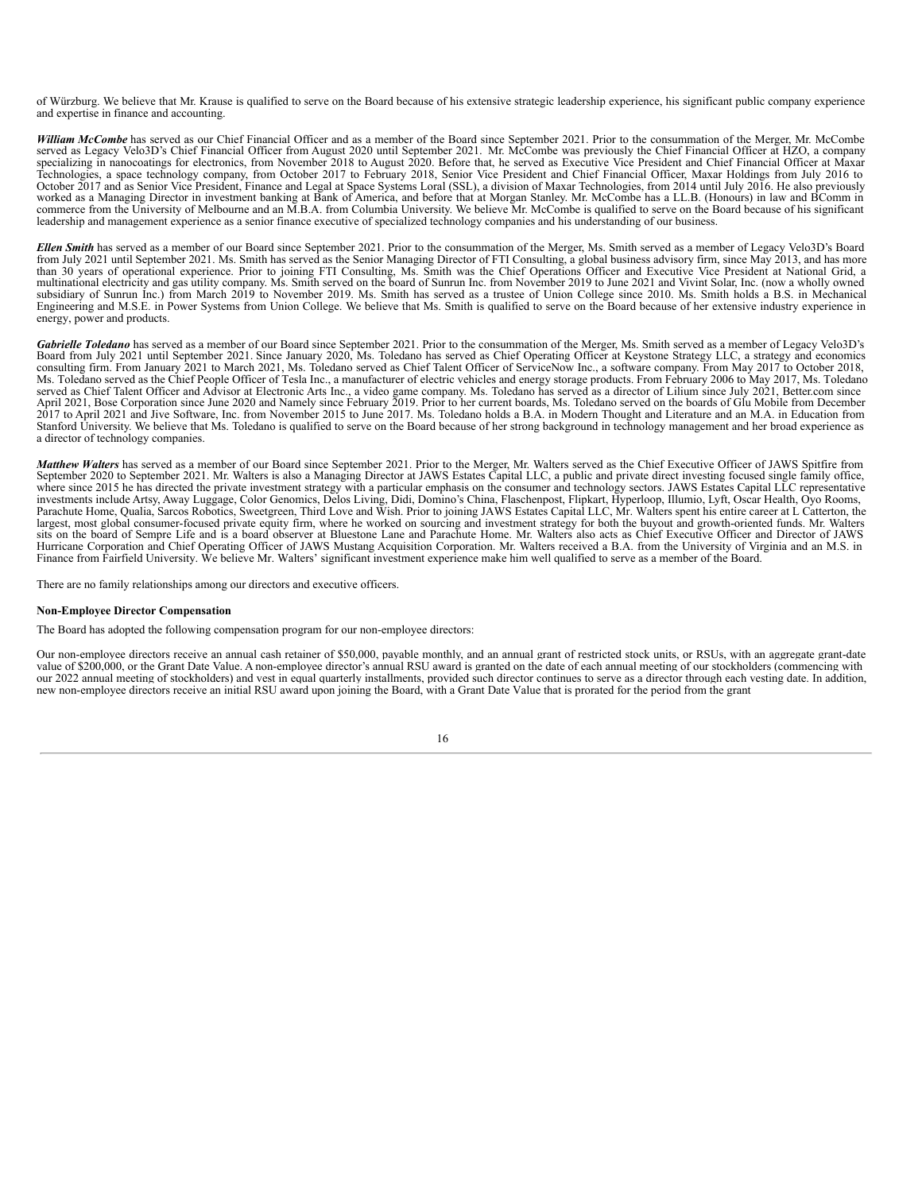of Würzburg. We believe that Mr. Krause is qualified to serve on the Board because of his extensive strategic leadership experience, his significant public company experience and expertise in finance and accounting.

***William McCombe*** has served as our Chief Financial Officer and as a member of the Board since September 2021. Prior to the consummation of the Merger, Mr. McCombe served as Legacy Velo3D's Chief Financial Officer from August 2020 until September 2021. Mr. McCombe was previously the Chief Financial Officer at HZO, a company specializing in nanocoatings for electronics, from November 2018 to August 2020. Before that, he served as Executive Vice President and Chief Financial Officer at Maxar Technologies, a space technology company, from October 2017 to February 2018, Senior Vice President and Chief Financial Officer, Maxar Holdings from July 2016 to October 2017 and as Senior Vice President, Finance and Legal at Space Systems Loral (SSL), a division of Maxar Technologies, from 2014 until July 2016. He also previously worked as a Managing Director in investment banking at Bank of America, and before that at Morgan Stanley. Mr. McCombe has a LL.B. (Honours) in law and BComm in commerce from the University of Melbourne and an M.B.A. from Columbia University. We believe Mr. McCombe is qualified to serve on the Board because of his significant leadership and management experience as a senior finance executive of specialized technology companies and his understanding of our business.

***Ellen Smith*** has served as a member of our Board since September 2021. Prior to the consummation of the Merger, Ms. Smith served as a member of Legacy Velo3D's Board from July 2021 until September 2021. Ms. Smith has served as the Senior Managing Director of FTI Consulting, a global business advisory firm, since May 2013, and has more than 30 years of operational experience. Prior to joining FTI Consulting, Ms. Smith was the Chief Operations Officer and Executive Vice President at National Grid, a multinational electricity and gas utility company. Ms. Smith served on the board of Sunrun Inc. from November 2019 to June 2021 and Vivint Solar, Inc. (now a wholly owned subsidiary of Sunrun Inc.) from March 2019 to November 2019. Ms. Smith has served as a trustee of Union College since 2010. Ms. Smith holds a B.S. in Mechanical Engineering and M.S.E. in Power Systems from Union College. We believe that Ms. Smith is qualified to serve on the Board because of her extensive industry experience in energy, power and products.

***Gabrielle Toledano*** has served as a member of our Board since September 2021. Prior to the consummation of the Merger, Ms. Smith served as a member of Legacy Velo3D's Board from July 2021 until September 2021. Since January 2020, Ms. Toledano has served as Chief Operating Officer at Keystone Strategy LLC, a strategy and economics consulting firm. From January 2021 to March 2021, Ms. Toledano served as Chief Talent Officer of ServiceNow Inc., a software company. From May 2017 to October 2018, Ms. Toledano served as the Chief People Officer of Tesla Inc., a manufacturer of electric vehicles and energy storage products. From February 2006 to May 2017, Ms. Toledano served as Chief Talent Officer and Advisor at Electronic Arts Inc., a video game company. Ms. Toledano has served as a director of Lilium since July 2021, Better.com since April 2021, Bose Corporation since June 2020 and Namely since February 2019. Prior to her current boards, Ms. Toledano served on the boards of Glu Mobile from December 2017 to April 2021 and Jive Software, Inc. from November 2015 to June 2017. Ms. Toledano holds a B.A. in Modern Thought and Literature and an M.A. in Education from Stanford University. We believe that Ms. Toledano is qualified to serve on the Board because of her strong background in technology management and her broad experience as a director of technology companies.

***Matthew Walters*** has served as a member of our Board since September 2021. Prior to the Merger, Mr. Walters served as the Chief Executive Officer of JAWS Spitfire from September 2020 to September 2021. Mr. Walters is also a Managing Director at JAWS Estates Capital LLC, a public and private direct investing focused single family office, where since 2015 he has directed the private investment strategy with a particular emphasis on the consumer and technology sectors. JAWS Estates Capital LLC representative investments include Artsy, Away Luggage, Color Genomics, Delos Living, Didi, Domino's China, Flaschenpost, Flipkart, Hyperloop, Illumio, Lyft, Oscar Health, Oyo Rooms, Parachute Home, Qualia, Sarcos Robotics, Sweetgreen, Third Love and Wish. Prior to joining JAWS Estates Capital LLC, Mr. Walters spent his entire career at L Catterton, the largest, most global consumer-focused private equity firm, where he worked on sourcing and investment strategy for both the buyout and growth-oriented funds. Mr. Walters sits on the board of Sempre Life and is a board observer at Bluestone Lane and Parachute Home. Mr. Walters also acts as Chief Executive Officer and Director of JAWS Hurricane Corporation and Chief Operating Officer of JAWS Mustang Acquisition Corporation. Mr. Walters received a B.A. from the University of Virginia and an M.S. in Finance from Fairfield University. We believe Mr. Walters' significant investment experience make him well qualified to serve as a member of the Board.

There are no family relationships among our directors and executive officers.

**Non-Employee Director Compensation**

The Board has adopted the following compensation program for our non-employee directors:

Our non-employee directors receive an annual cash retainer of $50,000, payable monthly, and an annual grant of restricted stock units, or RSUs, with an aggregate grant-date value of $200,000, or the Grant Date Value. A non-employee director's annual RSU award is granted on the date of each annual meeting of our stockholders (commencing with our 2022 annual meeting of stockholders) and vest in equal quarterly installments, provided such director continues to serve as a director through each vesting date. In addition, new non-employee directors receive an initial RSU award upon joining the Board, with a Grant Date Value that is prorated for the period from the grant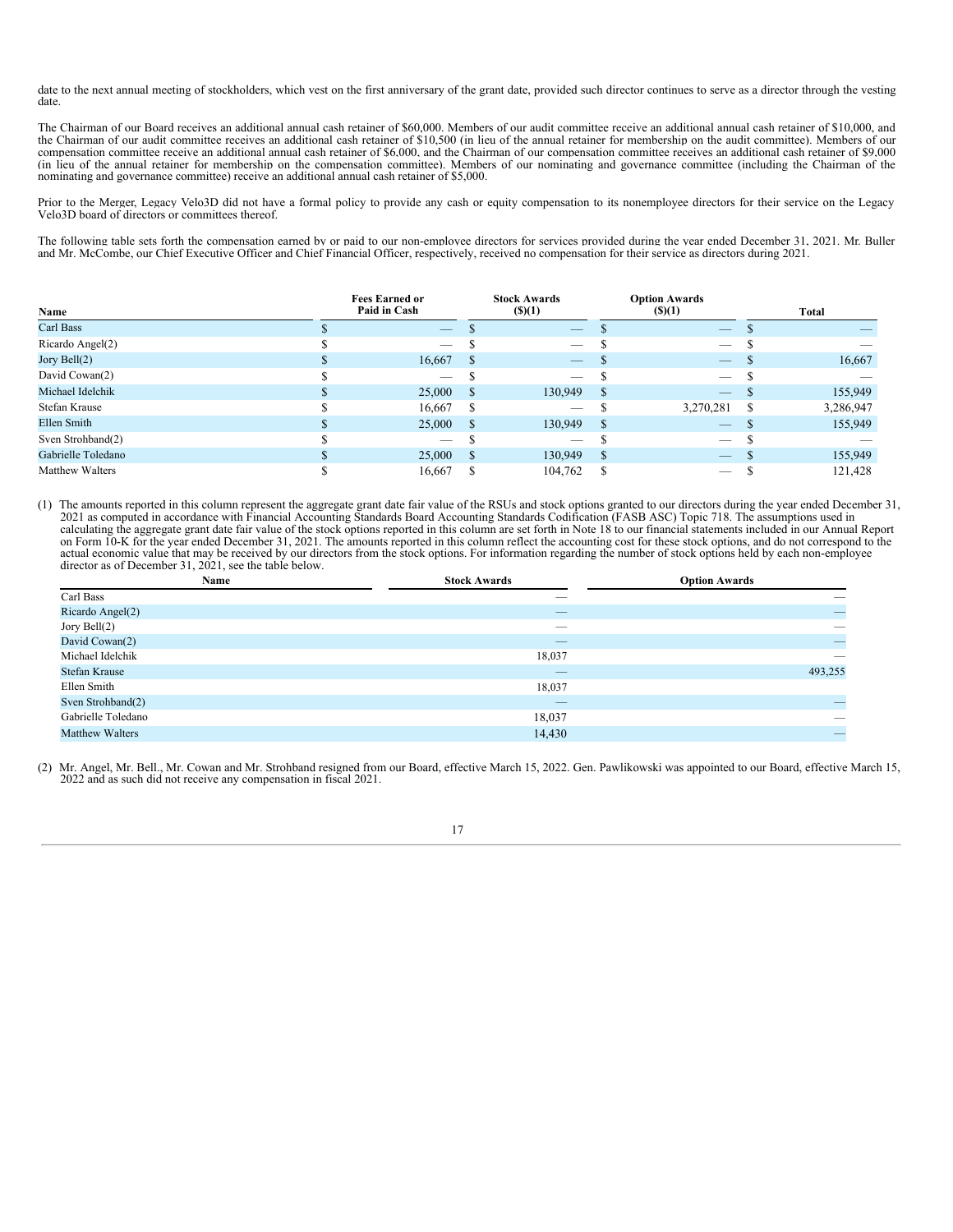date to the next annual meeting of stockholders, which vest on the first anniversary of the grant date, provided such director continues to serve as a director through the vesting date.

The Chairman of our Board receives an additional annual cash retainer of $60,000. Members of our audit committee receive an additional annual cash retainer of $10,000, and the Chairman of our audit committee receives an additional cash retainer of $10,500 (in lieu of the annual retainer for membership on the audit committee). Members of our compensation committee receive an additional annual cash retainer of $6,000, and the Chairman of our compensation committee receives an additional cash retainer of $9,000 (in lieu of the annual retainer for membership on the compensation committee). Members of our nominating and governance committee (including the Chairman of the nominating and governance committee) receive an additional annual cash retainer of $5,000.

Prior to the Merger, Legacy Velo3D did not have a formal policy to provide any cash or equity compensation to its nonemployee directors for their service on the Legacy Velo3D board of directors or committees thereof.

The following table sets forth the compensation earned by or paid to our non-employee directors for services provided during the year ended December 31, 2021. Mr. Buller and Mr. McCombe, our Chief Executive Officer and Chief Financial Officer, respectively, received no compensation for their service as directors during 2021.

| Name | Fees Earned or Paid in Cash | Stock Awards ($)(1) | Option Awards ($)(1) | Total |
|---|---|---|---|---|
| Carl Bass | $ — | $ — | $ — | $ — |
| Ricardo Angel(2) | $ — | $ — | $ — | $ — |
| Jory Bell(2) | $ 16,667 | $ — | $ — | $ 16,667 |
| David Cowan(2) | $ — | $ — | $ — | $ — |
| Michael Idelchik | $ 25,000 | $ 130,949 | $ — | $ 155,949 |
| Stefan Krause | $ 16,667 | $ — | $ 3,270,281 | $ 3,286,947 |
| Ellen Smith | $ 25,000 | $ 130,949 | $ — | $ 155,949 |
| Sven Strohband(2) | $ — | $ — | $ — | $ — |
| Gabrielle Toledano | $ 25,000 | $ 130,949 | $ — | $ 155,949 |
| Matthew Walters | $ 16,667 | $ 104,762 | $ — | $ 121,428 |

(1) The amounts reported in this column represent the aggregate grant date fair value of the RSUs and stock options granted to our directors during the year ended December 31, 2021 as computed in accordance with Financial Accounting Standards Board Accounting Standards Codification (FASB ASC) Topic 718. The assumptions used in calculating the aggregate grant date fair value of the stock options reported in this column are set forth in Note 18 to our financial statements included in our Annual Report on Form 10-K for the year ended December 31, 2021. The amounts reported in this column reflect the accounting cost for these stock options, and do not correspond to the actual economic value that may be received by our directors from the stock options. For information regarding the number of stock options held by each non-employee director as of December 31, 2021, see the table below.

| Name | Stock Awards | Option Awards |
|---|---|---|
| Carl Bass | — | — |
| Ricardo Angel(2) | — | — |
| Jory Bell(2) | — | — |
| David Cowan(2) | — | — |
| Michael Idelchik | 18,037 | — |
| Stefan Krause | — | 493,255 |
| Ellen Smith | 18,037 | |
| Sven Strohband(2) | — | — |
| Gabrielle Toledano | 18,037 | — |
| Matthew Walters | 14,430 | — |

(2) Mr. Angel, Mr. Bell., Mr. Cowan and Mr. Strohband resigned from our Board, effective March 15, 2022. Gen. Pawlikowski was appointed to our Board, effective March 15, 2022 and as such did not receive any compensation in fiscal 2021.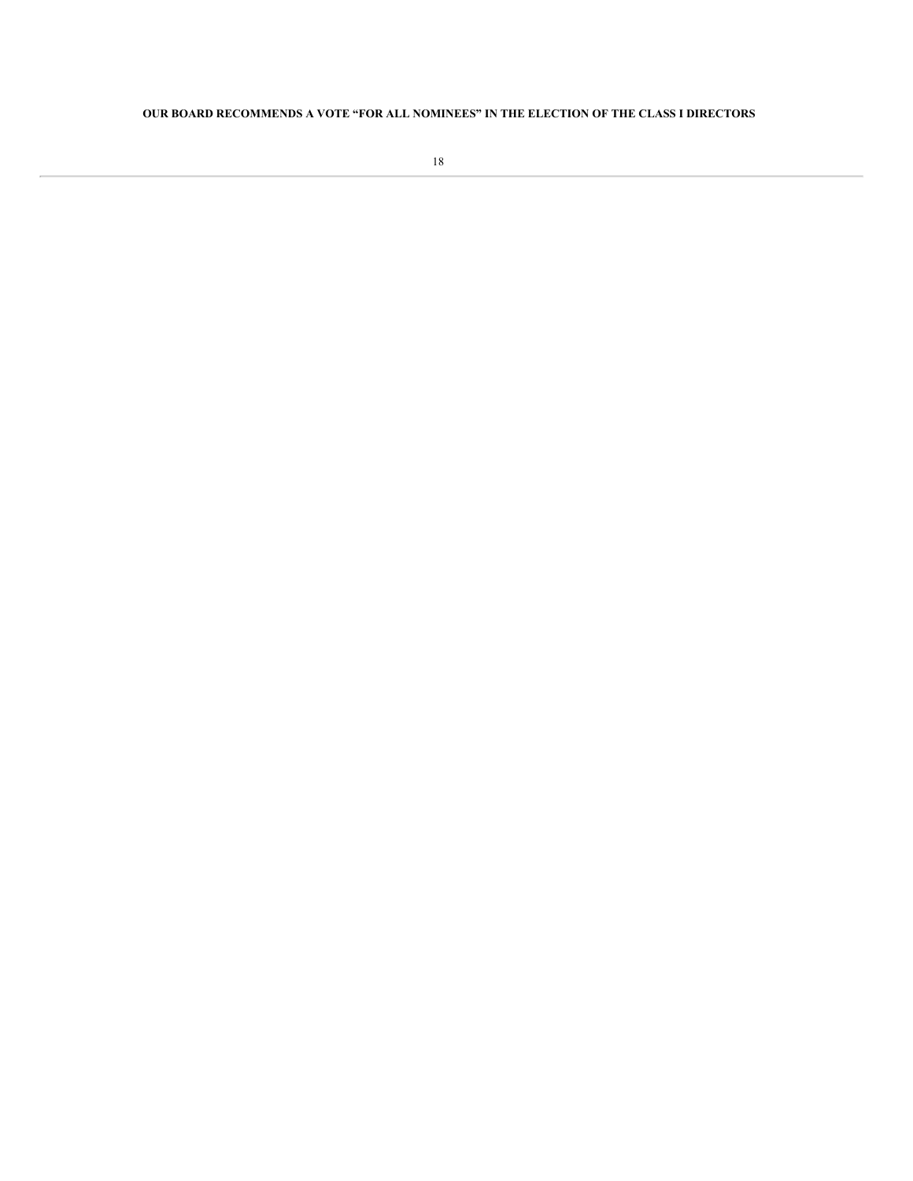**OUR BOARD RECOMMENDS A VOTE "FOR ALL NOMINEES" IN THE ELECTION OF THE CLASS I DIRECTORS**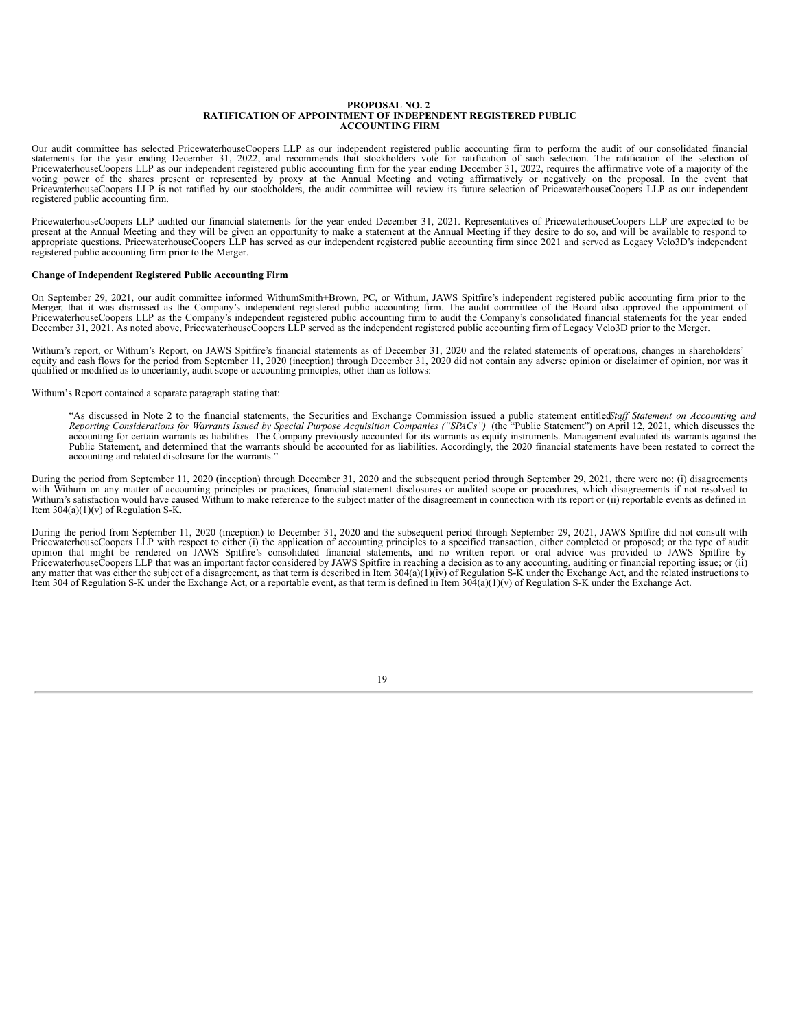# PROPOSAL NO. 2
# RATIFICATION OF APPOINTMENT OF INDEPENDENT REGISTERED PUBLIC ACCOUNTING FIRM

Our audit committee has selected PricewaterhouseCoopers LLP as our independent registered public accounting firm to perform the audit of our consolidated financial statements for the year ending December 31, 2022, and recommends that stockholders vote for ratification of such selection. The ratification of the selection of PricewaterhouseCoopers LLP as our independent registered public accounting firm for the year ending December 31, 2022, requires the affirmative vote of a majority of the voting power of the shares present or represented by proxy at the Annual Meeting and voting affirmatively or negatively on the proposal. In the event that PricewaterhouseCoopers LLP is not ratified by our stockholders, the audit committee will review its future selection of PricewaterhouseCoopers LLP as our independent registered public accounting firm.

PricewaterhouseCoopers LLP audited our financial statements for the year ended December 31, 2021. Representatives of PricewaterhouseCoopers LLP are expected to be present at the Annual Meeting and they will be given an opportunity to make a statement at the Annual Meeting if they desire to do so, and will be available to respond to appropriate questions. PricewaterhouseCoopers LLP has served as our independent registered public accounting firm since 2021 and served as Legacy Velo3D's independent registered public accounting firm prior to the Merger.

**Change of Independent Registered Public Accounting Firm**

On September 29, 2021, our audit committee informed WithumSmith+Brown, PC, or Withum, JAWS Spitfire's independent registered public accounting firm prior to the Merger, that it was dismissed as the Company's independent registered public accounting firm. The audit committee of the Board also approved the appointment of PricewaterhouseCoopers LLP as the Company's independent registered public accounting firm to audit the Company's consolidated financial statements for the year ended December 31, 2021. As noted above, PricewaterhouseCoopers LLP served as the independent registered public accounting firm of Legacy Velo3D prior to the Merger.

Withum's report, or Withum's Report, on JAWS Spitfire's financial statements as of December 31, 2020 and the related statements of operations, changes in shareholders' equity and cash flows for the period from September 11, 2020 (inception) through December 31, 2020 did not contain any adverse opinion or disclaimer of opinion, nor was it qualified or modified as to uncertainty, audit scope or accounting principles, other than as follows:

Withum's Report contained a separate paragraph stating that:

> "As discussed in Note 2 to the financial statements, the Securities and Exchange Commission issued a public statement entitled *Staff Statement on Accounting and Reporting Considerations for Warrants Issued by Special Purpose Acquisition Companies ("SPACs")* (the "Public Statement") on April 12, 2021, which discusses the accounting for certain warrants as liabilities. The Company previously accounted for its warrants as equity instruments. Management evaluated its warrants against the Public Statement, and determined that the warrants should be accounted for as liabilities. Accordingly, the 2020 financial statements have been restated to correct the accounting and related disclosure for the warrants."

During the period from September 11, 2020 (inception) through December 31, 2020 and the subsequent period through September 29, 2021, there were no: (i) disagreements with Withum on any matter of accounting principles or practices, financial statement disclosures or audited scope or procedures, which disagreements if not resolved to Withum's satisfaction would have caused Withum to make reference to the subject matter of the disagreement in connection with its report or (ii) reportable events as defined in Item 304(a)(1)(v) of Regulation S-K.

During the period from September 11, 2020 (inception) to December 31, 2020 and the subsequent period through September 29, 2021, JAWS Spitfire did not consult with PricewaterhouseCoopers LLP with respect to either (i) the application of accounting principles to a specified transaction, either completed or proposed; or the type of audit opinion that might be rendered on JAWS Spitfire's consolidated financial statements, and no written report or oral advice was provided to JAWS Spitfire by PricewaterhouseCoopers LLP that was an important factor considered by JAWS Spitfire in reaching a decision as to any accounting, auditing or financial reporting issue; or (ii) any matter that was either the subject of a disagreement, as that term is described in Item 304(a)(1)(iv) of Regulation S-K under the Exchange Act, and the related instructions to Item 304 of Regulation S-K under the Exchange Act, or a reportable event, as that term is defined in Item 304(a)(1)(v) of Regulation S-K under the Exchange Act.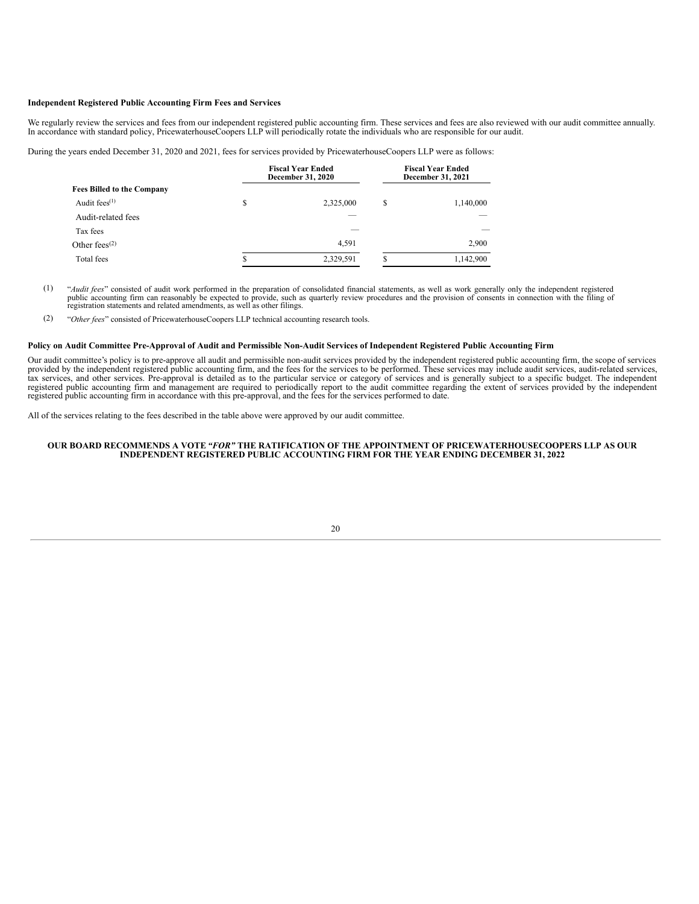### Independent Registered Public Accounting Firm Fees and Services

We regularly review the services and fees from our independent registered public accounting firm. These services and fees are also reviewed with our audit committee annually. In accordance with standard policy, PricewaterhouseCoopers LLP will periodically rotate the individuals who are responsible for our audit.

During the years ended December 31, 2020 and 2021, fees for services provided by PricewaterhouseCoopers LLP were as follows:

| | Fiscal Year Ended December 31, 2020 | Fiscal Year Ended December 31, 2021 |
|---|---|---|
| **Fees Billed to the Company** | | |
| Audit fees[(1)] | $ 2,325,000 | $ 1,140,000 |
| Audit-related fees | — | — |
| Tax fees | — | — |
| Other fees[(2)] | 4,591 | 2,900 |
| Total fees | $ 2,329,591 | $ 1,142,900 |

(1) "*Audit fees*" consisted of audit work performed in the preparation of consolidated financial statements, as well as work generally only the independent registered public accounting firm can reasonably be expected to provide, such as quarterly review procedures and the provision of consents in connection with the filing of registration statements and related amendments, as well as other filings.

(2) "*Other fees*" consisted of PricewaterhouseCoopers LLP technical accounting research tools.

### Policy on Audit Committee Pre-Approval of Audit and Permissible Non-Audit Services of Independent Registered Public Accounting Firm

Our audit committee's policy is to pre-approve all audit and permissible non-audit services provided by the independent registered public accounting firm, the scope of services provided by the independent registered public accounting firm, and the fees for the services to be performed. These services may include audit services, audit-related services, tax services, and other services. Pre-approval is detailed as to the particular service or category of services and is generally subject to a specific budget. The independent registered public accounting firm and management are required to periodically report to the audit committee regarding the extent of services provided by the independent registered public accounting firm in accordance with this pre-approval, and the fees for the services performed to date.

All of the services relating to the fees described in the table above were approved by our audit committee.

**OUR BOARD RECOMMENDS A VOTE *"FOR"* THE RATIFICATION OF THE APPOINTMENT OF PRICEWATERHOUSECOOPERS LLP AS OUR INDEPENDENT REGISTERED PUBLIC ACCOUNTING FIRM FOR THE YEAR ENDING DECEMBER 31, 2022**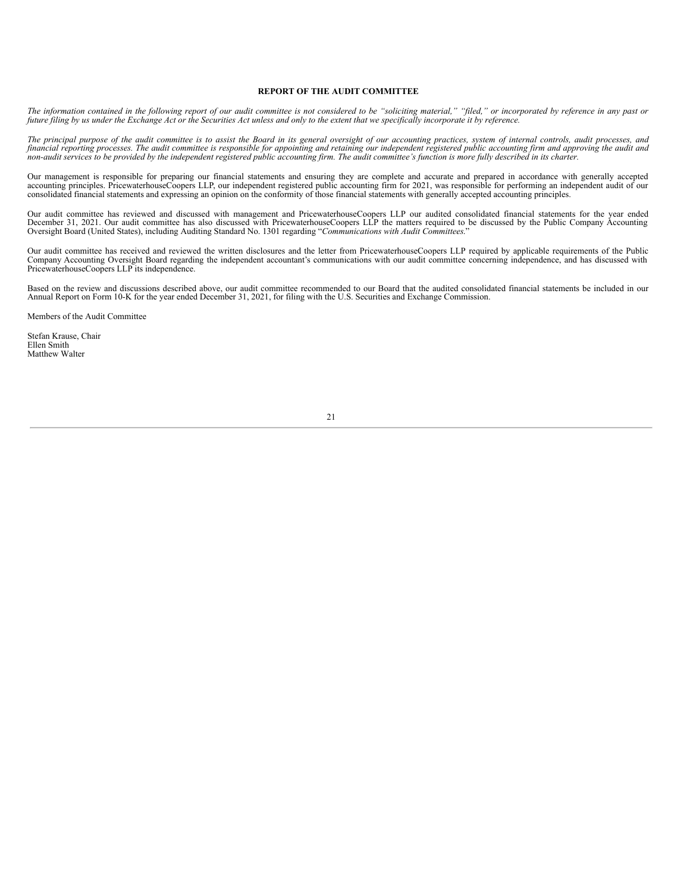## REPORT OF THE AUDIT COMMITTEE

*The information contained in the following report of our audit committee is not considered to be "soliciting material," "filed," or incorporated by reference in any past or future filing by us under the Exchange Act or the Securities Act unless and only to the extent that we specifically incorporate it by reference.*

*The principal purpose of the audit committee is to assist the Board in its general oversight of our accounting practices, system of internal controls, audit processes, and financial reporting processes. The audit committee is responsible for appointing and retaining our independent registered public accounting firm and approving the audit and non-audit services to be provided by the independent registered public accounting firm. The audit committee's function is more fully described in its charter.*

Our management is responsible for preparing our financial statements and ensuring they are complete and accurate and prepared in accordance with generally accepted accounting principles. PricewaterhouseCoopers LLP, our independent registered public accounting firm for 2021, was responsible for performing an independent audit of our consolidated financial statements and expressing an opinion on the conformity of those financial statements with generally accepted accounting principles.

Our audit committee has reviewed and discussed with management and PricewaterhouseCoopers LLP our audited consolidated financial statements for the year ended December 31, 2021. Our audit committee has also discussed with PricewaterhouseCoopers LLP the matters required to be discussed by the Public Company Accounting Oversight Board (United States), including Auditing Standard No. 1301 regarding "*Communications with Audit Committees.*"

Our audit committee has received and reviewed the written disclosures and the letter from PricewaterhouseCoopers LLP required by applicable requirements of the Public Company Accounting Oversight Board regarding the independent accountant's communications with our audit committee concerning independence, and has discussed with PricewaterhouseCoopers LLP its independence.

Based on the review and discussions described above, our audit committee recommended to our Board that the audited consolidated financial statements be included in our Annual Report on Form 10-K for the year ended December 31, 2021, for filing with the U.S. Securities and Exchange Commission.

Members of the Audit Committee

Stefan Krause, Chair
Ellen Smith
Matthew Walter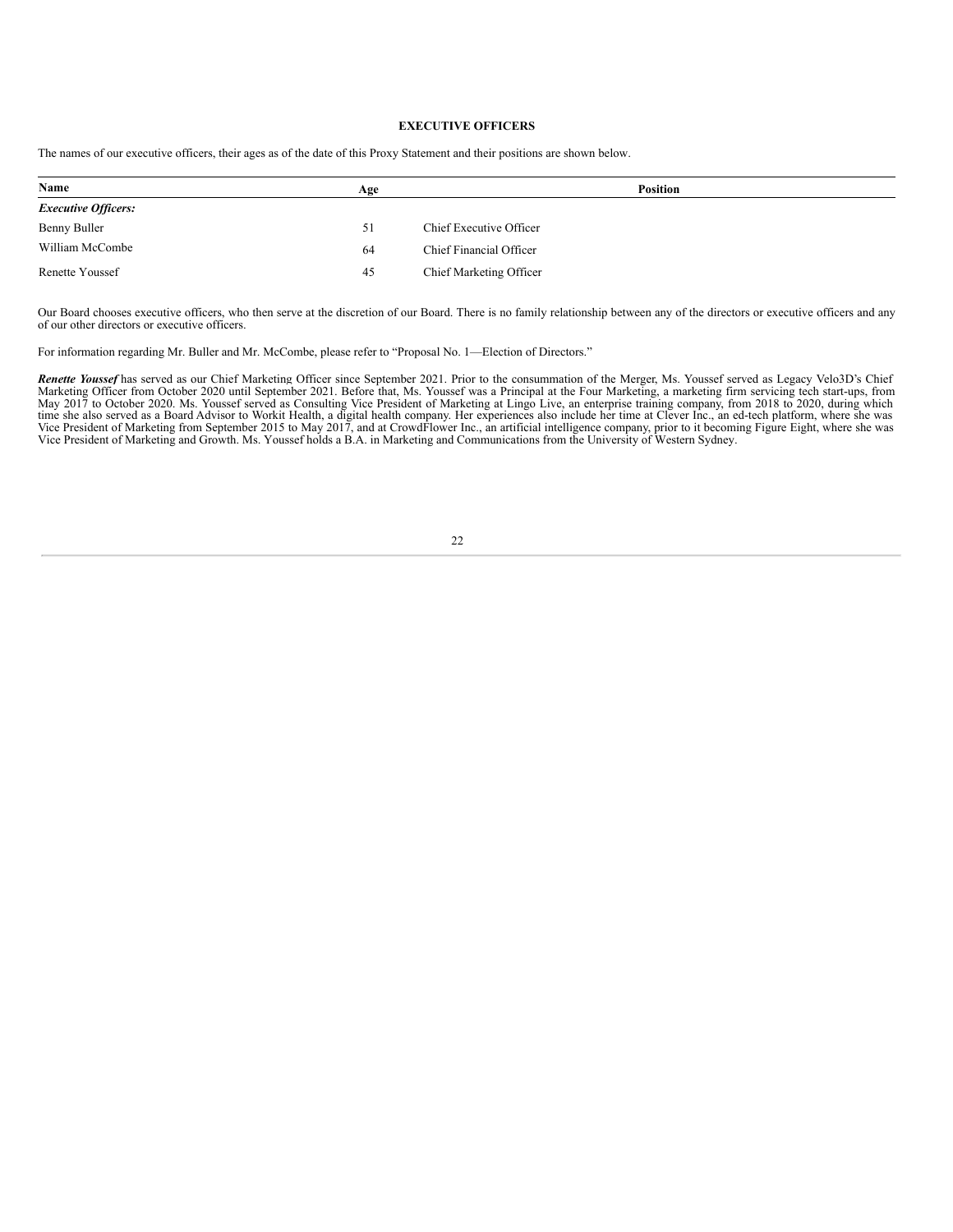## EXECUTIVE OFFICERS

The names of our executive officers, their ages as of the date of this Proxy Statement and their positions are shown below.

| Name | Age | Position |
| --- | --- | --- |
| ***Executive Officers:*** | | |
| Benny Buller | 51 | Chief Executive Officer |
| William McCombe | 64 | Chief Financial Officer |
| Renette Youssef | 45 | Chief Marketing Officer |

Our Board chooses executive officers, who then serve at the discretion of our Board. There is no family relationship between any of the directors or executive officers and any of our other directors or executive officers.

For information regarding Mr. Buller and Mr. McCombe, please refer to "Proposal No. 1—Election of Directors."

***Renette Youssef*** has served as our Chief Marketing Officer since September 2021. Prior to the consummation of the Merger, Ms. Youssef served as Legacy Velo3D's Chief Marketing Officer from October 2020 until September 2021. Before that, Ms. Youssef was a Principal at the Four Marketing, a marketing firm servicing tech start-ups, from May 2017 to October 2020. Ms. Youssef served as Consulting Vice President of Marketing at Lingo Live, an enterprise training company, from 2018 to 2020, during which time she also served as a Board Advisor to Workit Health, a digital health company. Her experiences also include her time at Clever Inc., an ed-tech platform, where she was Vice President of Marketing from September 2015 to May 2017, and at CrowdFlower Inc., an artificial intelligence company, prior to it becoming Figure Eight, where she was Vice President of Marketing and Growth. Ms. Youssef holds a B.A. in Marketing and Communications from the University of Western Sydney.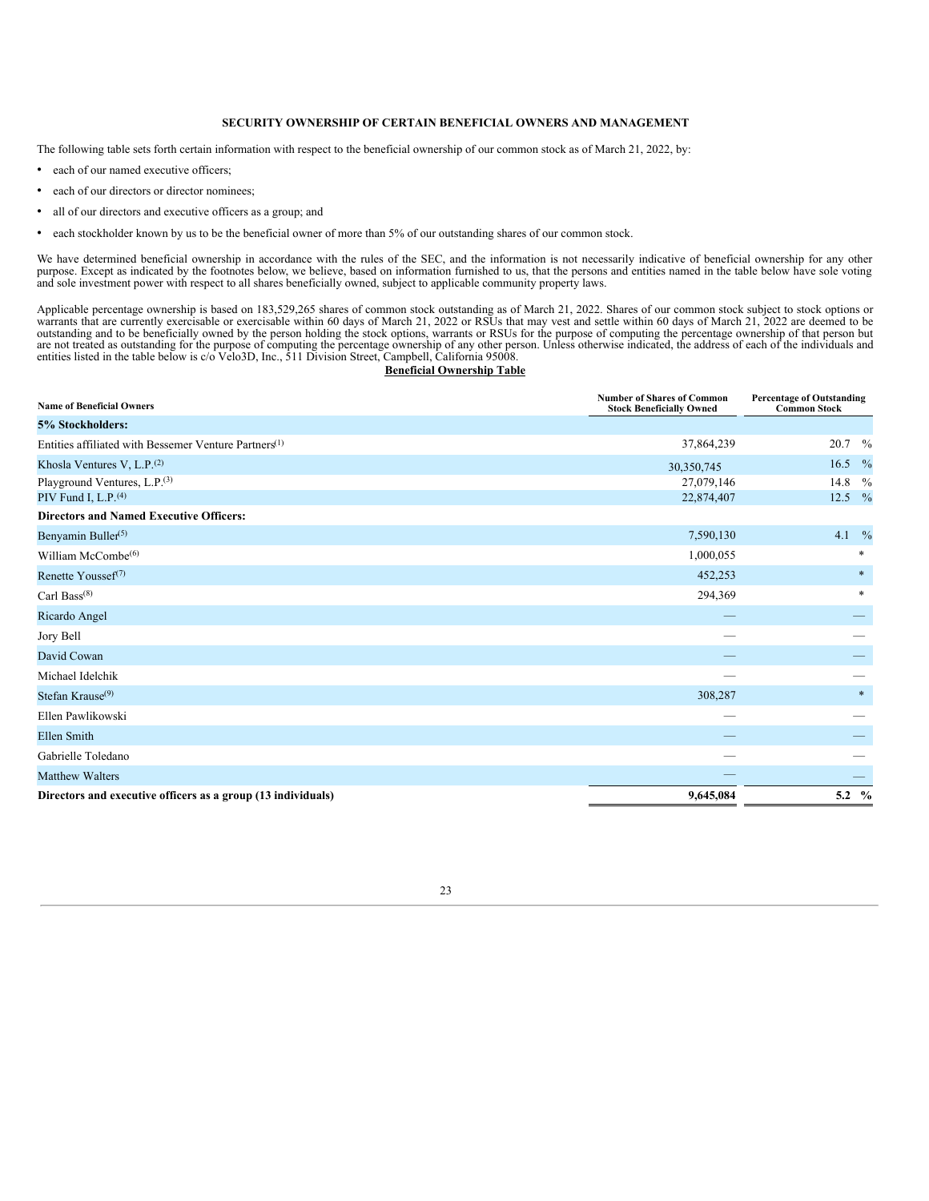## SECURITY OWNERSHIP OF CERTAIN BENEFICIAL OWNERS AND MANAGEMENT

The following table sets forth certain information with respect to the beneficial ownership of our common stock as of March 21, 2022, by:

- each of our named executive officers;
- each of our directors or director nominees;
- all of our directors and executive officers as a group; and
- each stockholder known by us to be the beneficial owner of more than 5% of our outstanding shares of our common stock.

We have determined beneficial ownership in accordance with the rules of the SEC, and the information is not necessarily indicative of beneficial ownership for any other purpose. Except as indicated by the footnotes below, we believe, based on information furnished to us, that the persons and entities named in the table below have sole voting and sole investment power with respect to all shares beneficially owned, subject to applicable community property laws.

Applicable percentage ownership is based on 183,529,265 shares of common stock outstanding as of March 21, 2022. Shares of our common stock subject to stock options or warrants that are currently exercisable or exercisable within 60 days of March 21, 2022 or RSUs that may vest and settle within 60 days of March 21, 2022 are deemed to be outstanding and to be beneficially owned by the person holding the stock options, warrants or RSUs for the purpose of computing the percentage ownership of that person but are not treated as outstanding for the purpose of computing the percentage ownership of any other person. Unless otherwise indicated, the address of each of the individuals and entities listed in the table below is c/o Velo3D, Inc., 511 Division Street, Campbell, California 95008.

**Beneficial Ownership Table**

| Name of Beneficial Owners | Number of Shares of Common Stock Beneficially Owned | Percentage of Outstanding Common Stock |
|---|---|---|
| **5% Stockholders:** | | |
| Entities affiliated with Bessemer Venture Partners[(1)] | 37,864,239 | 20.7 % |
| Khosla Ventures V, L.P.[(2)] | 30,350,745 | 16.5 % |
| Playground Ventures, L.P.[(3)] | 27,079,146 | 14.8 % |
| PIV Fund I, L.P.[(4)] | 22,874,407 | 12.5 % |
| **Directors and Named Executive Officers:** | | |
| Benyamin Buller[(5)] | 7,590,130 | 4.1 % |
| William McCombe[(6)] | 1,000,055 | * |
| Renette Youssef[(7)] | 452,253 | * |
| Carl Bass[(8)] | 294,369 | * |
| Ricardo Angel | — | — |
| Jory Bell | — | — |
| David Cowan | — | — |
| Michael Idelchik | — | — |
| Stefan Krause[(9)] | 308,287 | * |
| Ellen Pawlikowski | — | — |
| Ellen Smith | — | — |
| Gabrielle Toledano | — | — |
| Matthew Walters | — | — |
| **Directors and executive officers as a group (13 individuals)** | **9,645,084** | **5.2 %** |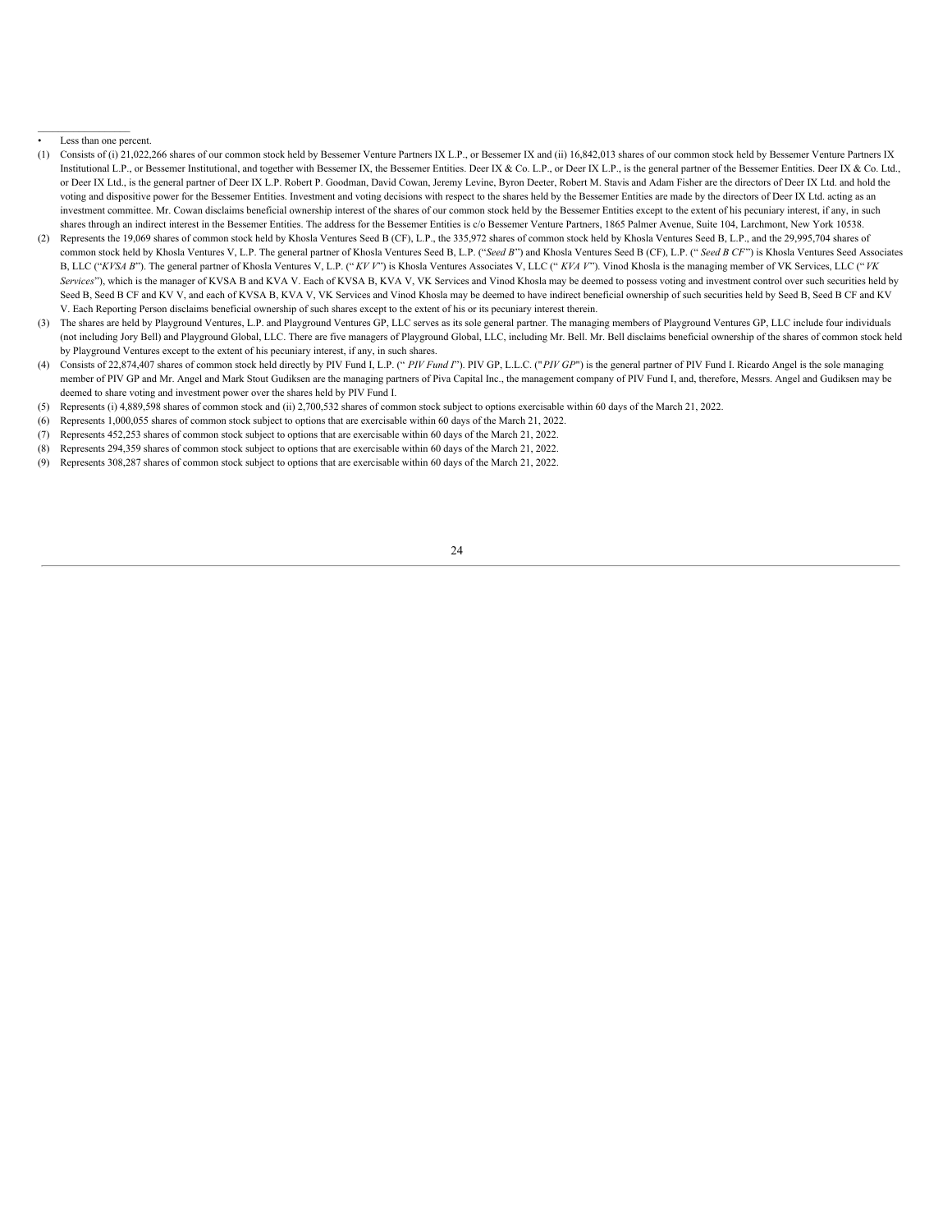- Less than one percent.

(1) Consists of (i) 21,022,266 shares of our common stock held by Bessemer Venture Partners IX L.P., or Bessemer IX and (ii) 16,842,013 shares of our common stock held by Bessemer Venture Partners IX Institutional L.P., or Bessemer Institutional, and together with Bessemer IX, the Bessemer Entities. Deer IX & Co. L.P., or Deer IX L.P., is the general partner of the Bessemer Entities. Deer IX & Co. Ltd., or Deer IX Ltd., is the general partner of Deer IX L.P. Robert P. Goodman, David Cowan, Jeremy Levine, Byron Deeter, Robert M. Stavis and Adam Fisher are the directors of Deer IX Ltd. and hold the voting and dispositive power for the Bessemer Entities. Investment and voting decisions with respect to the shares held by the Bessemer Entities are made by the directors of Deer IX Ltd. acting as an investment committee. Mr. Cowan disclaims beneficial ownership interest of the shares of our common stock held by the Bessemer Entities except to the extent of his pecuniary interest, if any, in such shares through an indirect interest in the Bessemer Entities. The address for the Bessemer Entities is c/o Bessemer Venture Partners, 1865 Palmer Avenue, Suite 104, Larchmont, New York 10538.

(2) Represents the 19,069 shares of common stock held by Khosla Ventures Seed B (CF), L.P., the 335,972 shares of common stock held by Khosla Ventures Seed B, L.P., and the 29,995,704 shares of common stock held by Khosla Ventures V, L.P. The general partner of Khosla Ventures Seed B, L.P. ("*Seed B*") and Khosla Ventures Seed B (CF), L.P. ("*Seed B CF*") is Khosla Ventures Seed Associates B, LLC ("*KVSA B*"). The general partner of Khosla Ventures V, L.P. ("*KV V*") is Khosla Ventures Associates V, LLC ("*KVA V*"). Vinod Khosla is the managing member of VK Services, LLC ("*VK Services*"), which is the manager of KVSA B and KVA V. Each of KVSA B, KVA V, VK Services and Vinod Khosla may be deemed to possess voting and investment control over such securities held by Seed B, Seed B CF and KV V, and each of KVSA B, KVA V, VK Services and Vinod Khosla may be deemed to have indirect beneficial ownership of such securities held by Seed B, Seed B CF and KV V. Each Reporting Person disclaims beneficial ownership of such shares except to the extent of his or its pecuniary interest therein.

(3) The shares are held by Playground Ventures, L.P. and Playground Ventures GP, LLC serves as its sole general partner. The managing members of Playground Ventures GP, LLC include four individuals (not including Jory Bell) and Playground Global, LLC. There are five managers of Playground Global, LLC, including Mr. Bell. Mr. Bell disclaims beneficial ownership of the shares of common stock held by Playground Ventures except to the extent of his pecuniary interest, if any, in such shares.

(4) Consists of 22,874,407 shares of common stock held directly by PIV Fund I, L.P. ("*PIV Fund I*"). PIV GP, L.L.C. ("*PIV GP*") is the general partner of PIV Fund I. Ricardo Angel is the sole managing member of PIV GP and Mr. Angel and Mark Stout Gudiksen are the managing partners of Piva Capital Inc., the management company of PIV Fund I, and, therefore, Messrs. Angel and Gudiksen may be deemed to share voting and investment power over the shares held by PIV Fund I.

(5) Represents (i) 4,889,598 shares of common stock and (ii) 2,700,532 shares of common stock subject to options exercisable within 60 days of the March 21, 2022.

(6) Represents 1,000,055 shares of common stock subject to options that are exercisable within 60 days of the March 21, 2022.

(7) Represents 452,253 shares of common stock subject to options that are exercisable within 60 days of the March 21, 2022.

(8) Represents 294,359 shares of common stock subject to options that are exercisable within 60 days of the March 21, 2022.

(9) Represents 308,287 shares of common stock subject to options that are exercisable within 60 days of the March 21, 2022.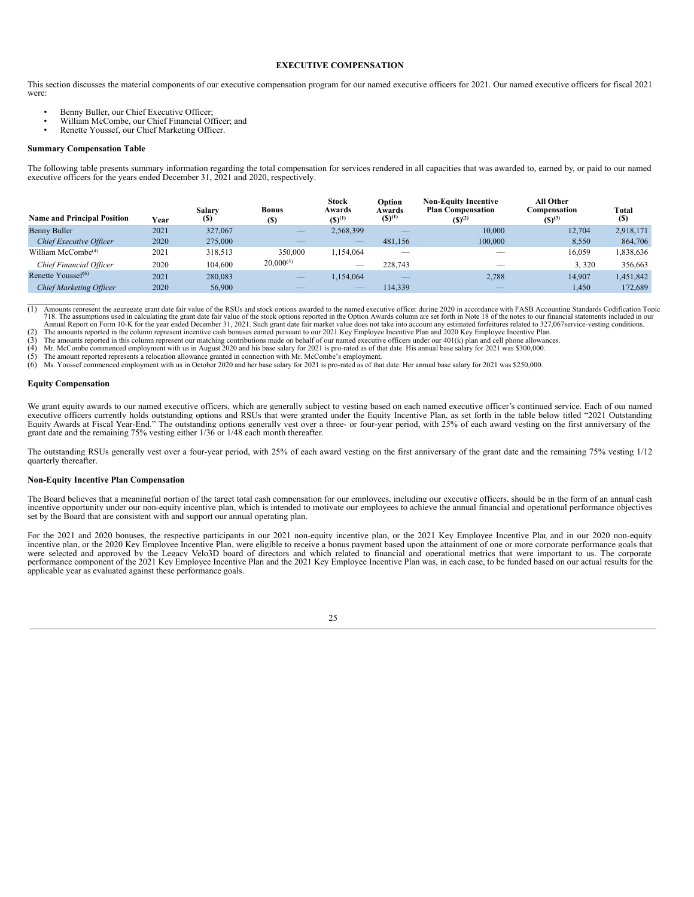# EXECUTIVE COMPENSATION

This section discusses the material components of our executive compensation program for our named executive officers for 2021. Our named executive officers for fiscal 2021 were:

- Benny Buller, our Chief Executive Officer;
- William McCombe, our Chief Financial Officer; and
- Renette Youssef, our Chief Marketing Officer.

### Summary Compensation Table

The following table presents summary information regarding the total compensation for services rendered in all capacities that was awarded to, earned by, or paid to our named executive officers for the years ended December 31, 2021 and 2020, respectively.

| Name and Principal Position | Year | Salary ($) | Bonus ($) | Stock Awards ($)(1) | Option Awards ($)(1) | Non-Equity Incentive Plan Compensation ($)(2) | All Other Compensation ($)(3) | Total ($) |
|---|---|---|---|---|---|---|---|---|
| Benny Buller | 2021 | 327,067 | — | 2,568,399 | — | 10,000 | 12,704 | 2,918,171 |
| *Chief Executive Officer* | 2020 | 275,000 | — | — | 481,156 | 100,000 | 8,550 | 864,706 |
| William McCombe(4) | 2021 | 318,513 | 350,000 | 1,154,064 | — | — | 16,059 | 1,838,636 |
| *Chief Financial Officer* | 2020 | 104,600 | 20,000(5) | — | 228,743 | — | 3, 320 | 356,663 |
| Renette Youssef(6) | 2021 | 280,083 | — | 1,154,064 | — | 2,788 | 14,907 | 1,451,842 |
| *Chief Marketing Officer* | 2020 | 56,900 | — | — | 114,339 | — | 1,450 | 172,689 |

(1) Amounts represent the aggregate grant date fair value of the RSUs and stock options awarded to the named executive officer during 2020 in accordance with FASB Accounting Standards Codification Topic 718. The assumptions used in calculating the grant date fair value of the stock options reported in the Option Awards column are set forth in Note 18 of the notes to our financial statements included in our Annual Report on Form 10-K for the year ended December 31, 2021. Such grant date fair market value does not take into account any estimated forfeitures related to 327,067service-vesting conditions.
(2) The amounts reported in the column represent incentive cash bonuses earned pursuant to our 2021 Key Employee Incentive Plan and 2020 Key Employee Incentive Plan.
(3) The amounts reported in this column represent our matching contributions made on behalf of our named executive officers under our 401(k) plan and cell phone allowances.
(4) Mr. McCombe commenced employment with us in August 2020 and his base salary for 2021 is pro-rated as of that date. His annual base salary for 2021 was $300,000.
(5) The amount reported represents a relocation allowance granted in connection with Mr. McCombe's employment.
(6) Ms. Youssef commenced employment with us in October 2020 and her base salary for 2021 is pro-rated as of that date. Her annual base salary for 2021 was $250,000.

### Equity Compensation

We grant equity awards to our named executive officers, which are generally subject to vesting based on each named executive officer's continued service. Each of our named executive officers currently holds outstanding options and RSUs that were granted under the Equity Incentive Plan, as set forth in the table below titled "2021 Outstanding Equity Awards at Fiscal Year-End." The outstanding options generally vest over a three- or four-year period, with 25% of each award vesting on the first anniversary of the grant date and the remaining 75% vesting either 1/36 or 1/48 each month thereafter.

The outstanding RSUs generally vest over a four-year period, with 25% of each award vesting on the first anniversary of the grant date and the remaining 75% vesting 1/12 quarterly thereafter.

### Non-Equity Incentive Plan Compensation

The Board believes that a meaningful portion of the target total cash compensation for our employees, including our executive officers, should be in the form of an annual cash incentive opportunity under our non-equity incentive plan, which is intended to motivate our employees to achieve the annual financial and operational performance objectives set by the Board that are consistent with and support our annual operating plan.

For the 2021 and 2020 bonuses, the respective participants in our 2021 non-equity incentive plan, or the 2021 Key Employee Incentive Plan, and in our 2020 non-equity incentive plan, or the 2020 Key Employee Incentive Plan, were eligible to receive a bonus payment based upon the attainment of one or more corporate performance goals that were selected and approved by the Legacy Velo3D board of directors and which related to financial and operational metrics that were important to us. The corporate performance component of the 2021 Key Employee Incentive Plan and the 2021 Key Employee Incentive Plan was, in each case, to be funded based on our actual results for the applicable year as evaluated against these performance goals.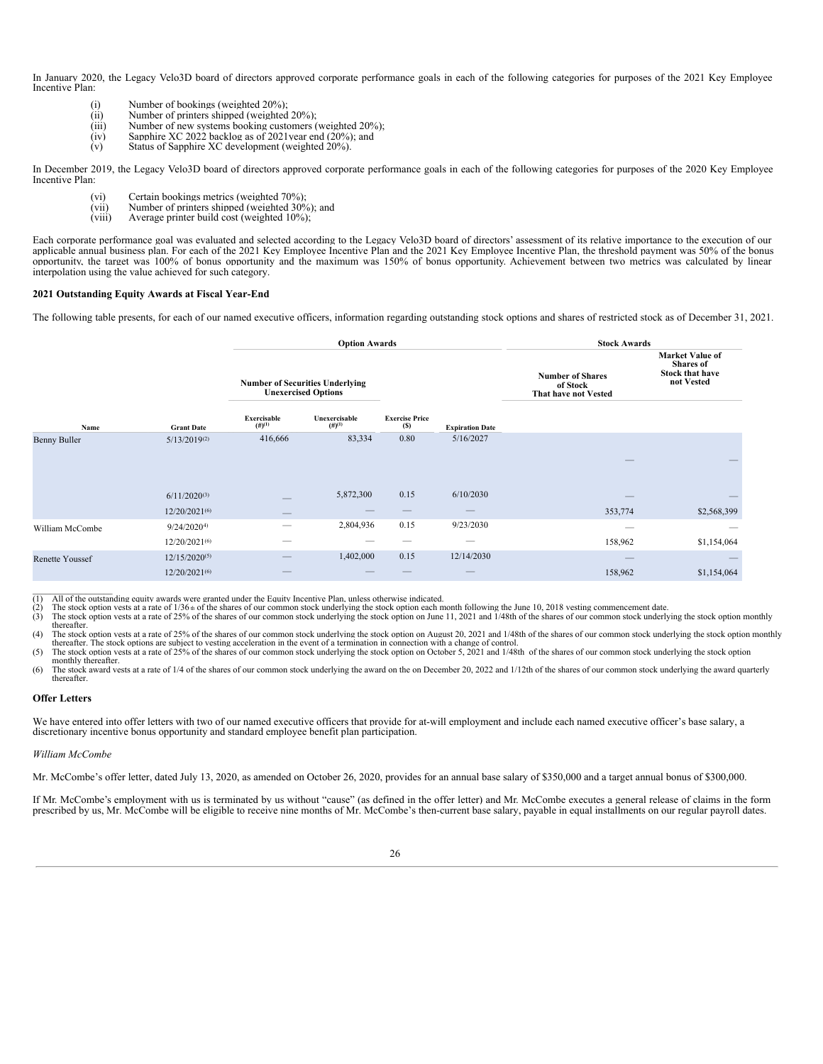In January 2020, the Legacy Velo3D board of directors approved corporate performance goals in each of the following categories for purposes of the 2021 Key Employee Incentive Plan:

(i) Number of bookings (weighted 20%);
(ii) Number of printers shipped (weighted 20%);
(iii) Number of new systems booking customers (weighted 20%);
(iv) Sapphire XC 2022 backlog as of 2021year end (20%); and
(v) Status of Sapphire XC development (weighted 20%).

In December 2019, the Legacy Velo3D board of directors approved corporate performance goals in each of the following categories for purposes of the 2020 Key Employee Incentive Plan:

(vi) Certain bookings metrics (weighted 70%);
(vii) Number of printers shipped (weighted 30%); and
(viii) Average printer build cost (weighted 10%);

Each corporate performance goal was evaluated and selected according to the Legacy Velo3D board of directors' assessment of its relative importance to the execution of our applicable annual business plan. For each of the 2021 Key Employee Incentive Plan and the 2021 Key Employee Incentive Plan, the threshold payment was 50% of the bonus opportunity, the target was 100% of bonus opportunity and the maximum was 150% of bonus opportunity. Achievement between two metrics was calculated by linear interpolation using the value achieved for such category.

**2021 Outstanding Equity Awards at Fiscal Year-End**

The following table presents, for each of our named executive officers, information regarding outstanding stock options and shares of restricted stock as of December 31, 2021.

| | | Option Awards | | | | Stock Awards | |
|---|---|---|---|---|---|---|---|
| | | Number of Securities Underlying Unexercised Options | | | | Number of Shares of Stock That have not Vested | Market Value of Shares of Stock that have not Vested |
| Name | Grant Date | Exercisable (#)(1) | Unexercisable (#)(1) | Exercise Price ($) | Expiration Date | | |
| Benny Buller | 5/13/2019(2) | 416,666 | 83,334 | 0.80 | 5/16/2027 | — | — |
| | 6/11/2020(3) | — | 5,872,300 | 0.15 | 6/10/2030 | — | — |
| | 12/20/2021(6) | — | — | — | — | 353,774 | $2,568,399 |
| William McCombe | 9/24/2020(4) | — | 2,804,936 | 0.15 | 9/23/2030 | — | — |
| | 12/20/2021(6) | — | — | — | — | 158,962 | $1,154,064 |
| Renette Youssef | 12/15/2020(5) | — | 1,402,000 | 0.15 | 12/14/2030 | — | — |
| | 12/20/2021(6) | — | — | — | — | 158,962 | $1,154,064 |

(1) All of the outstanding equity awards were granted under the Equity Incentive Plan, unless otherwise indicated.
(2) The stock option vests at a rate of 1/36th of the shares of our common stock underlying the stock option each month following the June 10, 2018 vesting commencement date.
(3) The stock option vests at a rate of 25% of the shares of our common stock underlying the stock option on June 11, 2021 and 1/48th of the shares of our common stock underlying the stock option monthly thereafter.
(4) The stock option vests at a rate of 25% of the shares of our common stock underlying the stock option on August 20, 2021 and 1/48th of the shares of our common stock underlying the stock option monthly thereafter. The stock options are subject to vesting acceleration in the event of a termination in connection with a change of control.
(5) The stock option vests at a rate of 25% of the shares of our common stock underlying the stock option on October 5, 2021 and 1/48th of the shares of our common stock underlying the stock option monthly thereafter.
(6) The stock award vests at a rate of 1/4 of the shares of our common stock underlying the award on the on December 20, 2022 and 1/12th of the shares of our common stock underlying the award quarterly thereafter.

**Offer Letters**

We have entered into offer letters with two of our named executive officers that provide for at-will employment and include each named executive officer's base salary, a discretionary incentive bonus opportunity and standard employee benefit plan participation.

*William McCombe*

Mr. McCombe's offer letter, dated July 13, 2020, as amended on October 26, 2020, provides for an annual base salary of $350,000 and a target annual bonus of $300,000.

If Mr. McCombe's employment with us is terminated by us without "cause" (as defined in the offer letter) and Mr. McCombe executes a general release of claims in the form prescribed by us, Mr. McCombe will be eligible to receive nine months of Mr. McCombe's then-current base salary, payable in equal installments on our regular payroll dates.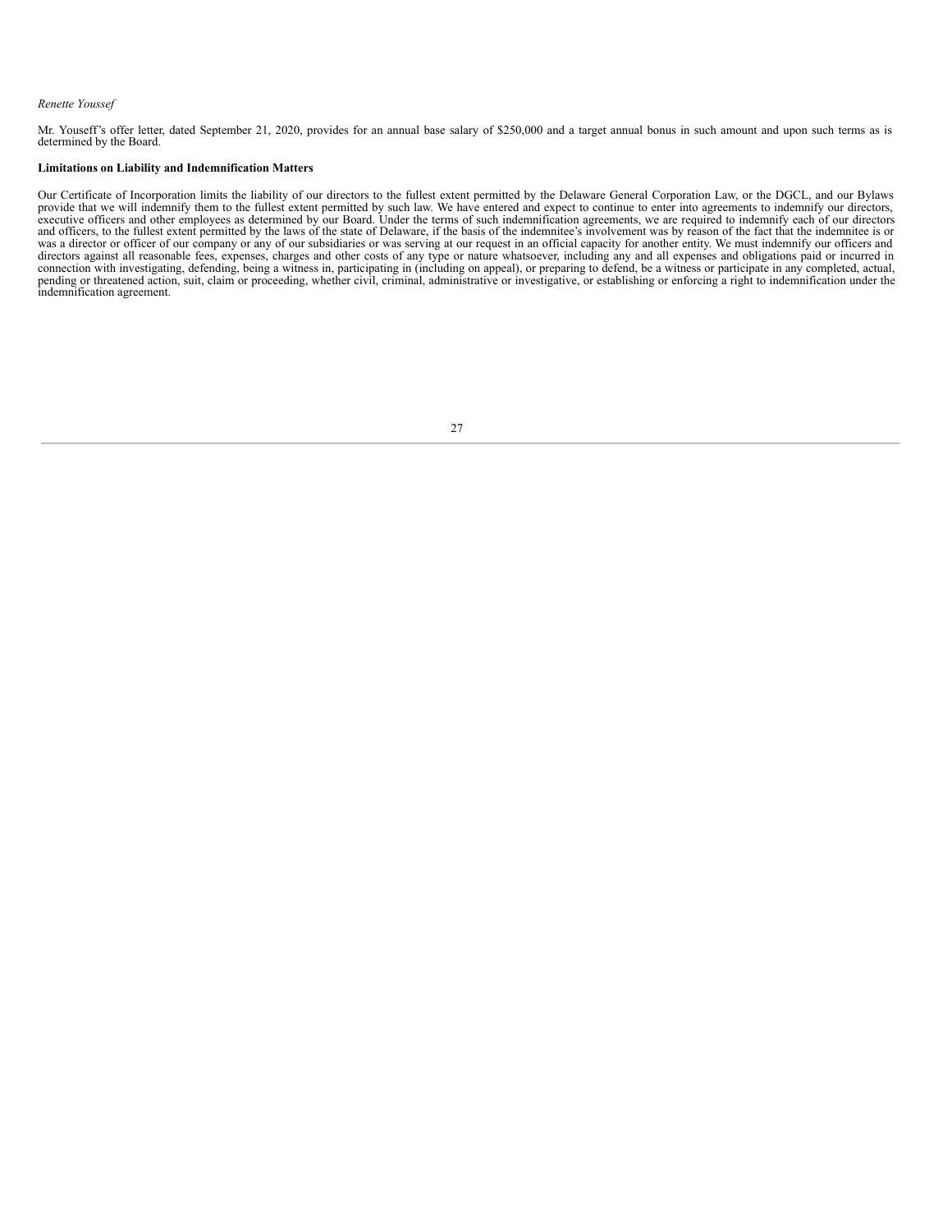*Renette Youssef*

Mr. Youseff's offer letter, dated September 21, 2020, provides for an annual base salary of $250,000 and a target annual bonus in such amount and upon such terms as is determined by the Board.

**Limitations on Liability and Indemnification Matters**

Our Certificate of Incorporation limits the liability of our directors to the fullest extent permitted by the Delaware General Corporation Law, or the DGCL, and our Bylaws provide that we will indemnify them to the fullest extent permitted by such law. We have entered and expect to continue to enter into agreements to indemnify our directors, executive officers and other employees as determined by our Board. Under the terms of such indemnification agreements, we are required to indemnify each of our directors and officers, to the fullest extent permitted by the laws of the state of Delaware, if the basis of the indemnitee's involvement was by reason of the fact that the indemnitee is or was a director or officer of our company or any of our subsidiaries or was serving at our request in an official capacity for another entity. We must indemnify our officers and directors against all reasonable fees, expenses, charges and other costs of any type or nature whatsoever, including any and all expenses and obligations paid or incurred in connection with investigating, defending, being a witness in, participating in (including on appeal), or preparing to defend, be a witness or participate in any completed, actual, pending or threatened action, suit, claim or proceeding, whether civil, criminal, administrative or investigative, or establishing or enforcing a right to indemnification under the indemnification agreement.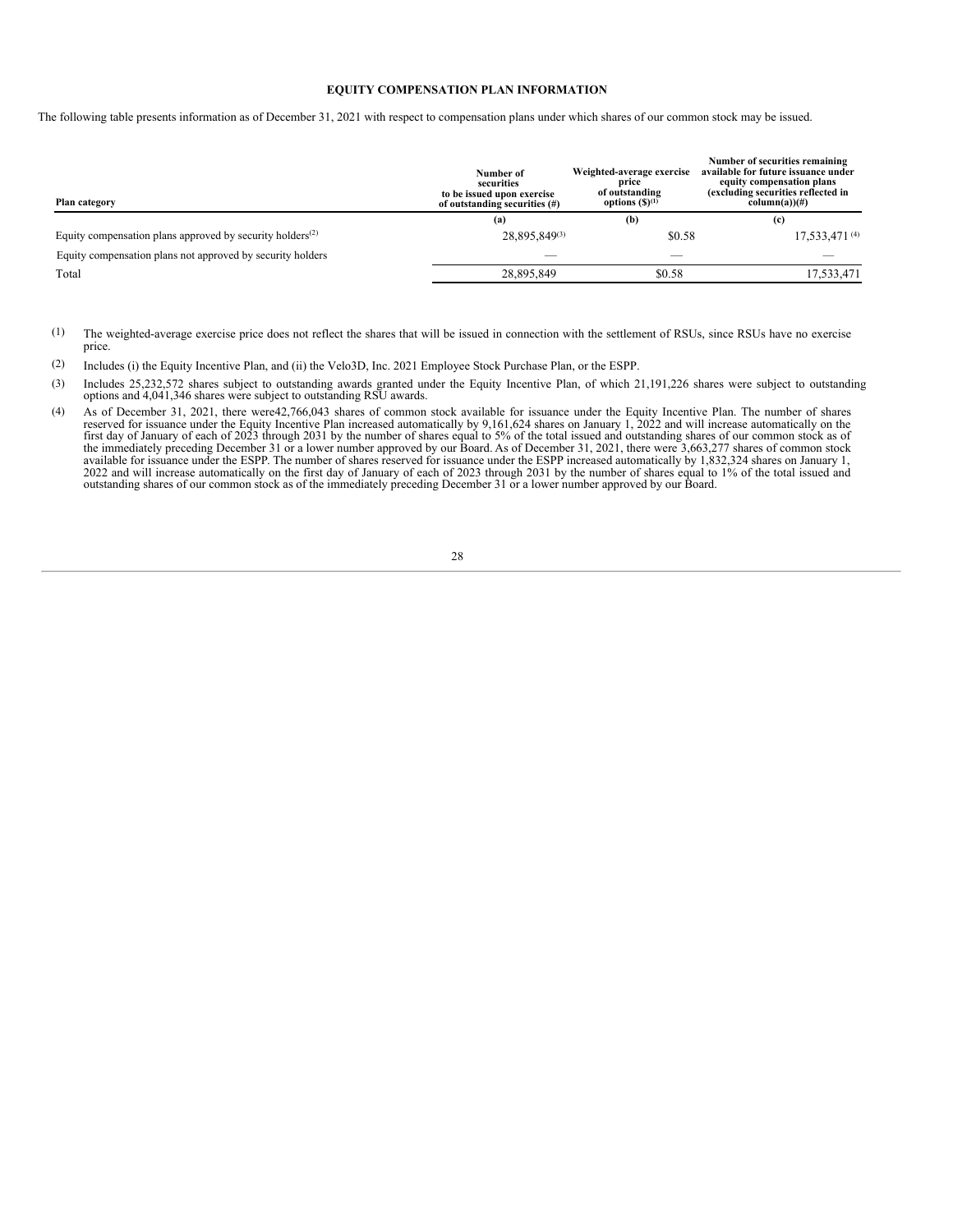## EQUITY COMPENSATION PLAN INFORMATION

The following table presents information as of December 31, 2021 with respect to compensation plans under which shares of our common stock may be issued.

| Plan category | Number of securities to be issued upon exercise of outstanding securities (#) | Weighted-average exercise price of outstanding options ($)[(1)] | Number of securities remaining available for future issuance under equity compensation plans (excluding securities reflected in column(a))(#) |
|---|---|---|---|
| | (a) | (b) | (c) |
| Equity compensation plans approved by security holders[(2)] | 28,895,849[(3)] | $0.58 | 17,533,471 [(4)] |
| Equity compensation plans not approved by security holders | — | — | — |
| Total | 28,895,849 | $0.58 | 17,533,471 |

(1) The weighted-average exercise price does not reflect the shares that will be issued in connection with the settlement of RSUs, since RSUs have no exercise price.

(2) Includes (i) the Equity Incentive Plan, and (ii) the Velo3D, Inc. 2021 Employee Stock Purchase Plan, or the ESPP.

(3) Includes 25,232,572 shares subject to outstanding awards granted under the Equity Incentive Plan, of which 21,191,226 shares were subject to outstanding options and 4,041,346 shares were subject to outstanding RSU awards.

(4) As of December 31, 2021, there were42,766,043 shares of common stock available for issuance under the Equity Incentive Plan. The number of shares reserved for issuance under the Equity Incentive Plan increased automatically by 9,161,624 shares on January 1, 2022 and will increase automatically on the first day of January of each of 2023 through 2031 by the number of shares equal to 5% of the total issued and outstanding shares of our common stock as of the immediately preceding December 31 or a lower number approved by our Board. As of December 31, 2021, there were 3,663,277 shares of common stock available for issuance under the ESPP. The number of shares reserved for issuance under the ESPP increased automatically by 1,832,324 shares on January 1, 2022 and will increase automatically on the first day of January of each of 2023 through 2031 by the number of shares equal to 1% of the total issued and outstanding shares of our common stock as of the immediately preceding December 31 or a lower number approved by our Board.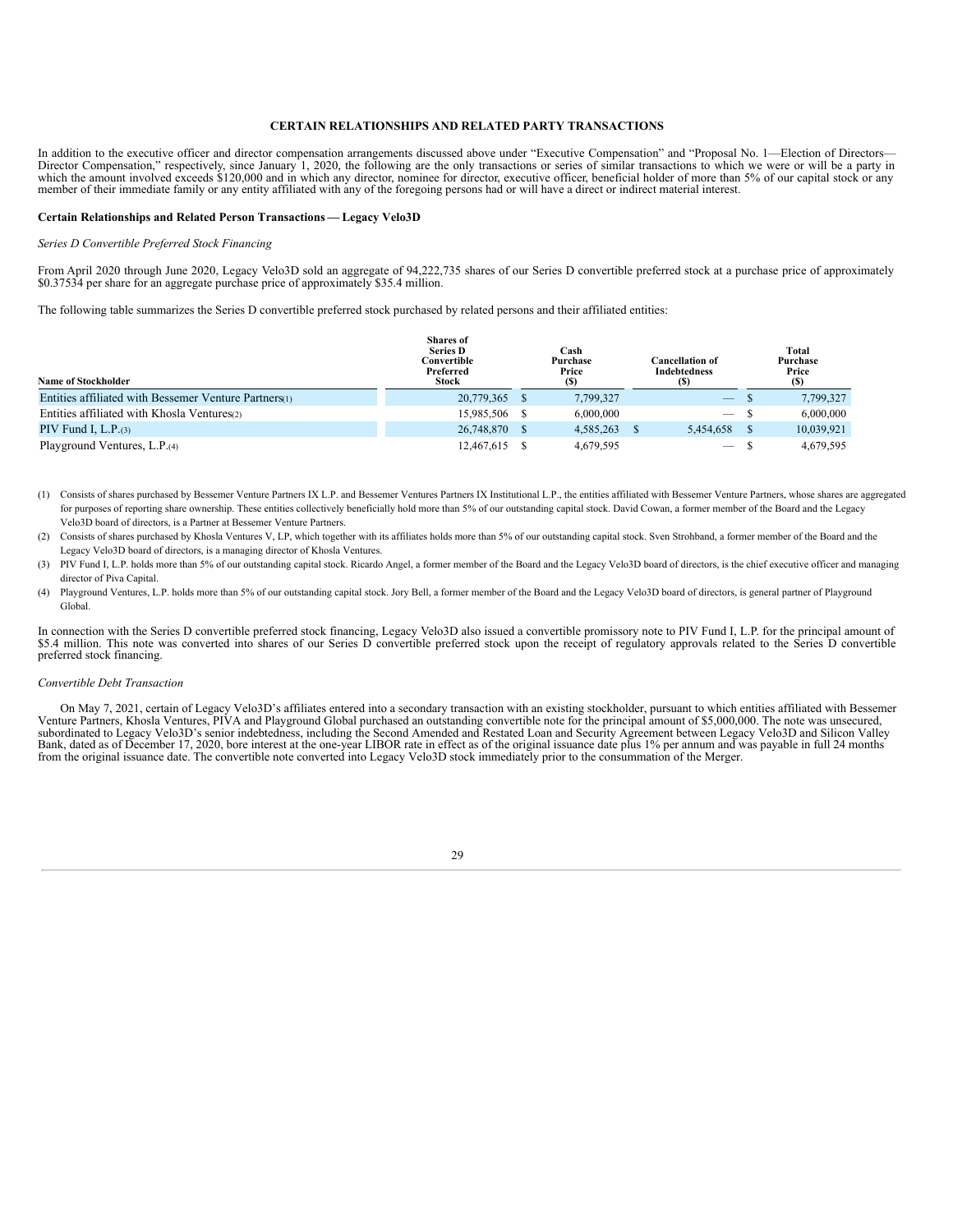# CERTAIN RELATIONSHIPS AND RELATED PARTY TRANSACTIONS

In addition to the executive officer and director compensation arrangements discussed above under "Executive Compensation" and "Proposal No. 1—Election of Directors—Director Compensation," respectively, since January 1, 2020, the following are the only transactions or series of similar transactions to which we were or will be a party in which the amount involved exceeds $120,000 and in which any director, nominee for director, executive officer, beneficial holder of more than 5% of our capital stock or any member of their immediate family or any entity affiliated with any of the foregoing persons had or will have a direct or indirect material interest.

**Certain Relationships and Related Person Transactions — Legacy Velo3D**

*Series D Convertible Preferred Stock Financing*

From April 2020 through June 2020, Legacy Velo3D sold an aggregate of 94,222,735 shares of our Series D convertible preferred stock at a purchase price of approximately $0.37534 per share for an aggregate purchase price of approximately $35.4 million.

The following table summarizes the Series D convertible preferred stock purchased by related persons and their affiliated entities:

| Name of Stockholder | Shares of Series D Convertible Preferred Stock | Cash Purchase Price ($) | Cancellation of Indebtedness ($) | Total Purchase Price ($) |
|---|---|---|---|---|
| Entities affiliated with Bessemer Venture Partners(1) | 20,779,365 | $ 7,799,327 | — | $ 7,799,327 |
| Entities affiliated with Khosla Ventures(2) | 15,985,506 | $ 6,000,000 | — | $ 6,000,000 |
| PIV Fund I, L.P.(3) | 26,748,870 | $ 4,585,263 | $ 5,454,658 | $ 10,039,921 |
| Playground Ventures, L.P.(4) | 12,467,615 | $ 4,679,595 | — | $ 4,679,595 |

(1) Consists of shares purchased by Bessemer Venture Partners IX L.P. and Bessemer Ventures Partners IX Institutional L.P., the entities affiliated with Bessemer Venture Partners, whose shares are aggregated for purposes of reporting share ownership. These entities collectively beneficially hold more than 5% of our outstanding capital stock. David Cowan, a former member of the Board and the Legacy Velo3D board of directors, is a Partner at Bessemer Venture Partners.

(2) Consists of shares purchased by Khosla Ventures V, LP, which together with its affiliates holds more than 5% of our outstanding capital stock. Sven Strohband, a former member of the Board and the Legacy Velo3D board of directors, is a managing director of Khosla Ventures.

(3) PIV Fund I, L.P. holds more than 5% of our outstanding capital stock. Ricardo Angel, a former member of the Board and the Legacy Velo3D board of directors, is the chief executive officer and managing director of Piva Capital.

(4) Playground Ventures, L.P. holds more than 5% of our outstanding capital stock. Jory Bell, a former member of the Board and the Legacy Velo3D board of directors, is general partner of Playground Global.

In connection with the Series D convertible preferred stock financing, Legacy Velo3D also issued a convertible promissory note to PIV Fund I, L.P. for the principal amount of $5.4 million. This note was converted into shares of our Series D convertible preferred stock upon the receipt of regulatory approvals related to the Series D convertible preferred stock financing.

*Convertible Debt Transaction*

On May 7, 2021, certain of Legacy Velo3D's affiliates entered into a secondary transaction with an existing stockholder, pursuant to which entities affiliated with Bessemer Venture Partners, Khosla Ventures, PIVA and Playground Global purchased an outstanding convertible note for the principal amount of $5,000,000. The note was unsecured, subordinated to Legacy Velo3D's senior indebtedness, including the Second Amended and Restated Loan and Security Agreement between Legacy Velo3D and Silicon Valley Bank, dated as of December 17, 2020, bore interest at the one-year LIBOR rate in effect as of the original issuance date plus 1% per annum and was payable in full 24 months from the original issuance date. The convertible note converted into Legacy Velo3D stock immediately prior to the consummation of the Merger.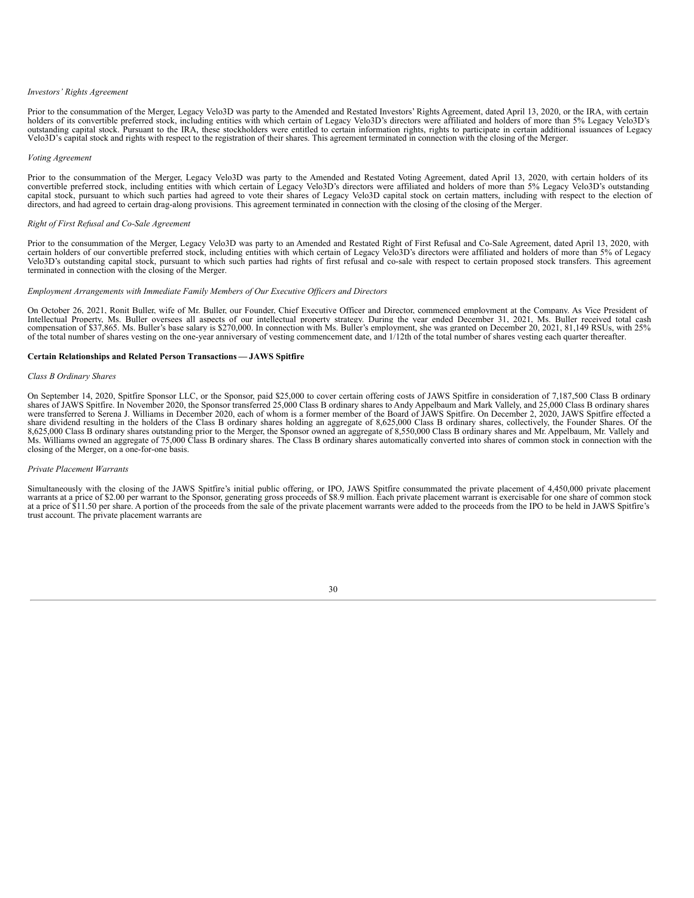*Investors' Rights Agreement*

Prior to the consummation of the Merger, Legacy Velo3D was party to the Amended and Restated Investors' Rights Agreement, dated April 13, 2020, or the IRA, with certain holders of its convertible preferred stock, including entities with which certain of Legacy Velo3D's directors were affiliated and holders of more than 5% Legacy Velo3D's outstanding capital stock. Pursuant to the IRA, these stockholders were entitled to certain information rights, rights to participate in certain additional issuances of Legacy Velo3D's capital stock and rights with respect to the registration of their shares. This agreement terminated in connection with the closing of the Merger.

*Voting Agreement*

Prior to the consummation of the Merger, Legacy Velo3D was party to the Amended and Restated Voting Agreement, dated April 13, 2020, with certain holders of its convertible preferred stock, including entities with which certain of Legacy Velo3D's directors were affiliated and holders of more than 5% Legacy Velo3D's outstanding capital stock, pursuant to which such parties had agreed to vote their shares of Legacy Velo3D capital stock on certain matters, including with respect to the election of directors, and had agreed to certain drag-along provisions. This agreement terminated in connection with the closing of the closing of the Merger.

*Right of First Refusal and Co-Sale Agreement*

Prior to the consummation of the Merger, Legacy Velo3D was party to an Amended and Restated Right of First Refusal and Co-Sale Agreement, dated April 13, 2020, with certain holders of our convertible preferred stock, including entities with which certain of Legacy Velo3D's directors were affiliated and holders of more than 5% of Legacy Velo3D's outstanding capital stock, pursuant to which such parties had rights of first refusal and co-sale with respect to certain proposed stock transfers. This agreement terminated in connection with the closing of the Merger.

*Employment Arrangements with Immediate Family Members of Our Executive Officers and Directors*

On October 26, 2021, Ronit Buller, wife of Mr. Buller, our Founder, Chief Executive Officer and Director, commenced employment at the Company. As Vice President of Intellectual Property, Ms. Buller oversees all aspects of our intellectual property strategy. During the year ended December 31, 2021, Ms. Buller received total cash compensation of $37,865. Ms. Buller's base salary is $270,000. In connection with Ms. Buller's employment, she was granted on December 20, 2021, 81,149 RSUs, with 25% of the total number of shares vesting on the one-year anniversary of vesting commencement date, and 1/12th of the total number of shares vesting each quarter thereafter.

**Certain Relationships and Related Person Transactions — JAWS Spitfire**

*Class B Ordinary Shares*

On September 14, 2020, Spitfire Sponsor LLC, or the Sponsor, paid $25,000 to cover certain offering costs of JAWS Spitfire in consideration of 7,187,500 Class B ordinary shares of JAWS Spitfire. In November 2020, the Sponsor transferred 25,000 Class B ordinary shares to Andy Appelbaum and Mark Vallely, and 25,000 Class B ordinary shares were transferred to Serena J. Williams in December 2020, each of whom is a former member of the Board of JAWS Spitfire. On December 2, 2020, JAWS Spitfire effected a share dividend resulting in the holders of the Class B ordinary shares holding an aggregate of 8,625,000 Class B ordinary shares, collectively, the Founder Shares. Of the 8,625,000 Class B ordinary shares outstanding prior to the Merger, the Sponsor owned an aggregate of 8,550,000 Class B ordinary shares and Mr. Appelbaum, Mr. Vallely and Ms. Williams owned an aggregate of 75,000 Class B ordinary shares. The Class B ordinary shares automatically converted into shares of common stock in connection with the closing of the Merger, on a one-for-one basis.

*Private Placement Warrants*

Simultaneously with the closing of the JAWS Spitfire's initial public offering, or IPO, JAWS Spitfire consummated the private placement of 4,450,000 private placement warrants at a price of $2.00 per warrant to the Sponsor, generating gross proceeds of $8.9 million. Each private placement warrant is exercisable for one share of common stock at a price of $11.50 per share. A portion of the proceeds from the sale of the private placement warrants were added to the proceeds from the IPO to be held in JAWS Spitfire's trust account. The private placement warrants are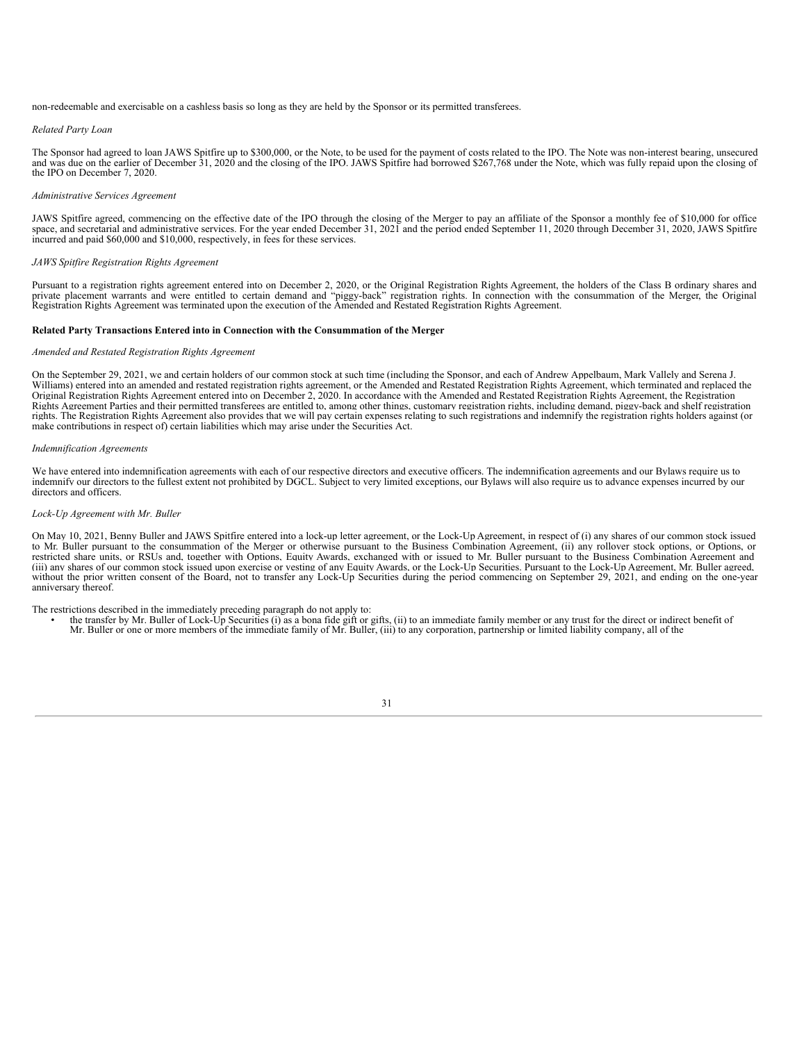non-redeemable and exercisable on a cashless basis so long as they are held by the Sponsor or its permitted transferees.

*Related Party Loan*

The Sponsor had agreed to loan JAWS Spitfire up to $300,000, or the Note, to be used for the payment of costs related to the IPO. The Note was non-interest bearing, unsecured and was due on the earlier of December 31, 2020 and the closing of the IPO. JAWS Spitfire had borrowed $267,768 under the Note, which was fully repaid upon the closing of the IPO on December 7, 2020.

*Administrative Services Agreement*

JAWS Spitfire agreed, commencing on the effective date of the IPO through the closing of the Merger to pay an affiliate of the Sponsor a monthly fee of $10,000 for office space, and secretarial and administrative services. For the year ended December 31, 2021 and the period ended September 11, 2020 through December 31, 2020, JAWS Spitfire incurred and paid $60,000 and $10,000, respectively, in fees for these services.

*JAWS Spitfire Registration Rights Agreement*

Pursuant to a registration rights agreement entered into on December 2, 2020, or the Original Registration Rights Agreement, the holders of the Class B ordinary shares and private placement warrants and were entitled to certain demand and "piggy-back" registration rights. In connection with the consummation of the Merger, the Original Registration Rights Agreement was terminated upon the execution of the Amended and Restated Registration Rights Agreement.

**Related Party Transactions Entered into in Connection with the Consummation of the Merger**

*Amended and Restated Registration Rights Agreement*

On the September 29, 2021, we and certain holders of our common stock at such time (including the Sponsor, and each of Andrew Appelbaum, Mark Vallely and Serena J. Williams) entered into an amended and restated registration rights agreement, or the Amended and Restated Registration Rights Agreement, which terminated and replaced the Original Registration Rights Agreement entered into on December 2, 2020. In accordance with the Amended and Restated Registration Rights Agreement, the Registration Rights Agreement Parties and their permitted transferees are entitled to, among other things, customary registration rights, including demand, piggy-back and shelf registration rights. The Registration Rights Agreement also provides that we will pay certain expenses relating to such registrations and indemnify the registration rights holders against (or make contributions in respect of) certain liabilities which may arise under the Securities Act.

*Indemnification Agreements*

We have entered into indemnification agreements with each of our respective directors and executive officers. The indemnification agreements and our Bylaws require us to indemnify our directors to the fullest extent not prohibited by DGCL. Subject to very limited exceptions, our Bylaws will also require us to advance expenses incurred by our directors and officers.

*Lock-Up Agreement with Mr. Buller*

On May 10, 2021, Benny Buller and JAWS Spitfire entered into a lock-up letter agreement, or the Lock-Up Agreement, in respect of (i) any shares of our common stock issued to Mr. Buller pursuant to the consummation of the Merger or otherwise pursuant to the Business Combination Agreement, (ii) any rollover stock options, or Options, or restricted share units, or RSUs and, together with Options, Equity Awards, exchanged with or issued to Mr. Buller pursuant to the Business Combination Agreement and (iii) any shares of our common stock issued upon exercise or vesting of any Equity Awards, or the Lock-Up Securities. Pursuant to the Lock-Up Agreement, Mr. Buller agreed, without the prior written consent of the Board, not to transfer any Lock-Up Securities during the period commencing on September 29, 2021, and ending on the one-year anniversary thereof.

The restrictions described in the immediately preceding paragraph do not apply to:

- the transfer by Mr. Buller of Lock-Up Securities (i) as a bona fide gift or gifts, (ii) to an immediate family member or any trust for the direct or indirect benefit of Mr. Buller or one or more members of the immediate family of Mr. Buller, (iii) to any corporation, partnership or limited liability company, all of the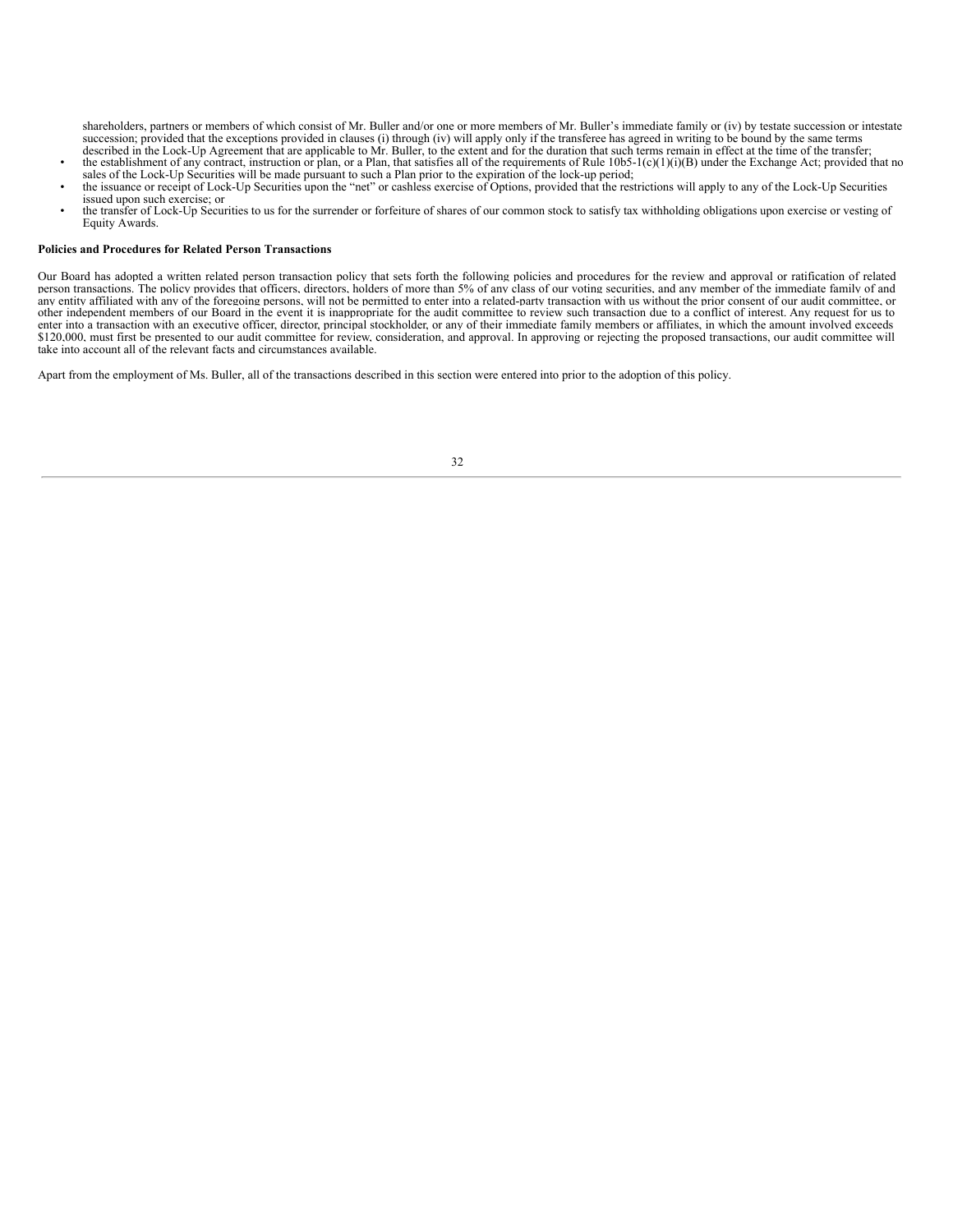shareholders, partners or members of which consist of Mr. Buller and/or one or more members of Mr. Buller's immediate family or (iv) by testate succession or intestate succession; provided that the exceptions provided in clauses (i) through (iv) will apply only if the transferee has agreed in writing to be bound by the same terms described in the Lock-Up Agreement that are applicable to Mr. Buller, to the extent and for the duration that such terms remain in effect at the time of the transfer;

- the establishment of any contract, instruction or plan, or a Plan, that satisfies all of the requirements of Rule 10b5-1(c)(1)(i)(B) under the Exchange Act; provided that no sales of the Lock-Up Securities will be made pursuant to such a Plan prior to the expiration of the lock-up period;
- the issuance or receipt of Lock-Up Securities upon the "net" or cashless exercise of Options, provided that the restrictions will apply to any of the Lock-Up Securities issued upon such exercise; or
- the transfer of Lock-Up Securities to us for the surrender or forfeiture of shares of our common stock to satisfy tax withholding obligations upon exercise or vesting of Equity Awards.

**Policies and Procedures for Related Person Transactions**

Our Board has adopted a written related person transaction policy that sets forth the following policies and procedures for the review and approval or ratification of related person transactions. The policy provides that officers, directors, holders of more than 5% of any class of our voting securities, and any member of the immediate family of and any entity affiliated with any of the foregoing persons, will not be permitted to enter into a related-party transaction with us without the prior consent of our audit committee, or other independent members of our Board in the event it is inappropriate for the audit committee to review such transaction due to a conflict of interest. Any request for us to enter into a transaction with an executive officer, director, principal stockholder, or any of their immediate family members or affiliates, in which the amount involved exceeds $120,000, must first be presented to our audit committee for review, consideration, and approval. In approving or rejecting the proposed transactions, our audit committee will take into account all of the relevant facts and circumstances available.

Apart from the employment of Ms. Buller, all of the transactions described in this section were entered into prior to the adoption of this policy.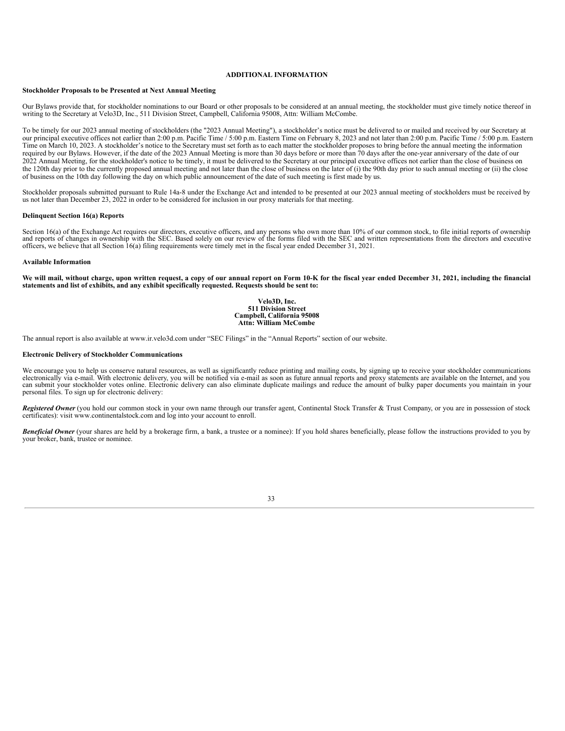## ADDITIONAL INFORMATION

### Stockholder Proposals to be Presented at Next Annual Meeting

Our Bylaws provide that, for stockholder nominations to our Board or other proposals to be considered at an annual meeting, the stockholder must give timely notice thereof in writing to the Secretary at Velo3D, Inc., 511 Division Street, Campbell, California 95008, Attn: William McCombe.

To be timely for our 2023 annual meeting of stockholders (the "2023 Annual Meeting"), a stockholder's notice must be delivered to or mailed and received by our Secretary at our principal executive offices not earlier than 2:00 p.m. Pacific Time / 5:00 p.m. Eastern Time on February 8, 2023 and not later than 2:00 p.m. Pacific Time / 5:00 p.m. Eastern Time on March 10, 2023. A stockholder's notice to the Secretary must set forth as to each matter the stockholder proposes to bring before the annual meeting the information required by our Bylaws. However, if the date of the 2023 Annual Meeting is more than 30 days before or more than 70 days after the one-year anniversary of the date of our 2022 Annual Meeting, for the stockholder's notice to be timely, it must be delivered to the Secretary at our principal executive offices not earlier than the close of business on the 120th day prior to the currently proposed annual meeting and not later than the close of business on the later of (i) the 90th day prior to such annual meeting or (ii) the close of business on the 10th day following the day on which public announcement of the date of such meeting is first made by us.

Stockholder proposals submitted pursuant to Rule 14a-8 under the Exchange Act and intended to be presented at our 2023 annual meeting of stockholders must be received by us not later than December 23, 2022 in order to be considered for inclusion in our proxy materials for that meeting.

### Delinquent Section 16(a) Reports

Section 16(a) of the Exchange Act requires our directors, executive officers, and any persons who own more than 10% of our common stock, to file initial reports of ownership and reports of changes in ownership with the SEC. Based solely on our review of the forms filed with the SEC and written representations from the directors and executive officers, we believe that all Section 16(a) filing requirements were timely met in the fiscal year ended December 31, 2021.

### Available Information

**We will mail, without charge, upon written request, a copy of our annual report on Form 10-K for the fiscal year ended December 31, 2021, including the financial statements and list of exhibits, and any exhibit specifically requested. Requests should be sent to:**

**Velo3D, Inc.**
**511 Division Street**
**Campbell, California 95008**
**Attn: William McCombe**

The annual report is also available at www.ir.velo3d.com under "SEC Filings" in the "Annual Reports" section of our website.

### Electronic Delivery of Stockholder Communications

We encourage you to help us conserve natural resources, as well as significantly reduce printing and mailing costs, by signing up to receive your stockholder communications electronically via e-mail. With electronic delivery, you will be notified via e-mail as soon as future annual reports and proxy statements are available on the Internet, and you can submit your stockholder votes online. Electronic delivery can also eliminate duplicate mailings and reduce the amount of bulky paper documents you maintain in your personal files. To sign up for electronic delivery:

***Registered Owner*** (you hold our common stock in your own name through our transfer agent, Continental Stock Transfer & Trust Company, or you are in possession of stock certificates): visit www.continentalstock.com and log into your account to enroll.

***Beneficial Owner*** (your shares are held by a brokerage firm, a bank, a trustee or a nominee): If you hold shares beneficially, please follow the instructions provided to you by your broker, bank, trustee or nominee.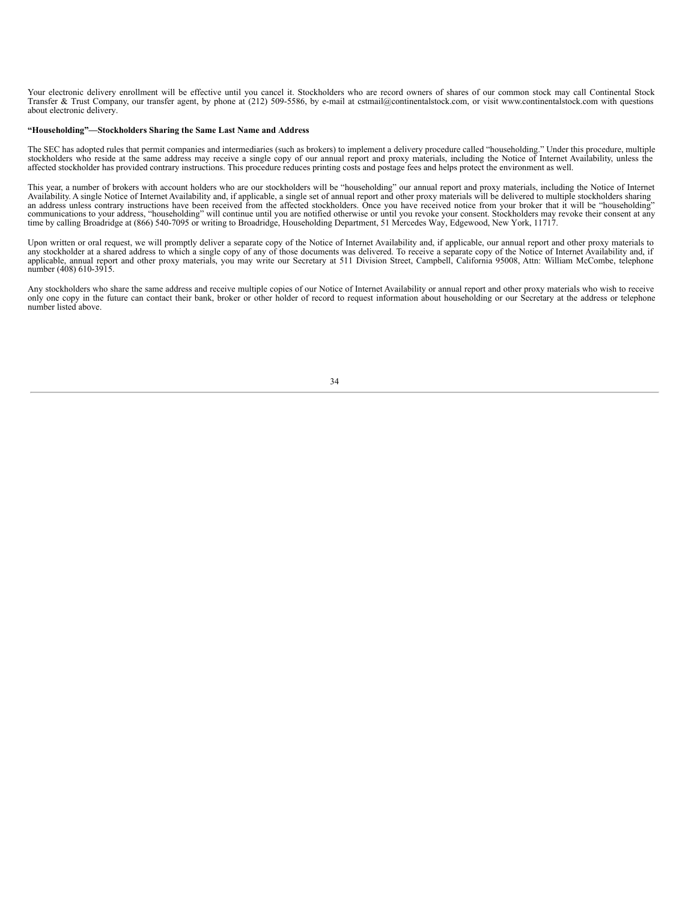Your electronic delivery enrollment will be effective until you cancel it. Stockholders who are record owners of shares of our common stock may call Continental Stock Transfer & Trust Company, our transfer agent, by phone at (212) 509-5586, by e-mail at cstmail@continentalstock.com, or visit www.continentalstock.com with questions about electronic delivery.

**"Householding"—Stockholders Sharing the Same Last Name and Address**

The SEC has adopted rules that permit companies and intermediaries (such as brokers) to implement a delivery procedure called "householding." Under this procedure, multiple stockholders who reside at the same address may receive a single copy of our annual report and proxy materials, including the Notice of Internet Availability, unless the affected stockholder has provided contrary instructions. This procedure reduces printing costs and postage fees and helps protect the environment as well.

This year, a number of brokers with account holders who are our stockholders will be "householding" our annual report and proxy materials, including the Notice of Internet Availability. A single Notice of Internet Availability and, if applicable, a single set of annual report and other proxy materials will be delivered to multiple stockholders sharing an address unless contrary instructions have been received from the affected stockholders. Once you have received notice from your broker that it will be "householding" communications to your address, "householding" will continue until you are notified otherwise or until you revoke your consent. Stockholders may revoke their consent at any time by calling Broadridge at (866) 540-7095 or writing to Broadridge, Householding Department, 51 Mercedes Way, Edgewood, New York, 11717.

Upon written or oral request, we will promptly deliver a separate copy of the Notice of Internet Availability and, if applicable, our annual report and other proxy materials to any stockholder at a shared address to which a single copy of any of those documents was delivered. To receive a separate copy of the Notice of Internet Availability and, if applicable, annual report and other proxy materials, you may write our Secretary at 511 Division Street, Campbell, California 95008, Attn: William McCombe, telephone number (408) 610-3915.

Any stockholders who share the same address and receive multiple copies of our Notice of Internet Availability or annual report and other proxy materials who wish to receive only one copy in the future can contact their bank, broker or other holder of record to request information about householding or our Secretary at the address or telephone number listed above.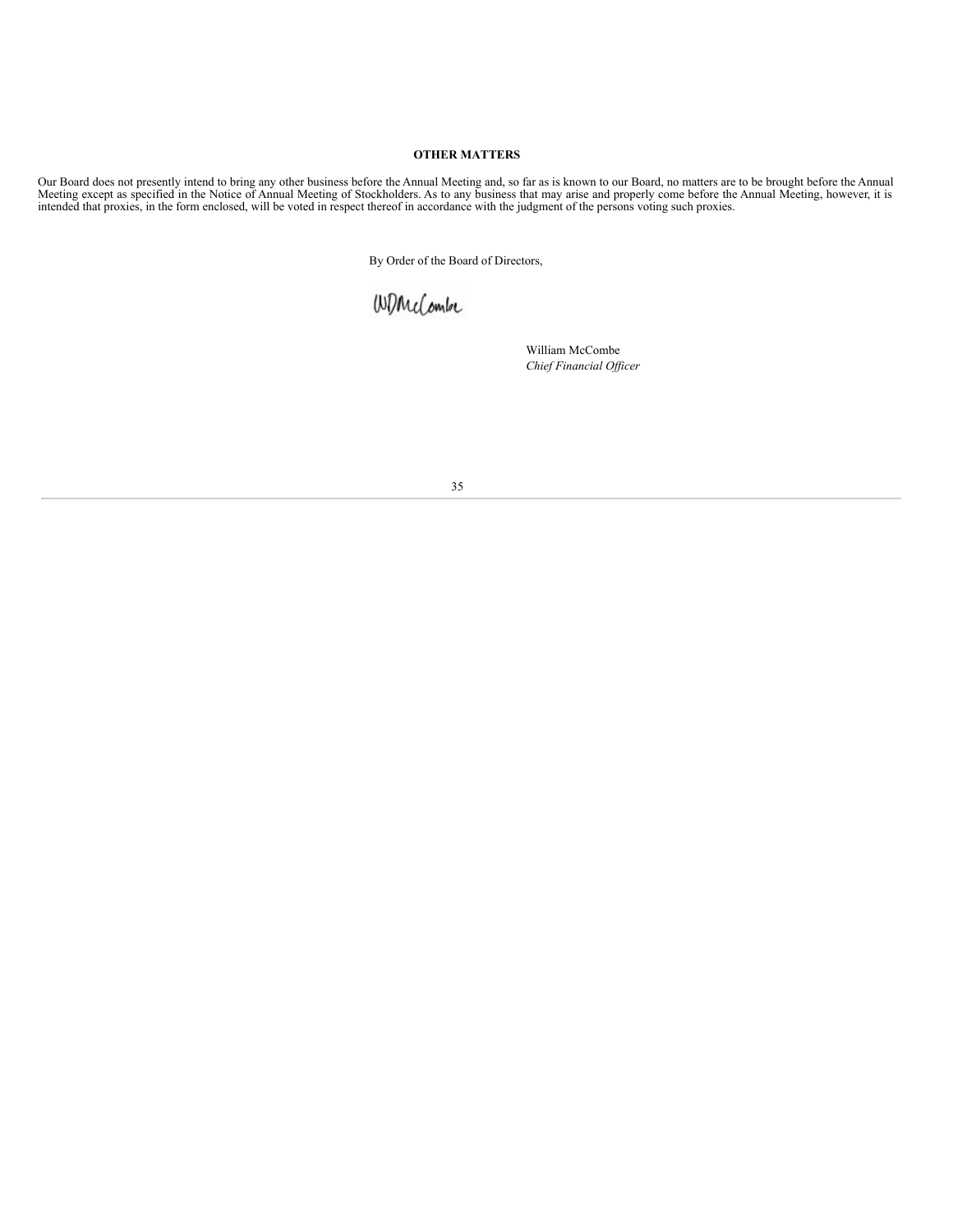## OTHER MATTERS

Our Board does not presently intend to bring any other business before the Annual Meeting and, so far as is known to our Board, no matters are to be brought before the Annual Meeting except as specified in the Notice of Annual Meeting of Stockholders. As to any business that may arise and properly come before the Annual Meeting, however, it is intended that proxies, in the form enclosed, will be voted in respect thereof in accordance with the judgment of the persons voting such proxies.

By Order of the Board of Directors,

WDMcCombe

William McCombe
*Chief Financial Officer*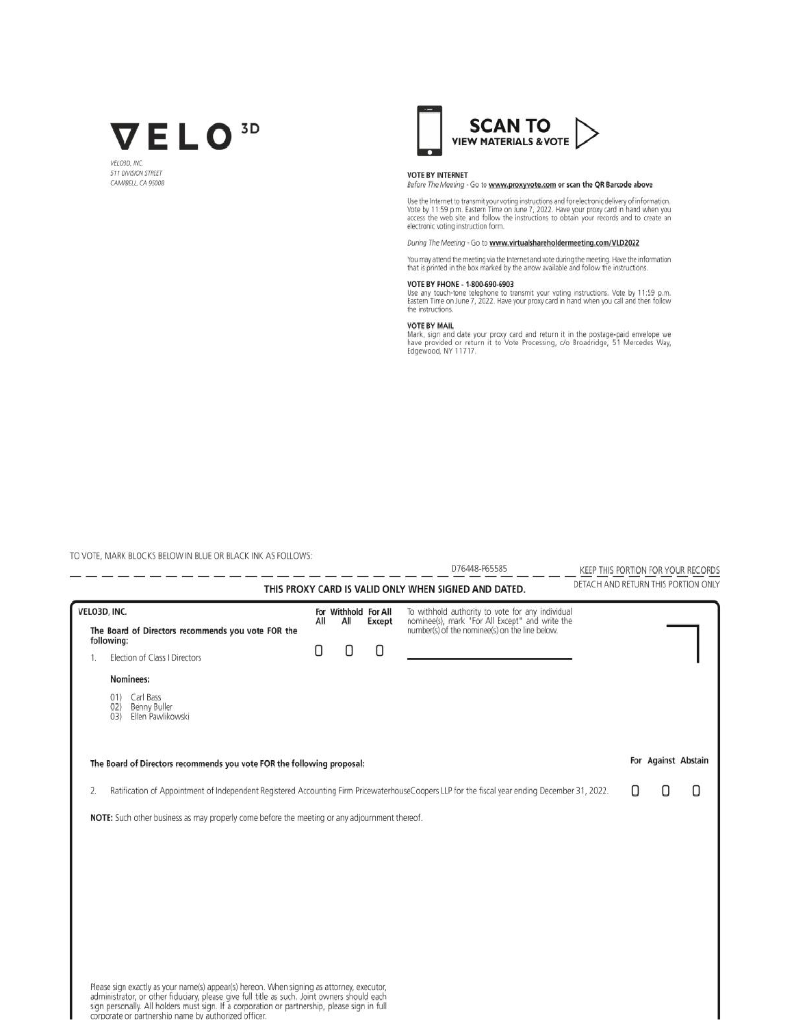# VELO 3D

VELO3D, INC.
511 DIVISION STREET
CAMPBELL, CA 95008

**SCAN TO VIEW MATERIALS & VOTE**

**VOTE BY INTERNET**
*Before The Meeting* - Go to **www.proxyvote.com** or scan the QR Barcode above

Use the Internet to transmit your voting instructions and for electronic delivery of information. Vote by 11:59 p.m. Eastern Time on June 7, 2022. Have your proxy card in hand when you access the web site and follow the instructions to obtain your records and to create an electronic voting instruction form.

*During The Meeting* - Go to **www.virtualshareholdermeeting.com/VLD2022**

You may attend the meeting via the Internet and vote during the meeting. Have the information that is printed in the box marked by the arrow available and follow the instructions.

**VOTE BY PHONE - 1-800-690-6903**
Use any touch-tone telephone to transmit your voting instructions. Vote by 11:59 p.m. Eastern Time on June 7, 2022. Have your proxy card in hand when you call and then follow the instructions.

**VOTE BY MAIL**
Mark, sign and date your proxy card and return it in the postage-paid envelope we have provided or return it to Vote Processing, c/o Broadridge, 51 Mercedes Way, Edgewood, NY 11717.

TO VOTE, MARK BLOCKS BELOW IN BLUE OR BLACK INK AS FOLLOWS:

D76448-P65585 KEEP THIS PORTION FOR YOUR RECORDS

**THIS PROXY CARD IS VALID ONLY WHEN SIGNED AND DATED.** DETACH AND RETURN THIS PORTION ONLY

**VELO3D, INC.**

**The Board of Directors recommends you vote FOR the following:**

| | For All | Withhold All | For All Except |
|---|---|---|---|
| 1. Election of Class I Directors | ☐ | ☐ | ☐ |

To withhold authority to vote for any individual nominee(s), mark "For All Except" and write the number(s) of the nominee(s) on the line below.

______________________

**Nominees:**

01) Carl Bass
02) Benny Buller
03) Ellen Pawlikowski

**The Board of Directors recommends you vote FOR the following proposal:**

| | For | Against | Abstain |
|---|---|---|---|
| 2. Ratification of Appointment of Independent Registered Accounting Firm PricewaterhouseCoopers LLP for the fiscal year ending December 31, 2022. | ☐ | ☐ | ☐ |

**NOTE:** Such other business as may properly come before the meeting or any adjournment thereof.

Please sign exactly as your name(s) appear(s) hereon. When signing as attorney, executor, administrator, or other fiduciary, please give full title as such. Joint owners should each sign personally. All holders must sign. If a corporation or partnership, please sign in full corporate or partnership name by authorized officer.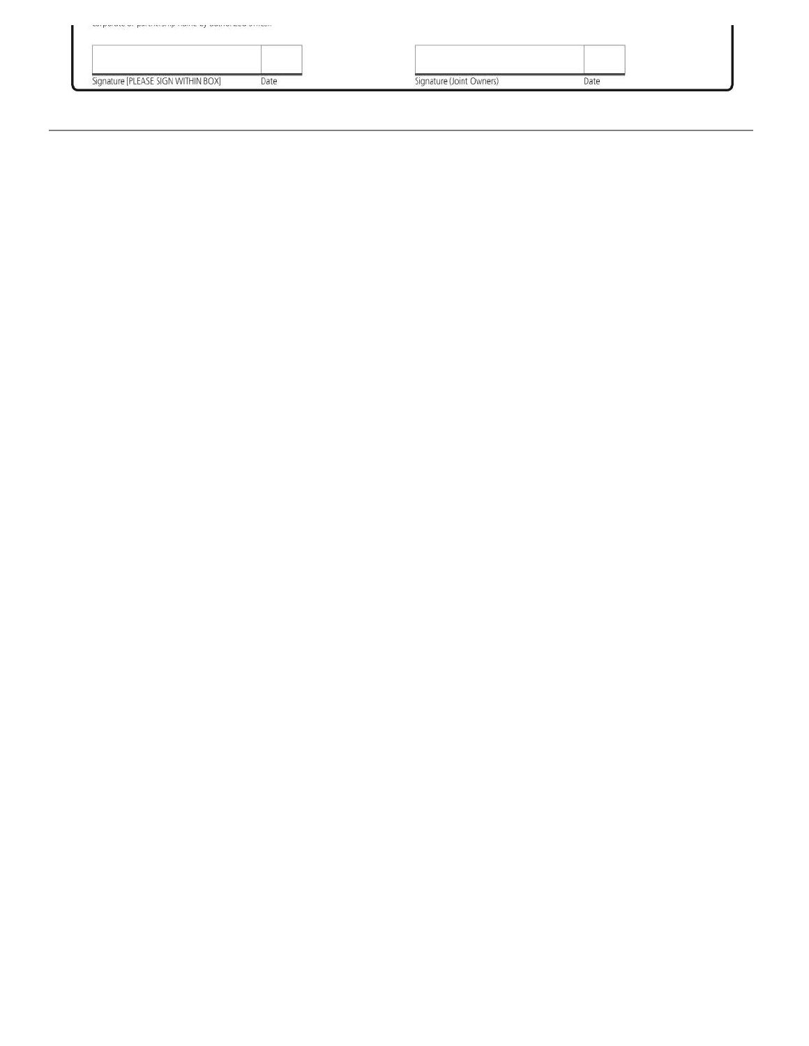corporate or partnership name by authorized officer.

| | |
|---|---|
| Signature [PLEASE SIGN WITHIN BOX] | Date |

| | |
|---|---|
| Signature (Joint Owners) | Date |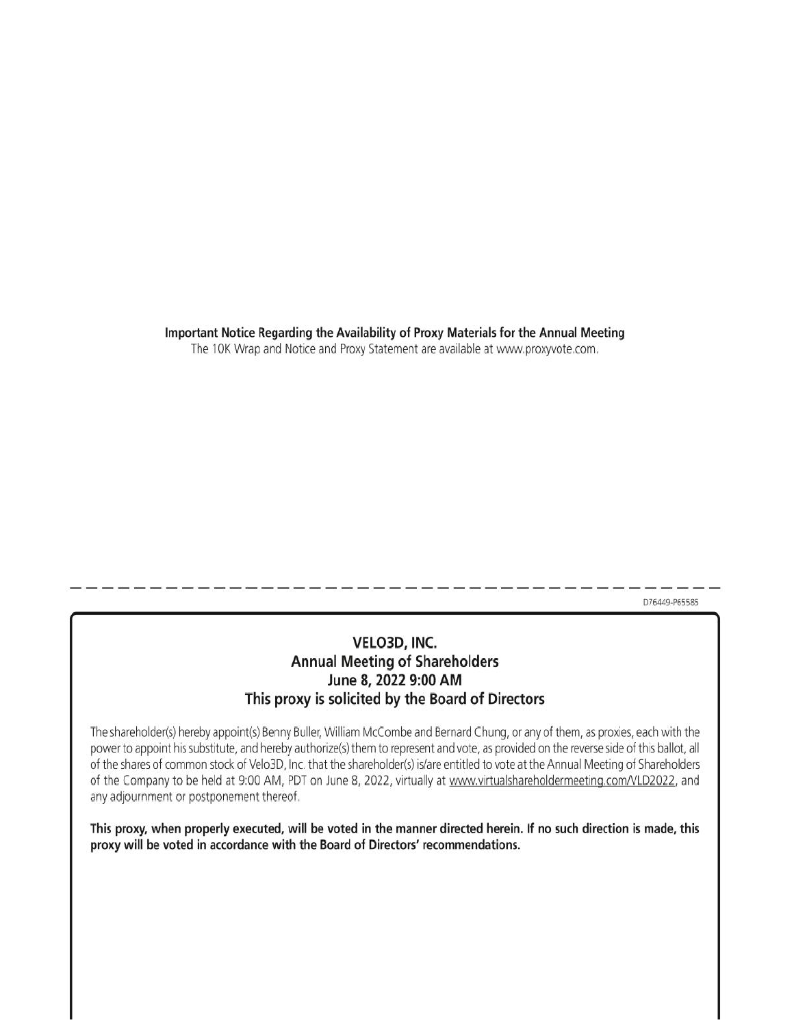**Important Notice Regarding the Availability of Proxy Materials for the Annual Meeting**
The 10K Wrap and Notice and Proxy Statement are available at www.proxyvote.com.

D76449-P65585

## VELO3D, INC.
## Annual Meeting of Shareholders
## June 8, 2022 9:00 AM
## This proxy is solicited by the Board of Directors

The shareholder(s) hereby appoint(s) Benny Buller, William McCombe and Bernard Chung, or any of them, as proxies, each with the power to appoint his substitute, and hereby authorize(s) them to represent and vote, as provided on the reverse side of this ballot, all of the shares of common stock of Velo3D, Inc. that the shareholder(s) is/are entitled to vote at the Annual Meeting of Shareholders of the Company to be held at 9:00 AM, PDT on June 8, 2022, virtually at www.virtualshareholdermeeting.com/VLD2022, and any adjournment or postponement thereof.

**This proxy, when properly executed, will be voted in the manner directed herein. If no such direction is made, this proxy will be voted in accordance with the Board of Directors' recommendations.**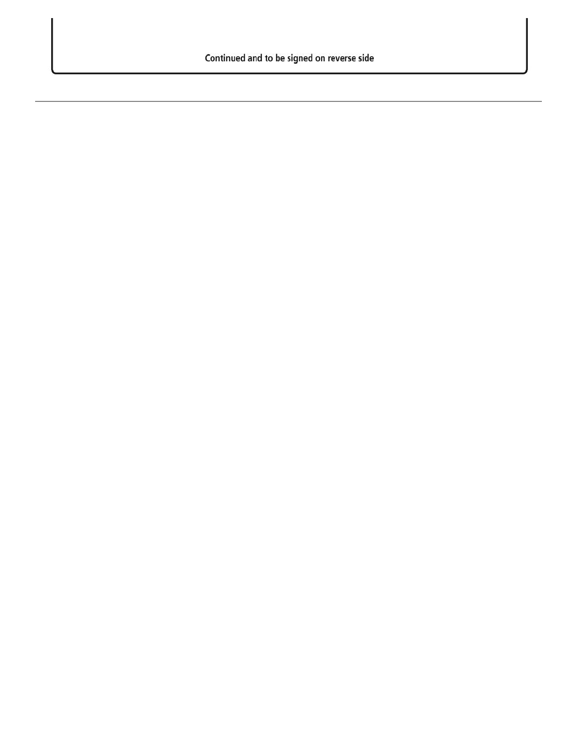Continued and to be signed on reverse side